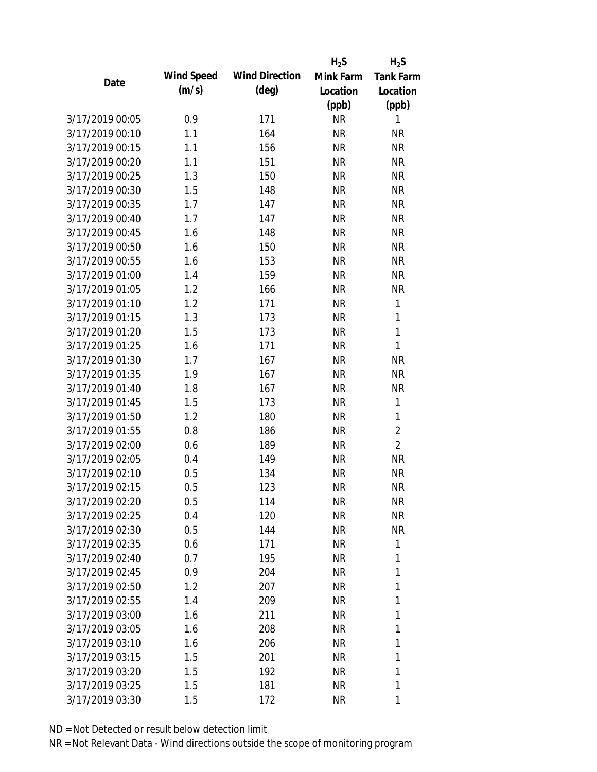| Date | Wind Speed (m/s) | Wind Direction (deg) | $H_2S$ Mink Farm Location (ppb) | $H_2S$ Tank Farm Location (ppb) |
|---|---|---|---|---|
| 3/17/2019 00:05 | 0.9 | 171 | NR | 1 |
| 3/17/2019 00:10 | 1.1 | 164 | NR | NR |
| 3/17/2019 00:15 | 1.1 | 156 | NR | NR |
| 3/17/2019 00:20 | 1.1 | 151 | NR | NR |
| 3/17/2019 00:25 | 1.3 | 150 | NR | NR |
| 3/17/2019 00:30 | 1.5 | 148 | NR | NR |
| 3/17/2019 00:35 | 1.7 | 147 | NR | NR |
| 3/17/2019 00:40 | 1.7 | 147 | NR | NR |
| 3/17/2019 00:45 | 1.6 | 148 | NR | NR |
| 3/17/2019 00:50 | 1.6 | 150 | NR | NR |
| 3/17/2019 00:55 | 1.6 | 153 | NR | NR |
| 3/17/2019 01:00 | 1.4 | 159 | NR | NR |
| 3/17/2019 01:05 | 1.2 | 166 | NR | NR |
| 3/17/2019 01:10 | 1.2 | 171 | NR | 1 |
| 3/17/2019 01:15 | 1.3 | 173 | NR | 1 |
| 3/17/2019 01:20 | 1.5 | 173 | NR | 1 |
| 3/17/2019 01:25 | 1.6 | 171 | NR | 1 |
| 3/17/2019 01:30 | 1.7 | 167 | NR | NR |
| 3/17/2019 01:35 | 1.9 | 167 | NR | NR |
| 3/17/2019 01:40 | 1.8 | 167 | NR | NR |
| 3/17/2019 01:45 | 1.5 | 173 | NR | 1 |
| 3/17/2019 01:50 | 1.2 | 180 | NR | 1 |
| 3/17/2019 01:55 | 0.8 | 186 | NR | 2 |
| 3/17/2019 02:00 | 0.6 | 189 | NR | 2 |
| 3/17/2019 02:05 | 0.4 | 149 | NR | NR |
| 3/17/2019 02:10 | 0.5 | 134 | NR | NR |
| 3/17/2019 02:15 | 0.5 | 123 | NR | NR |
| 3/17/2019 02:20 | 0.5 | 114 | NR | NR |
| 3/17/2019 02:25 | 0.4 | 120 | NR | NR |
| 3/17/2019 02:30 | 0.5 | 144 | NR | NR |
| 3/17/2019 02:35 | 0.6 | 171 | NR | 1 |
| 3/17/2019 02:40 | 0.7 | 195 | NR | 1 |
| 3/17/2019 02:45 | 0.9 | 204 | NR | 1 |
| 3/17/2019 02:50 | 1.2 | 207 | NR | 1 |
| 3/17/2019 02:55 | 1.4 | 209 | NR | 1 |
| 3/17/2019 03:00 | 1.6 | 211 | NR | 1 |
| 3/17/2019 03:05 | 1.6 | 208 | NR | 1 |
| 3/17/2019 03:10 | 1.6 | 206 | NR | 1 |
| 3/17/2019 03:15 | 1.5 | 201 | NR | 1 |
| 3/17/2019 03:20 | 1.5 | 192 | NR | 1 |
| 3/17/2019 03:25 | 1.5 | 181 | NR | 1 |
| 3/17/2019 03:30 | 1.5 | 172 | NR | 1 |

ND = Not Detected or result below detection limit

NR = Not Relevant Data - Wind directions outside the scope of monitoring program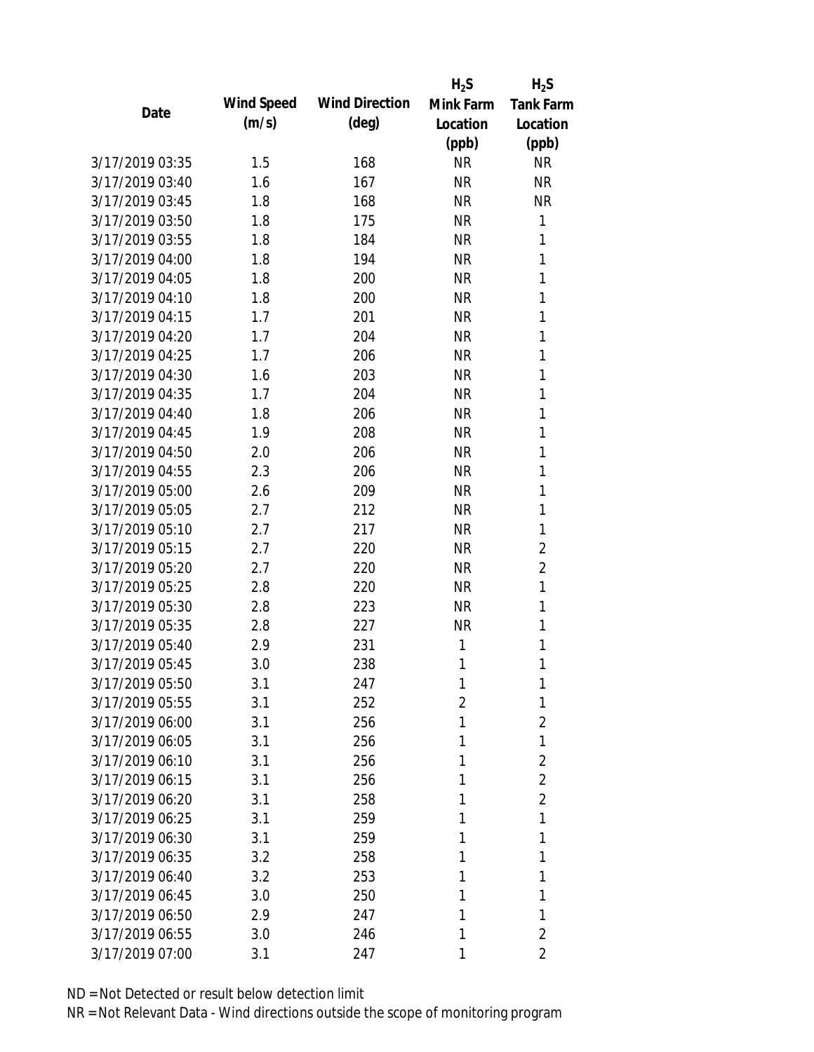| Date | Wind Speed (m/s) | Wind Direction (deg) | $H_2S$ Mink Farm Location (ppb) | $H_2S$ Tank Farm Location (ppb) |
|---|---|---|---|---|
| 3/17/2019 03:35 | 1.5 | 168 | NR | NR |
| 3/17/2019 03:40 | 1.6 | 167 | NR | NR |
| 3/17/2019 03:45 | 1.8 | 168 | NR | NR |
| 3/17/2019 03:50 | 1.8 | 175 | NR | 1 |
| 3/17/2019 03:55 | 1.8 | 184 | NR | 1 |
| 3/17/2019 04:00 | 1.8 | 194 | NR | 1 |
| 3/17/2019 04:05 | 1.8 | 200 | NR | 1 |
| 3/17/2019 04:10 | 1.8 | 200 | NR | 1 |
| 3/17/2019 04:15 | 1.7 | 201 | NR | 1 |
| 3/17/2019 04:20 | 1.7 | 204 | NR | 1 |
| 3/17/2019 04:25 | 1.7 | 206 | NR | 1 |
| 3/17/2019 04:30 | 1.6 | 203 | NR | 1 |
| 3/17/2019 04:35 | 1.7 | 204 | NR | 1 |
| 3/17/2019 04:40 | 1.8 | 206 | NR | 1 |
| 3/17/2019 04:45 | 1.9 | 208 | NR | 1 |
| 3/17/2019 04:50 | 2.0 | 206 | NR | 1 |
| 3/17/2019 04:55 | 2.3 | 206 | NR | 1 |
| 3/17/2019 05:00 | 2.6 | 209 | NR | 1 |
| 3/17/2019 05:05 | 2.7 | 212 | NR | 1 |
| 3/17/2019 05:10 | 2.7 | 217 | NR | 1 |
| 3/17/2019 05:15 | 2.7 | 220 | NR | 2 |
| 3/17/2019 05:20 | 2.7 | 220 | NR | 2 |
| 3/17/2019 05:25 | 2.8 | 220 | NR | 1 |
| 3/17/2019 05:30 | 2.8 | 223 | NR | 1 |
| 3/17/2019 05:35 | 2.8 | 227 | NR | 1 |
| 3/17/2019 05:40 | 2.9 | 231 | 1 | 1 |
| 3/17/2019 05:45 | 3.0 | 238 | 1 | 1 |
| 3/17/2019 05:50 | 3.1 | 247 | 1 | 1 |
| 3/17/2019 05:55 | 3.1 | 252 | 2 | 1 |
| 3/17/2019 06:00 | 3.1 | 256 | 1 | 2 |
| 3/17/2019 06:05 | 3.1 | 256 | 1 | 1 |
| 3/17/2019 06:10 | 3.1 | 256 | 1 | 2 |
| 3/17/2019 06:15 | 3.1 | 256 | 1 | 2 |
| 3/17/2019 06:20 | 3.1 | 258 | 1 | 2 |
| 3/17/2019 06:25 | 3.1 | 259 | 1 | 1 |
| 3/17/2019 06:30 | 3.1 | 259 | 1 | 1 |
| 3/17/2019 06:35 | 3.2 | 258 | 1 | 1 |
| 3/17/2019 06:40 | 3.2 | 253 | 1 | 1 |
| 3/17/2019 06:45 | 3.0 | 250 | 1 | 1 |
| 3/17/2019 06:50 | 2.9 | 247 | 1 | 1 |
| 3/17/2019 06:55 | 3.0 | 246 | 1 | 2 |
| 3/17/2019 07:00 | 3.1 | 247 | 1 | 2 |

ND = Not Detected or result below detection limit

NR = Not Relevant Data - Wind directions outside the scope of monitoring program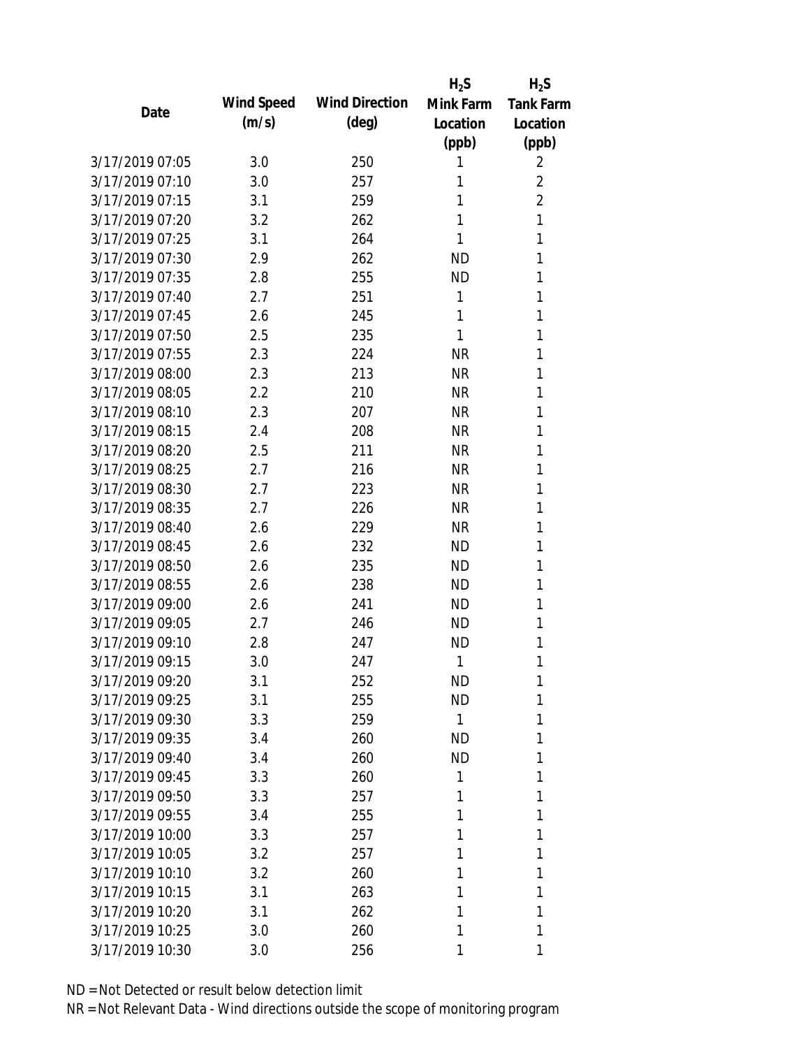| Date | Wind Speed (m/s) | Wind Direction (deg) | $H_2S$ Mink Farm Location (ppb) | $H_2S$ Tank Farm Location (ppb) |
|---|---|---|---|---|
| 3/17/2019 07:05 | 3.0 | 250 | 1 | 2 |
| 3/17/2019 07:10 | 3.0 | 257 | 1 | 2 |
| 3/17/2019 07:15 | 3.1 | 259 | 1 | 2 |
| 3/17/2019 07:20 | 3.2 | 262 | 1 | 1 |
| 3/17/2019 07:25 | 3.1 | 264 | 1 | 1 |
| 3/17/2019 07:30 | 2.9 | 262 | ND | 1 |
| 3/17/2019 07:35 | 2.8 | 255 | ND | 1 |
| 3/17/2019 07:40 | 2.7 | 251 | 1 | 1 |
| 3/17/2019 07:45 | 2.6 | 245 | 1 | 1 |
| 3/17/2019 07:50 | 2.5 | 235 | 1 | 1 |
| 3/17/2019 07:55 | 2.3 | 224 | NR | 1 |
| 3/17/2019 08:00 | 2.3 | 213 | NR | 1 |
| 3/17/2019 08:05 | 2.2 | 210 | NR | 1 |
| 3/17/2019 08:10 | 2.3 | 207 | NR | 1 |
| 3/17/2019 08:15 | 2.4 | 208 | NR | 1 |
| 3/17/2019 08:20 | 2.5 | 211 | NR | 1 |
| 3/17/2019 08:25 | 2.7 | 216 | NR | 1 |
| 3/17/2019 08:30 | 2.7 | 223 | NR | 1 |
| 3/17/2019 08:35 | 2.7 | 226 | NR | 1 |
| 3/17/2019 08:40 | 2.6 | 229 | NR | 1 |
| 3/17/2019 08:45 | 2.6 | 232 | ND | 1 |
| 3/17/2019 08:50 | 2.6 | 235 | ND | 1 |
| 3/17/2019 08:55 | 2.6 | 238 | ND | 1 |
| 3/17/2019 09:00 | 2.6 | 241 | ND | 1 |
| 3/17/2019 09:05 | 2.7 | 246 | ND | 1 |
| 3/17/2019 09:10 | 2.8 | 247 | ND | 1 |
| 3/17/2019 09:15 | 3.0 | 247 | 1 | 1 |
| 3/17/2019 09:20 | 3.1 | 252 | ND | 1 |
| 3/17/2019 09:25 | 3.1 | 255 | ND | 1 |
| 3/17/2019 09:30 | 3.3 | 259 | 1 | 1 |
| 3/17/2019 09:35 | 3.4 | 260 | ND | 1 |
| 3/17/2019 09:40 | 3.4 | 260 | ND | 1 |
| 3/17/2019 09:45 | 3.3 | 260 | 1 | 1 |
| 3/17/2019 09:50 | 3.3 | 257 | 1 | 1 |
| 3/17/2019 09:55 | 3.4 | 255 | 1 | 1 |
| 3/17/2019 10:00 | 3.3 | 257 | 1 | 1 |
| 3/17/2019 10:05 | 3.2 | 257 | 1 | 1 |
| 3/17/2019 10:10 | 3.2 | 260 | 1 | 1 |
| 3/17/2019 10:15 | 3.1 | 263 | 1 | 1 |
| 3/17/2019 10:20 | 3.1 | 262 | 1 | 1 |
| 3/17/2019 10:25 | 3.0 | 260 | 1 | 1 |
| 3/17/2019 10:30 | 3.0 | 256 | 1 | 1 |

ND = Not Detected or result below detection limit

NR = Not Relevant Data - Wind directions outside the scope of monitoring program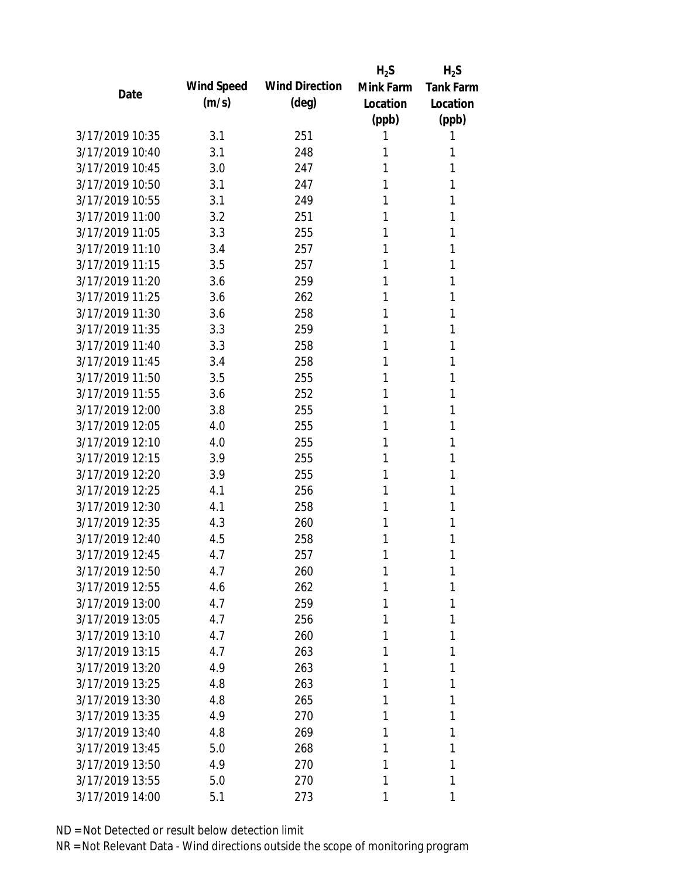| Date | Wind Speed (m/s) | Wind Direction (deg) | $H_2S$ Mink Farm Location (ppb) | $H_2S$ Tank Farm Location (ppb) |
| --- | --- | --- | --- | --- |
| 3/17/2019 10:35 | 3.1 | 251 | 1 | 1 |
| 3/17/2019 10:40 | 3.1 | 248 | 1 | 1 |
| 3/17/2019 10:45 | 3.0 | 247 | 1 | 1 |
| 3/17/2019 10:50 | 3.1 | 247 | 1 | 1 |
| 3/17/2019 10:55 | 3.1 | 249 | 1 | 1 |
| 3/17/2019 11:00 | 3.2 | 251 | 1 | 1 |
| 3/17/2019 11:05 | 3.3 | 255 | 1 | 1 |
| 3/17/2019 11:10 | 3.4 | 257 | 1 | 1 |
| 3/17/2019 11:15 | 3.5 | 257 | 1 | 1 |
| 3/17/2019 11:20 | 3.6 | 259 | 1 | 1 |
| 3/17/2019 11:25 | 3.6 | 262 | 1 | 1 |
| 3/17/2019 11:30 | 3.6 | 258 | 1 | 1 |
| 3/17/2019 11:35 | 3.3 | 259 | 1 | 1 |
| 3/17/2019 11:40 | 3.3 | 258 | 1 | 1 |
| 3/17/2019 11:45 | 3.4 | 258 | 1 | 1 |
| 3/17/2019 11:50 | 3.5 | 255 | 1 | 1 |
| 3/17/2019 11:55 | 3.6 | 252 | 1 | 1 |
| 3/17/2019 12:00 | 3.8 | 255 | 1 | 1 |
| 3/17/2019 12:05 | 4.0 | 255 | 1 | 1 |
| 3/17/2019 12:10 | 4.0 | 255 | 1 | 1 |
| 3/17/2019 12:15 | 3.9 | 255 | 1 | 1 |
| 3/17/2019 12:20 | 3.9 | 255 | 1 | 1 |
| 3/17/2019 12:25 | 4.1 | 256 | 1 | 1 |
| 3/17/2019 12:30 | 4.1 | 258 | 1 | 1 |
| 3/17/2019 12:35 | 4.3 | 260 | 1 | 1 |
| 3/17/2019 12:40 | 4.5 | 258 | 1 | 1 |
| 3/17/2019 12:45 | 4.7 | 257 | 1 | 1 |
| 3/17/2019 12:50 | 4.7 | 260 | 1 | 1 |
| 3/17/2019 12:55 | 4.6 | 262 | 1 | 1 |
| 3/17/2019 13:00 | 4.7 | 259 | 1 | 1 |
| 3/17/2019 13:05 | 4.7 | 256 | 1 | 1 |
| 3/17/2019 13:10 | 4.7 | 260 | 1 | 1 |
| 3/17/2019 13:15 | 4.7 | 263 | 1 | 1 |
| 3/17/2019 13:20 | 4.9 | 263 | 1 | 1 |
| 3/17/2019 13:25 | 4.8 | 263 | 1 | 1 |
| 3/17/2019 13:30 | 4.8 | 265 | 1 | 1 |
| 3/17/2019 13:35 | 4.9 | 270 | 1 | 1 |
| 3/17/2019 13:40 | 4.8 | 269 | 1 | 1 |
| 3/17/2019 13:45 | 5.0 | 268 | 1 | 1 |
| 3/17/2019 13:50 | 4.9 | 270 | 1 | 1 |
| 3/17/2019 13:55 | 5.0 | 270 | 1 | 1 |
| 3/17/2019 14:00 | 5.1 | 273 | 1 | 1 |

ND = Not Detected or result below detection limit

NR = Not Relevant Data - Wind directions outside the scope of monitoring program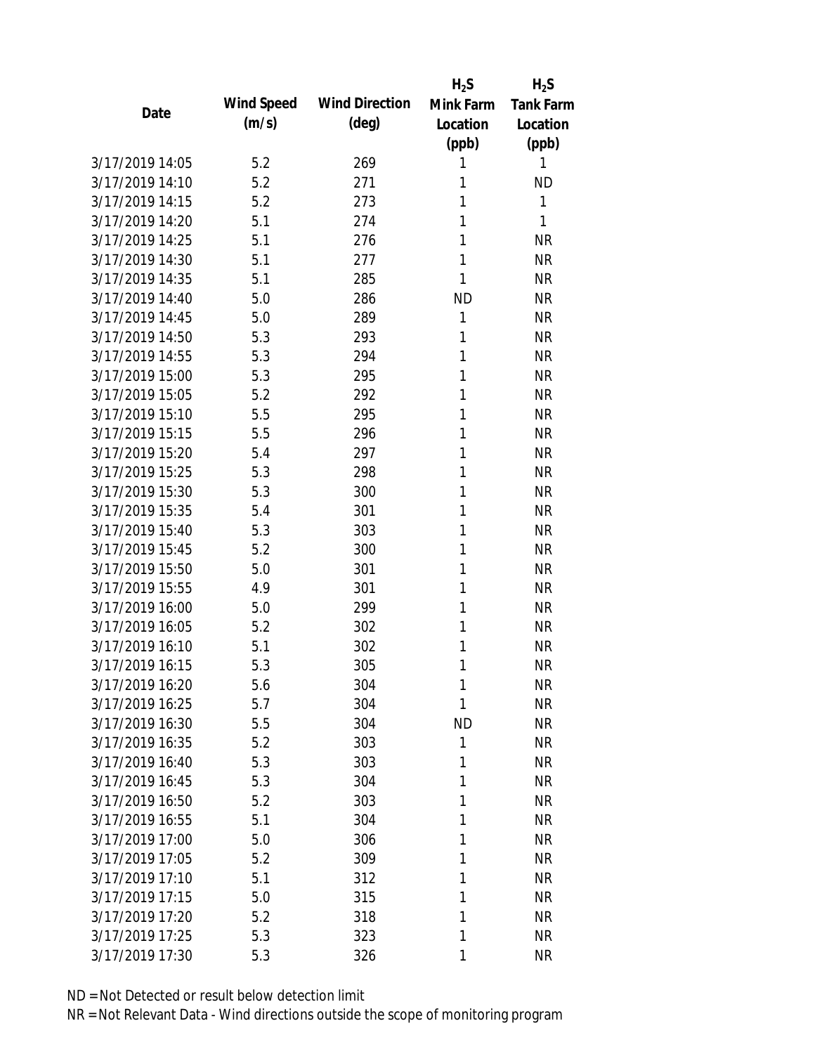| Date | Wind Speed (m/s) | Wind Direction (deg) | $H_2S$ Mink Farm Location (ppb) | $H_2S$ Tank Farm Location (ppb) |
| --- | --- | --- | --- | --- |
| 3/17/2019 14:05 | 5.2 | 269 | 1 | 1 |
| 3/17/2019 14:10 | 5.2 | 271 | 1 | ND |
| 3/17/2019 14:15 | 5.2 | 273 | 1 | 1 |
| 3/17/2019 14:20 | 5.1 | 274 | 1 | 1 |
| 3/17/2019 14:25 | 5.1 | 276 | 1 | NR |
| 3/17/2019 14:30 | 5.1 | 277 | 1 | NR |
| 3/17/2019 14:35 | 5.1 | 285 | 1 | NR |
| 3/17/2019 14:40 | 5.0 | 286 | ND | NR |
| 3/17/2019 14:45 | 5.0 | 289 | 1 | NR |
| 3/17/2019 14:50 | 5.3 | 293 | 1 | NR |
| 3/17/2019 14:55 | 5.3 | 294 | 1 | NR |
| 3/17/2019 15:00 | 5.3 | 295 | 1 | NR |
| 3/17/2019 15:05 | 5.2 | 292 | 1 | NR |
| 3/17/2019 15:10 | 5.5 | 295 | 1 | NR |
| 3/17/2019 15:15 | 5.5 | 296 | 1 | NR |
| 3/17/2019 15:20 | 5.4 | 297 | 1 | NR |
| 3/17/2019 15:25 | 5.3 | 298 | 1 | NR |
| 3/17/2019 15:30 | 5.3 | 300 | 1 | NR |
| 3/17/2019 15:35 | 5.4 | 301 | 1 | NR |
| 3/17/2019 15:40 | 5.3 | 303 | 1 | NR |
| 3/17/2019 15:45 | 5.2 | 300 | 1 | NR |
| 3/17/2019 15:50 | 5.0 | 301 | 1 | NR |
| 3/17/2019 15:55 | 4.9 | 301 | 1 | NR |
| 3/17/2019 16:00 | 5.0 | 299 | 1 | NR |
| 3/17/2019 16:05 | 5.2 | 302 | 1 | NR |
| 3/17/2019 16:10 | 5.1 | 302 | 1 | NR |
| 3/17/2019 16:15 | 5.3 | 305 | 1 | NR |
| 3/17/2019 16:20 | 5.6 | 304 | 1 | NR |
| 3/17/2019 16:25 | 5.7 | 304 | 1 | NR |
| 3/17/2019 16:30 | 5.5 | 304 | ND | NR |
| 3/17/2019 16:35 | 5.2 | 303 | 1 | NR |
| 3/17/2019 16:40 | 5.3 | 303 | 1 | NR |
| 3/17/2019 16:45 | 5.3 | 304 | 1 | NR |
| 3/17/2019 16:50 | 5.2 | 303 | 1 | NR |
| 3/17/2019 16:55 | 5.1 | 304 | 1 | NR |
| 3/17/2019 17:00 | 5.0 | 306 | 1 | NR |
| 3/17/2019 17:05 | 5.2 | 309 | 1 | NR |
| 3/17/2019 17:10 | 5.1 | 312 | 1 | NR |
| 3/17/2019 17:15 | 5.0 | 315 | 1 | NR |
| 3/17/2019 17:20 | 5.2 | 318 | 1 | NR |
| 3/17/2019 17:25 | 5.3 | 323 | 1 | NR |
| 3/17/2019 17:30 | 5.3 | 326 | 1 | NR |

ND = Not Detected or result below detection limit

NR = Not Relevant Data - Wind directions outside the scope of monitoring program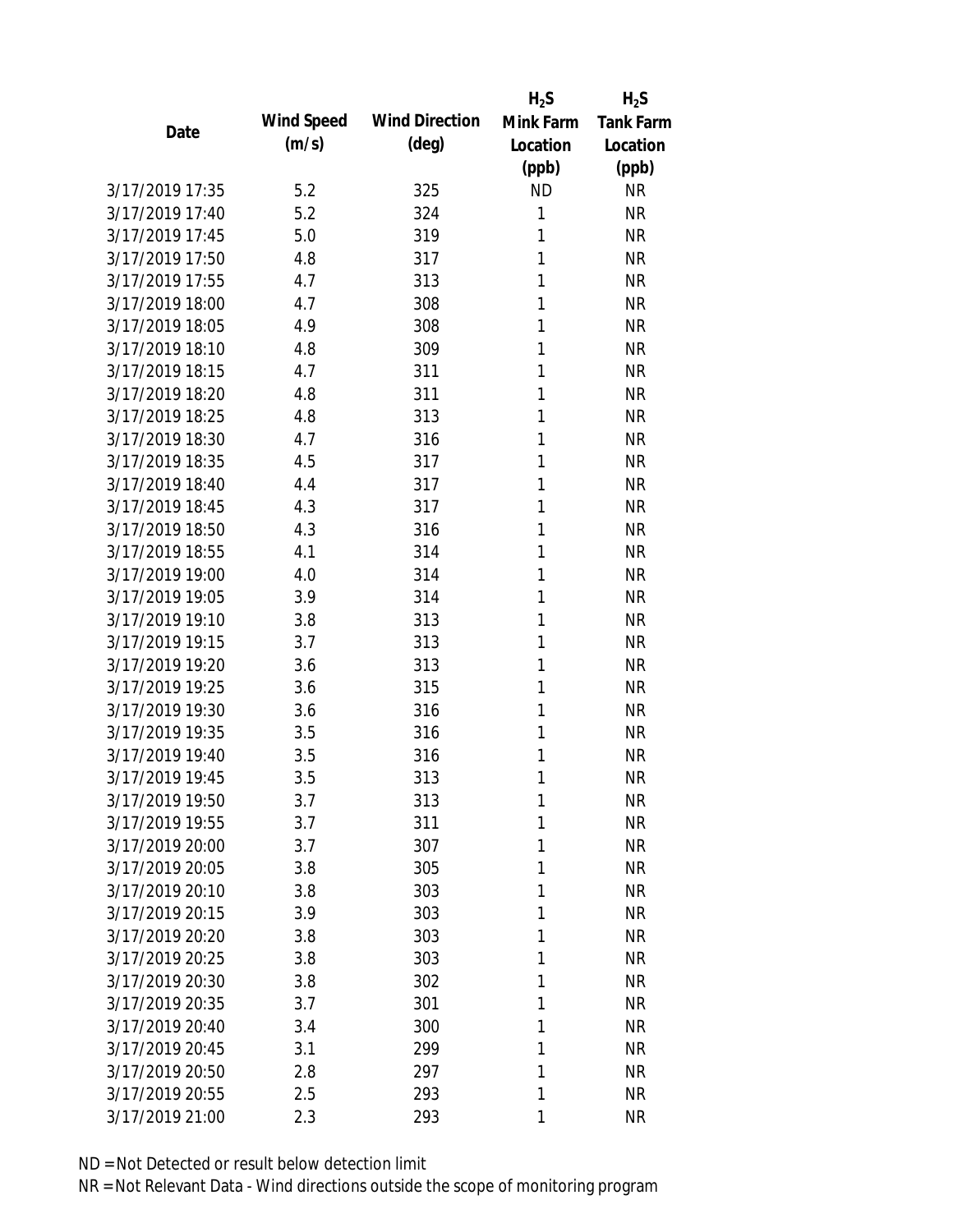| Date | Wind Speed (m/s) | Wind Direction (deg) | $H_2S$ Mink Farm Location (ppb) | $H_2S$ Tank Farm Location (ppb) |
|---|---|---|---|---|
| 3/17/2019 17:35 | 5.2 | 325 | ND | NR |
| 3/17/2019 17:40 | 5.2 | 324 | 1 | NR |
| 3/17/2019 17:45 | 5.0 | 319 | 1 | NR |
| 3/17/2019 17:50 | 4.8 | 317 | 1 | NR |
| 3/17/2019 17:55 | 4.7 | 313 | 1 | NR |
| 3/17/2019 18:00 | 4.7 | 308 | 1 | NR |
| 3/17/2019 18:05 | 4.9 | 308 | 1 | NR |
| 3/17/2019 18:10 | 4.8 | 309 | 1 | NR |
| 3/17/2019 18:15 | 4.7 | 311 | 1 | NR |
| 3/17/2019 18:20 | 4.8 | 311 | 1 | NR |
| 3/17/2019 18:25 | 4.8 | 313 | 1 | NR |
| 3/17/2019 18:30 | 4.7 | 316 | 1 | NR |
| 3/17/2019 18:35 | 4.5 | 317 | 1 | NR |
| 3/17/2019 18:40 | 4.4 | 317 | 1 | NR |
| 3/17/2019 18:45 | 4.3 | 317 | 1 | NR |
| 3/17/2019 18:50 | 4.3 | 316 | 1 | NR |
| 3/17/2019 18:55 | 4.1 | 314 | 1 | NR |
| 3/17/2019 19:00 | 4.0 | 314 | 1 | NR |
| 3/17/2019 19:05 | 3.9 | 314 | 1 | NR |
| 3/17/2019 19:10 | 3.8 | 313 | 1 | NR |
| 3/17/2019 19:15 | 3.7 | 313 | 1 | NR |
| 3/17/2019 19:20 | 3.6 | 313 | 1 | NR |
| 3/17/2019 19:25 | 3.6 | 315 | 1 | NR |
| 3/17/2019 19:30 | 3.6 | 316 | 1 | NR |
| 3/17/2019 19:35 | 3.5 | 316 | 1 | NR |
| 3/17/2019 19:40 | 3.5 | 316 | 1 | NR |
| 3/17/2019 19:45 | 3.5 | 313 | 1 | NR |
| 3/17/2019 19:50 | 3.7 | 313 | 1 | NR |
| 3/17/2019 19:55 | 3.7 | 311 | 1 | NR |
| 3/17/2019 20:00 | 3.7 | 307 | 1 | NR |
| 3/17/2019 20:05 | 3.8 | 305 | 1 | NR |
| 3/17/2019 20:10 | 3.8 | 303 | 1 | NR |
| 3/17/2019 20:15 | 3.9 | 303 | 1 | NR |
| 3/17/2019 20:20 | 3.8 | 303 | 1 | NR |
| 3/17/2019 20:25 | 3.8 | 303 | 1 | NR |
| 3/17/2019 20:30 | 3.8 | 302 | 1 | NR |
| 3/17/2019 20:35 | 3.7 | 301 | 1 | NR |
| 3/17/2019 20:40 | 3.4 | 300 | 1 | NR |
| 3/17/2019 20:45 | 3.1 | 299 | 1 | NR |
| 3/17/2019 20:50 | 2.8 | 297 | 1 | NR |
| 3/17/2019 20:55 | 2.5 | 293 | 1 | NR |
| 3/17/2019 21:00 | 2.3 | 293 | 1 | NR |

ND = Not Detected or result below detection limit

NR = Not Relevant Data - Wind directions outside the scope of monitoring program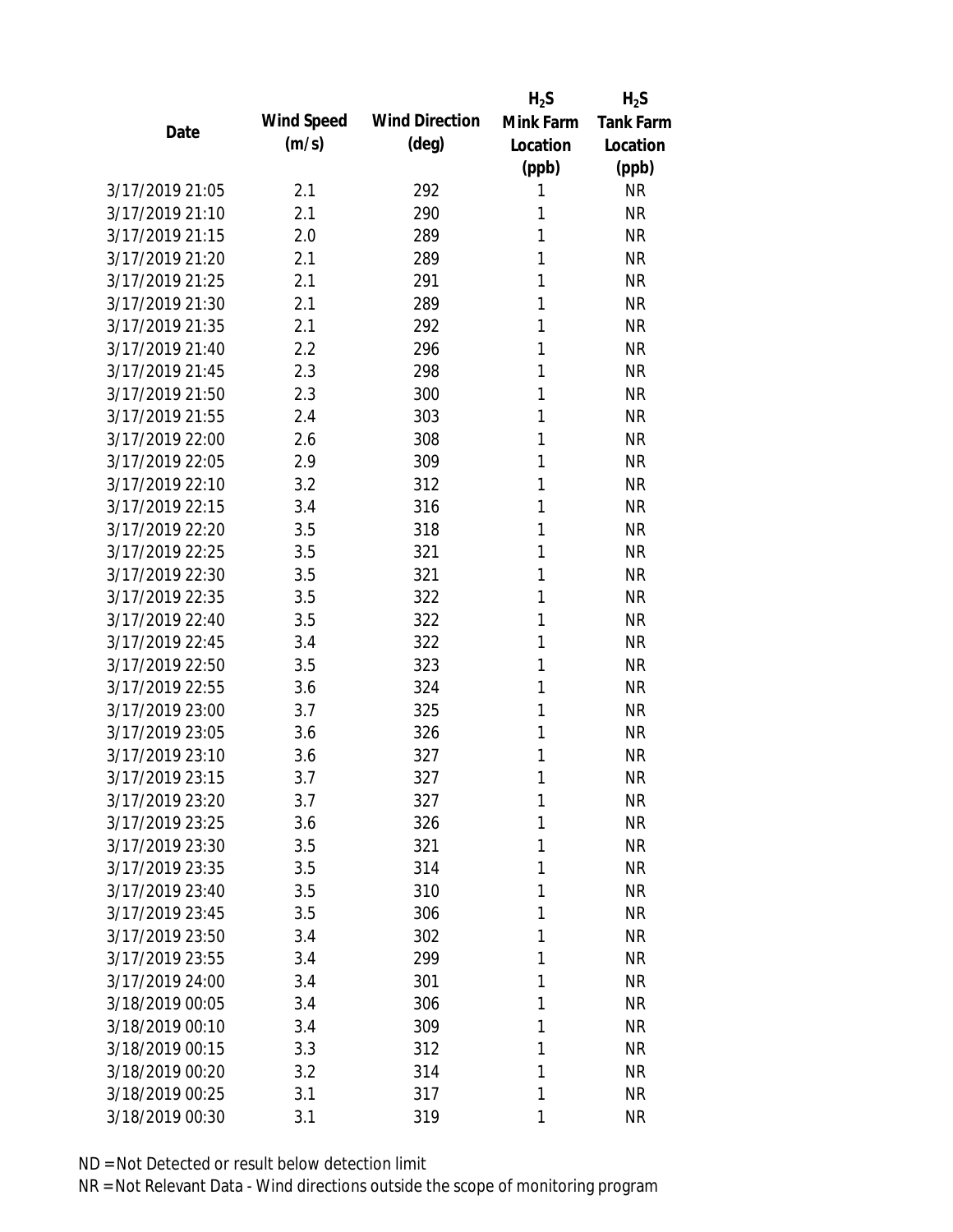| Date | Wind Speed (m/s) | Wind Direction (deg) | $H_2S$ Mink Farm Location (ppb) | $H_2S$ Tank Farm Location (ppb) |
|---|---|---|---|---|
| 3/17/2019 21:05 | 2.1 | 292 | 1 | NR |
| 3/17/2019 21:10 | 2.1 | 290 | 1 | NR |
| 3/17/2019 21:15 | 2.0 | 289 | 1 | NR |
| 3/17/2019 21:20 | 2.1 | 289 | 1 | NR |
| 3/17/2019 21:25 | 2.1 | 291 | 1 | NR |
| 3/17/2019 21:30 | 2.1 | 289 | 1 | NR |
| 3/17/2019 21:35 | 2.1 | 292 | 1 | NR |
| 3/17/2019 21:40 | 2.2 | 296 | 1 | NR |
| 3/17/2019 21:45 | 2.3 | 298 | 1 | NR |
| 3/17/2019 21:50 | 2.3 | 300 | 1 | NR |
| 3/17/2019 21:55 | 2.4 | 303 | 1 | NR |
| 3/17/2019 22:00 | 2.6 | 308 | 1 | NR |
| 3/17/2019 22:05 | 2.9 | 309 | 1 | NR |
| 3/17/2019 22:10 | 3.2 | 312 | 1 | NR |
| 3/17/2019 22:15 | 3.4 | 316 | 1 | NR |
| 3/17/2019 22:20 | 3.5 | 318 | 1 | NR |
| 3/17/2019 22:25 | 3.5 | 321 | 1 | NR |
| 3/17/2019 22:30 | 3.5 | 321 | 1 | NR |
| 3/17/2019 22:35 | 3.5 | 322 | 1 | NR |
| 3/17/2019 22:40 | 3.5 | 322 | 1 | NR |
| 3/17/2019 22:45 | 3.4 | 322 | 1 | NR |
| 3/17/2019 22:50 | 3.5 | 323 | 1 | NR |
| 3/17/2019 22:55 | 3.6 | 324 | 1 | NR |
| 3/17/2019 23:00 | 3.7 | 325 | 1 | NR |
| 3/17/2019 23:05 | 3.6 | 326 | 1 | NR |
| 3/17/2019 23:10 | 3.6 | 327 | 1 | NR |
| 3/17/2019 23:15 | 3.7 | 327 | 1 | NR |
| 3/17/2019 23:20 | 3.7 | 327 | 1 | NR |
| 3/17/2019 23:25 | 3.6 | 326 | 1 | NR |
| 3/17/2019 23:30 | 3.5 | 321 | 1 | NR |
| 3/17/2019 23:35 | 3.5 | 314 | 1 | NR |
| 3/17/2019 23:40 | 3.5 | 310 | 1 | NR |
| 3/17/2019 23:45 | 3.5 | 306 | 1 | NR |
| 3/17/2019 23:50 | 3.4 | 302 | 1 | NR |
| 3/17/2019 23:55 | 3.4 | 299 | 1 | NR |
| 3/17/2019 24:00 | 3.4 | 301 | 1 | NR |
| 3/18/2019 00:05 | 3.4 | 306 | 1 | NR |
| 3/18/2019 00:10 | 3.4 | 309 | 1 | NR |
| 3/18/2019 00:15 | 3.3 | 312 | 1 | NR |
| 3/18/2019 00:20 | 3.2 | 314 | 1 | NR |
| 3/18/2019 00:25 | 3.1 | 317 | 1 | NR |
| 3/18/2019 00:30 | 3.1 | 319 | 1 | NR |

ND = Not Detected or result below detection limit

NR = Not Relevant Data - Wind directions outside the scope of monitoring program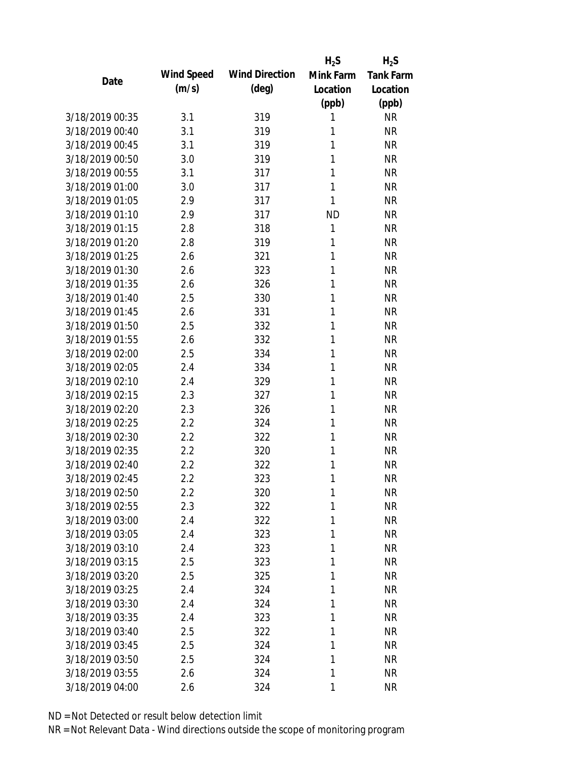| Date | Wind Speed (m/s) | Wind Direction (deg) | $H_2S$ Mink Farm Location (ppb) | $H_2S$ Tank Farm Location (ppb) |
|---|---|---|---|---|
| 3/18/2019 00:35 | 3.1 | 319 | 1 | NR |
| 3/18/2019 00:40 | 3.1 | 319 | 1 | NR |
| 3/18/2019 00:45 | 3.1 | 319 | 1 | NR |
| 3/18/2019 00:50 | 3.0 | 319 | 1 | NR |
| 3/18/2019 00:55 | 3.1 | 317 | 1 | NR |
| 3/18/2019 01:00 | 3.0 | 317 | 1 | NR |
| 3/18/2019 01:05 | 2.9 | 317 | 1 | NR |
| 3/18/2019 01:10 | 2.9 | 317 | ND | NR |
| 3/18/2019 01:15 | 2.8 | 318 | 1 | NR |
| 3/18/2019 01:20 | 2.8 | 319 | 1 | NR |
| 3/18/2019 01:25 | 2.6 | 321 | 1 | NR |
| 3/18/2019 01:30 | 2.6 | 323 | 1 | NR |
| 3/18/2019 01:35 | 2.6 | 326 | 1 | NR |
| 3/18/2019 01:40 | 2.5 | 330 | 1 | NR |
| 3/18/2019 01:45 | 2.6 | 331 | 1 | NR |
| 3/18/2019 01:50 | 2.5 | 332 | 1 | NR |
| 3/18/2019 01:55 | 2.6 | 332 | 1 | NR |
| 3/18/2019 02:00 | 2.5 | 334 | 1 | NR |
| 3/18/2019 02:05 | 2.4 | 334 | 1 | NR |
| 3/18/2019 02:10 | 2.4 | 329 | 1 | NR |
| 3/18/2019 02:15 | 2.3 | 327 | 1 | NR |
| 3/18/2019 02:20 | 2.3 | 326 | 1 | NR |
| 3/18/2019 02:25 | 2.2 | 324 | 1 | NR |
| 3/18/2019 02:30 | 2.2 | 322 | 1 | NR |
| 3/18/2019 02:35 | 2.2 | 320 | 1 | NR |
| 3/18/2019 02:40 | 2.2 | 322 | 1 | NR |
| 3/18/2019 02:45 | 2.2 | 323 | 1 | NR |
| 3/18/2019 02:50 | 2.2 | 320 | 1 | NR |
| 3/18/2019 02:55 | 2.3 | 322 | 1 | NR |
| 3/18/2019 03:00 | 2.4 | 322 | 1 | NR |
| 3/18/2019 03:05 | 2.4 | 323 | 1 | NR |
| 3/18/2019 03:10 | 2.4 | 323 | 1 | NR |
| 3/18/2019 03:15 | 2.5 | 323 | 1 | NR |
| 3/18/2019 03:20 | 2.5 | 325 | 1 | NR |
| 3/18/2019 03:25 | 2.4 | 324 | 1 | NR |
| 3/18/2019 03:30 | 2.4 | 324 | 1 | NR |
| 3/18/2019 03:35 | 2.4 | 323 | 1 | NR |
| 3/18/2019 03:40 | 2.5 | 322 | 1 | NR |
| 3/18/2019 03:45 | 2.5 | 324 | 1 | NR |
| 3/18/2019 03:50 | 2.5 | 324 | 1 | NR |
| 3/18/2019 03:55 | 2.6 | 324 | 1 | NR |
| 3/18/2019 04:00 | 2.6 | 324 | 1 | NR |

ND = Not Detected or result below detection limit

NR = Not Relevant Data - Wind directions outside the scope of monitoring program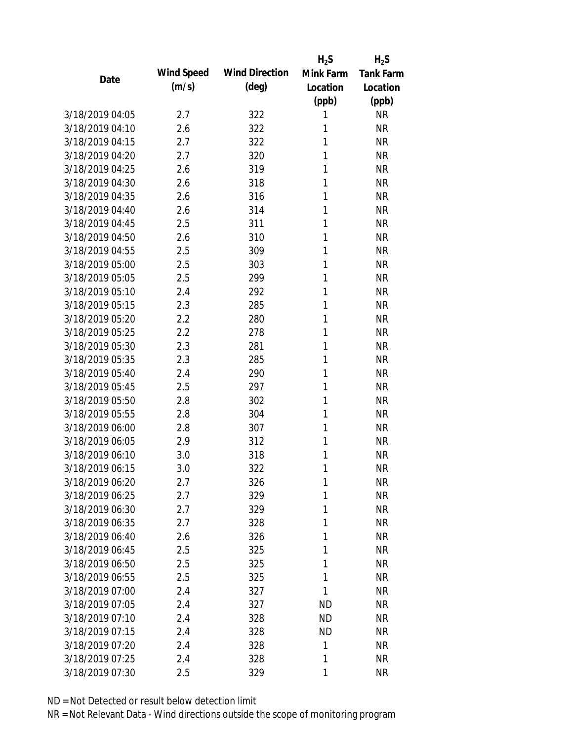| Date | Wind Speed (m/s) | Wind Direction (deg) | $H_2S$ Mink Farm Location (ppb) | $H_2S$ Tank Farm Location (ppb) |
|---|---|---|---|---|
| 3/18/2019 04:05 | 2.7 | 322 | 1 | NR |
| 3/18/2019 04:10 | 2.6 | 322 | 1 | NR |
| 3/18/2019 04:15 | 2.7 | 322 | 1 | NR |
| 3/18/2019 04:20 | 2.7 | 320 | 1 | NR |
| 3/18/2019 04:25 | 2.6 | 319 | 1 | NR |
| 3/18/2019 04:30 | 2.6 | 318 | 1 | NR |
| 3/18/2019 04:35 | 2.6 | 316 | 1 | NR |
| 3/18/2019 04:40 | 2.6 | 314 | 1 | NR |
| 3/18/2019 04:45 | 2.5 | 311 | 1 | NR |
| 3/18/2019 04:50 | 2.6 | 310 | 1 | NR |
| 3/18/2019 04:55 | 2.5 | 309 | 1 | NR |
| 3/18/2019 05:00 | 2.5 | 303 | 1 | NR |
| 3/18/2019 05:05 | 2.5 | 299 | 1 | NR |
| 3/18/2019 05:10 | 2.4 | 292 | 1 | NR |
| 3/18/2019 05:15 | 2.3 | 285 | 1 | NR |
| 3/18/2019 05:20 | 2.2 | 280 | 1 | NR |
| 3/18/2019 05:25 | 2.2 | 278 | 1 | NR |
| 3/18/2019 05:30 | 2.3 | 281 | 1 | NR |
| 3/18/2019 05:35 | 2.3 | 285 | 1 | NR |
| 3/18/2019 05:40 | 2.4 | 290 | 1 | NR |
| 3/18/2019 05:45 | 2.5 | 297 | 1 | NR |
| 3/18/2019 05:50 | 2.8 | 302 | 1 | NR |
| 3/18/2019 05:55 | 2.8 | 304 | 1 | NR |
| 3/18/2019 06:00 | 2.8 | 307 | 1 | NR |
| 3/18/2019 06:05 | 2.9 | 312 | 1 | NR |
| 3/18/2019 06:10 | 3.0 | 318 | 1 | NR |
| 3/18/2019 06:15 | 3.0 | 322 | 1 | NR |
| 3/18/2019 06:20 | 2.7 | 326 | 1 | NR |
| 3/18/2019 06:25 | 2.7 | 329 | 1 | NR |
| 3/18/2019 06:30 | 2.7 | 329 | 1 | NR |
| 3/18/2019 06:35 | 2.7 | 328 | 1 | NR |
| 3/18/2019 06:40 | 2.6 | 326 | 1 | NR |
| 3/18/2019 06:45 | 2.5 | 325 | 1 | NR |
| 3/18/2019 06:50 | 2.5 | 325 | 1 | NR |
| 3/18/2019 06:55 | 2.5 | 325 | 1 | NR |
| 3/18/2019 07:00 | 2.4 | 327 | 1 | NR |
| 3/18/2019 07:05 | 2.4 | 327 | ND | NR |
| 3/18/2019 07:10 | 2.4 | 328 | ND | NR |
| 3/18/2019 07:15 | 2.4 | 328 | ND | NR |
| 3/18/2019 07:20 | 2.4 | 328 | 1 | NR |
| 3/18/2019 07:25 | 2.4 | 328 | 1 | NR |
| 3/18/2019 07:30 | 2.5 | 329 | 1 | NR |

ND = Not Detected or result below detection limit

NR = Not Relevant Data - Wind directions outside the scope of monitoring program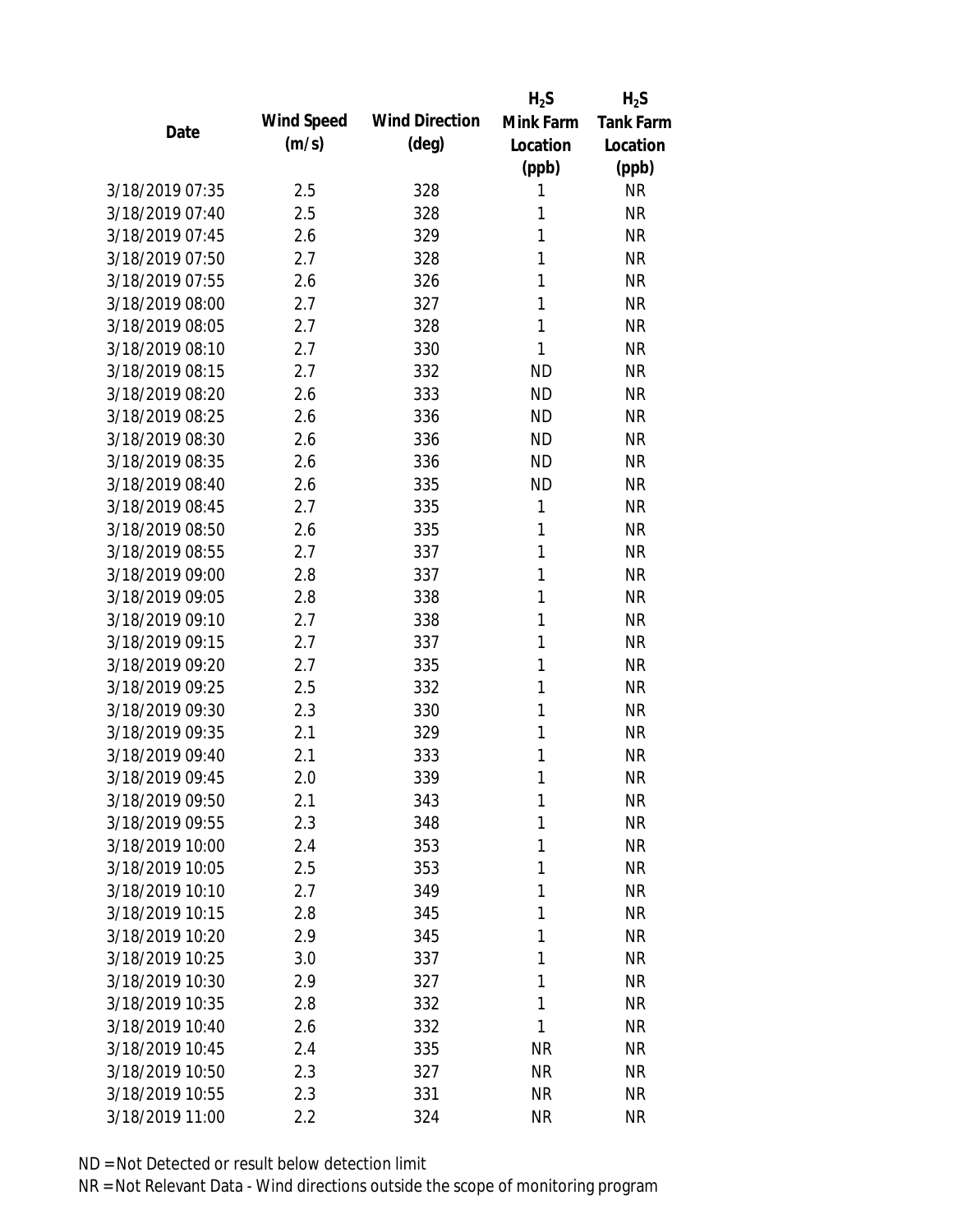| Date | Wind Speed (m/s) | Wind Direction (deg) | $H_2S$ Mink Farm Location (ppb) | $H_2S$ Tank Farm Location (ppb) |
|---|---|---|---|---|
| 3/18/2019 07:35 | 2.5 | 328 | 1 | NR |
| 3/18/2019 07:40 | 2.5 | 328 | 1 | NR |
| 3/18/2019 07:45 | 2.6 | 329 | 1 | NR |
| 3/18/2019 07:50 | 2.7 | 328 | 1 | NR |
| 3/18/2019 07:55 | 2.6 | 326 | 1 | NR |
| 3/18/2019 08:00 | 2.7 | 327 | 1 | NR |
| 3/18/2019 08:05 | 2.7 | 328 | 1 | NR |
| 3/18/2019 08:10 | 2.7 | 330 | 1 | NR |
| 3/18/2019 08:15 | 2.7 | 332 | ND | NR |
| 3/18/2019 08:20 | 2.6 | 333 | ND | NR |
| 3/18/2019 08:25 | 2.6 | 336 | ND | NR |
| 3/18/2019 08:30 | 2.6 | 336 | ND | NR |
| 3/18/2019 08:35 | 2.6 | 336 | ND | NR |
| 3/18/2019 08:40 | 2.6 | 335 | ND | NR |
| 3/18/2019 08:45 | 2.7 | 335 | 1 | NR |
| 3/18/2019 08:50 | 2.6 | 335 | 1 | NR |
| 3/18/2019 08:55 | 2.7 | 337 | 1 | NR |
| 3/18/2019 09:00 | 2.8 | 337 | 1 | NR |
| 3/18/2019 09:05 | 2.8 | 338 | 1 | NR |
| 3/18/2019 09:10 | 2.7 | 338 | 1 | NR |
| 3/18/2019 09:15 | 2.7 | 337 | 1 | NR |
| 3/18/2019 09:20 | 2.7 | 335 | 1 | NR |
| 3/18/2019 09:25 | 2.5 | 332 | 1 | NR |
| 3/18/2019 09:30 | 2.3 | 330 | 1 | NR |
| 3/18/2019 09:35 | 2.1 | 329 | 1 | NR |
| 3/18/2019 09:40 | 2.1 | 333 | 1 | NR |
| 3/18/2019 09:45 | 2.0 | 339 | 1 | NR |
| 3/18/2019 09:50 | 2.1 | 343 | 1 | NR |
| 3/18/2019 09:55 | 2.3 | 348 | 1 | NR |
| 3/18/2019 10:00 | 2.4 | 353 | 1 | NR |
| 3/18/2019 10:05 | 2.5 | 353 | 1 | NR |
| 3/18/2019 10:10 | 2.7 | 349 | 1 | NR |
| 3/18/2019 10:15 | 2.8 | 345 | 1 | NR |
| 3/18/2019 10:20 | 2.9 | 345 | 1 | NR |
| 3/18/2019 10:25 | 3.0 | 337 | 1 | NR |
| 3/18/2019 10:30 | 2.9 | 327 | 1 | NR |
| 3/18/2019 10:35 | 2.8 | 332 | 1 | NR |
| 3/18/2019 10:40 | 2.6 | 332 | 1 | NR |
| 3/18/2019 10:45 | 2.4 | 335 | NR | NR |
| 3/18/2019 10:50 | 2.3 | 327 | NR | NR |
| 3/18/2019 10:55 | 2.3 | 331 | NR | NR |
| 3/18/2019 11:00 | 2.2 | 324 | NR | NR |

ND = Not Detected or result below detection limit

NR = Not Relevant Data - Wind directions outside the scope of monitoring program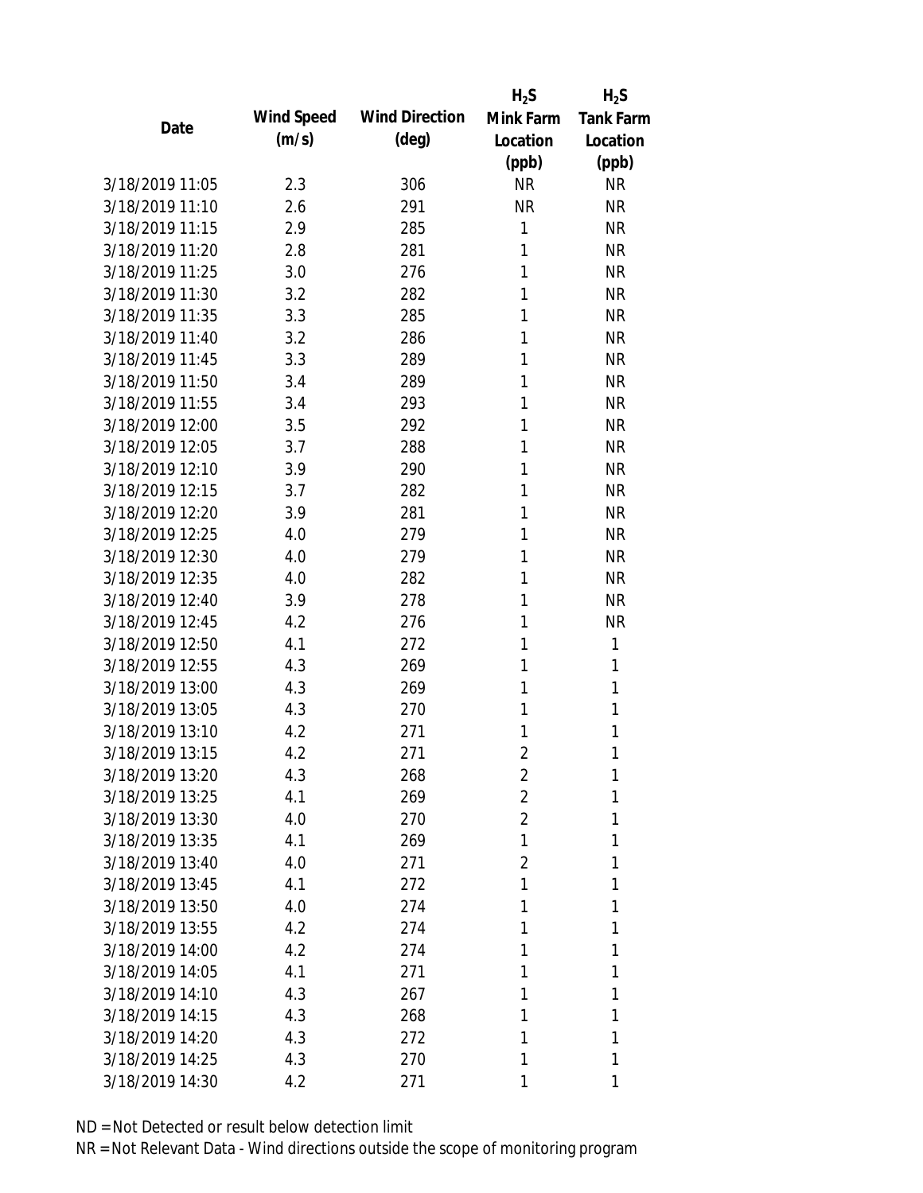| Date | Wind Speed (m/s) | Wind Direction (deg) | $H_2S$ Mink Farm Location (ppb) | $H_2S$ Tank Farm Location (ppb) |
|---|---|---|---|---|
| 3/18/2019 11:05 | 2.3 | 306 | NR | NR |
| 3/18/2019 11:10 | 2.6 | 291 | NR | NR |
| 3/18/2019 11:15 | 2.9 | 285 | 1 | NR |
| 3/18/2019 11:20 | 2.8 | 281 | 1 | NR |
| 3/18/2019 11:25 | 3.0 | 276 | 1 | NR |
| 3/18/2019 11:30 | 3.2 | 282 | 1 | NR |
| 3/18/2019 11:35 | 3.3 | 285 | 1 | NR |
| 3/18/2019 11:40 | 3.2 | 286 | 1 | NR |
| 3/18/2019 11:45 | 3.3 | 289 | 1 | NR |
| 3/18/2019 11:50 | 3.4 | 289 | 1 | NR |
| 3/18/2019 11:55 | 3.4 | 293 | 1 | NR |
| 3/18/2019 12:00 | 3.5 | 292 | 1 | NR |
| 3/18/2019 12:05 | 3.7 | 288 | 1 | NR |
| 3/18/2019 12:10 | 3.9 | 290 | 1 | NR |
| 3/18/2019 12:15 | 3.7 | 282 | 1 | NR |
| 3/18/2019 12:20 | 3.9 | 281 | 1 | NR |
| 3/18/2019 12:25 | 4.0 | 279 | 1 | NR |
| 3/18/2019 12:30 | 4.0 | 279 | 1 | NR |
| 3/18/2019 12:35 | 4.0 | 282 | 1 | NR |
| 3/18/2019 12:40 | 3.9 | 278 | 1 | NR |
| 3/18/2019 12:45 | 4.2 | 276 | 1 | NR |
| 3/18/2019 12:50 | 4.1 | 272 | 1 | 1 |
| 3/18/2019 12:55 | 4.3 | 269 | 1 | 1 |
| 3/18/2019 13:00 | 4.3 | 269 | 1 | 1 |
| 3/18/2019 13:05 | 4.3 | 270 | 1 | 1 |
| 3/18/2019 13:10 | 4.2 | 271 | 1 | 1 |
| 3/18/2019 13:15 | 4.2 | 271 | 2 | 1 |
| 3/18/2019 13:20 | 4.3 | 268 | 2 | 1 |
| 3/18/2019 13:25 | 4.1 | 269 | 2 | 1 |
| 3/18/2019 13:30 | 4.0 | 270 | 2 | 1 |
| 3/18/2019 13:35 | 4.1 | 269 | 1 | 1 |
| 3/18/2019 13:40 | 4.0 | 271 | 2 | 1 |
| 3/18/2019 13:45 | 4.1 | 272 | 1 | 1 |
| 3/18/2019 13:50 | 4.0 | 274 | 1 | 1 |
| 3/18/2019 13:55 | 4.2 | 274 | 1 | 1 |
| 3/18/2019 14:00 | 4.2 | 274 | 1 | 1 |
| 3/18/2019 14:05 | 4.1 | 271 | 1 | 1 |
| 3/18/2019 14:10 | 4.3 | 267 | 1 | 1 |
| 3/18/2019 14:15 | 4.3 | 268 | 1 | 1 |
| 3/18/2019 14:20 | 4.3 | 272 | 1 | 1 |
| 3/18/2019 14:25 | 4.3 | 270 | 1 | 1 |
| 3/18/2019 14:30 | 4.2 | 271 | 1 | 1 |

ND = Not Detected or result below detection limit

NR = Not Relevant Data - Wind directions outside the scope of monitoring program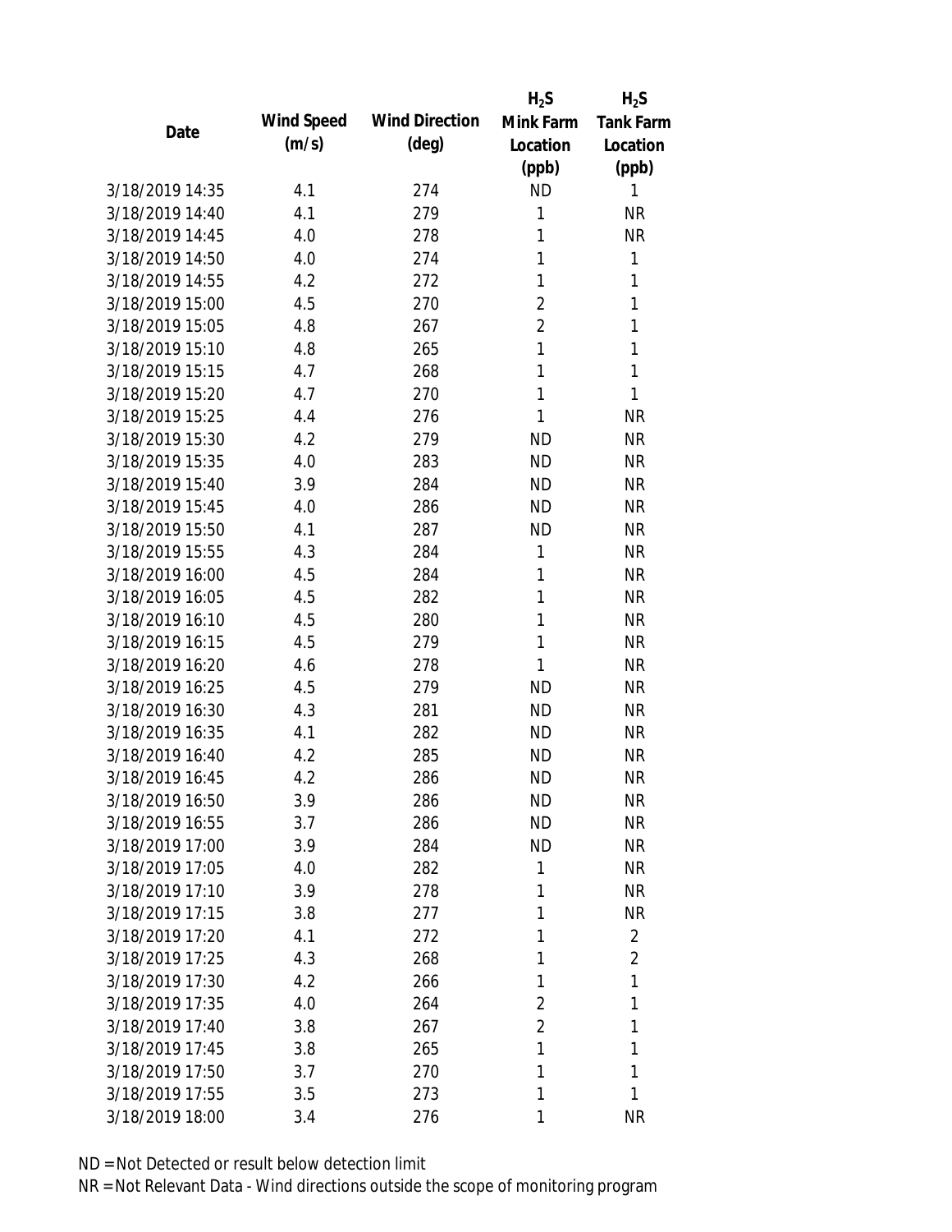| Date | Wind Speed (m/s) | Wind Direction (deg) | $H_2S$ Mink Farm Location (ppb) | $H_2S$ Tank Farm Location (ppb) |
|---|---|---|---|---|
| 3/18/2019 14:35 | 4.1 | 274 | ND | 1 |
| 3/18/2019 14:40 | 4.1 | 279 | 1 | NR |
| 3/18/2019 14:45 | 4.0 | 278 | 1 | NR |
| 3/18/2019 14:50 | 4.0 | 274 | 1 | 1 |
| 3/18/2019 14:55 | 4.2 | 272 | 1 | 1 |
| 3/18/2019 15:00 | 4.5 | 270 | 2 | 1 |
| 3/18/2019 15:05 | 4.8 | 267 | 2 | 1 |
| 3/18/2019 15:10 | 4.8 | 265 | 1 | 1 |
| 3/18/2019 15:15 | 4.7 | 268 | 1 | 1 |
| 3/18/2019 15:20 | 4.7 | 270 | 1 | 1 |
| 3/18/2019 15:25 | 4.4 | 276 | 1 | NR |
| 3/18/2019 15:30 | 4.2 | 279 | ND | NR |
| 3/18/2019 15:35 | 4.0 | 283 | ND | NR |
| 3/18/2019 15:40 | 3.9 | 284 | ND | NR |
| 3/18/2019 15:45 | 4.0 | 286 | ND | NR |
| 3/18/2019 15:50 | 4.1 | 287 | ND | NR |
| 3/18/2019 15:55 | 4.3 | 284 | 1 | NR |
| 3/18/2019 16:00 | 4.5 | 284 | 1 | NR |
| 3/18/2019 16:05 | 4.5 | 282 | 1 | NR |
| 3/18/2019 16:10 | 4.5 | 280 | 1 | NR |
| 3/18/2019 16:15 | 4.5 | 279 | 1 | NR |
| 3/18/2019 16:20 | 4.6 | 278 | 1 | NR |
| 3/18/2019 16:25 | 4.5 | 279 | ND | NR |
| 3/18/2019 16:30 | 4.3 | 281 | ND | NR |
| 3/18/2019 16:35 | 4.1 | 282 | ND | NR |
| 3/18/2019 16:40 | 4.2 | 285 | ND | NR |
| 3/18/2019 16:45 | 4.2 | 286 | ND | NR |
| 3/18/2019 16:50 | 3.9 | 286 | ND | NR |
| 3/18/2019 16:55 | 3.7 | 286 | ND | NR |
| 3/18/2019 17:00 | 3.9 | 284 | ND | NR |
| 3/18/2019 17:05 | 4.0 | 282 | 1 | NR |
| 3/18/2019 17:10 | 3.9 | 278 | 1 | NR |
| 3/18/2019 17:15 | 3.8 | 277 | 1 | NR |
| 3/18/2019 17:20 | 4.1 | 272 | 1 | 2 |
| 3/18/2019 17:25 | 4.3 | 268 | 1 | 2 |
| 3/18/2019 17:30 | 4.2 | 266 | 1 | 1 |
| 3/18/2019 17:35 | 4.0 | 264 | 2 | 1 |
| 3/18/2019 17:40 | 3.8 | 267 | 2 | 1 |
| 3/18/2019 17:45 | 3.8 | 265 | 1 | 1 |
| 3/18/2019 17:50 | 3.7 | 270 | 1 | 1 |
| 3/18/2019 17:55 | 3.5 | 273 | 1 | 1 |
| 3/18/2019 18:00 | 3.4 | 276 | 1 | NR |

ND = Not Detected or result below detection limit
NR = Not Relevant Data - Wind directions outside the scope of monitoring program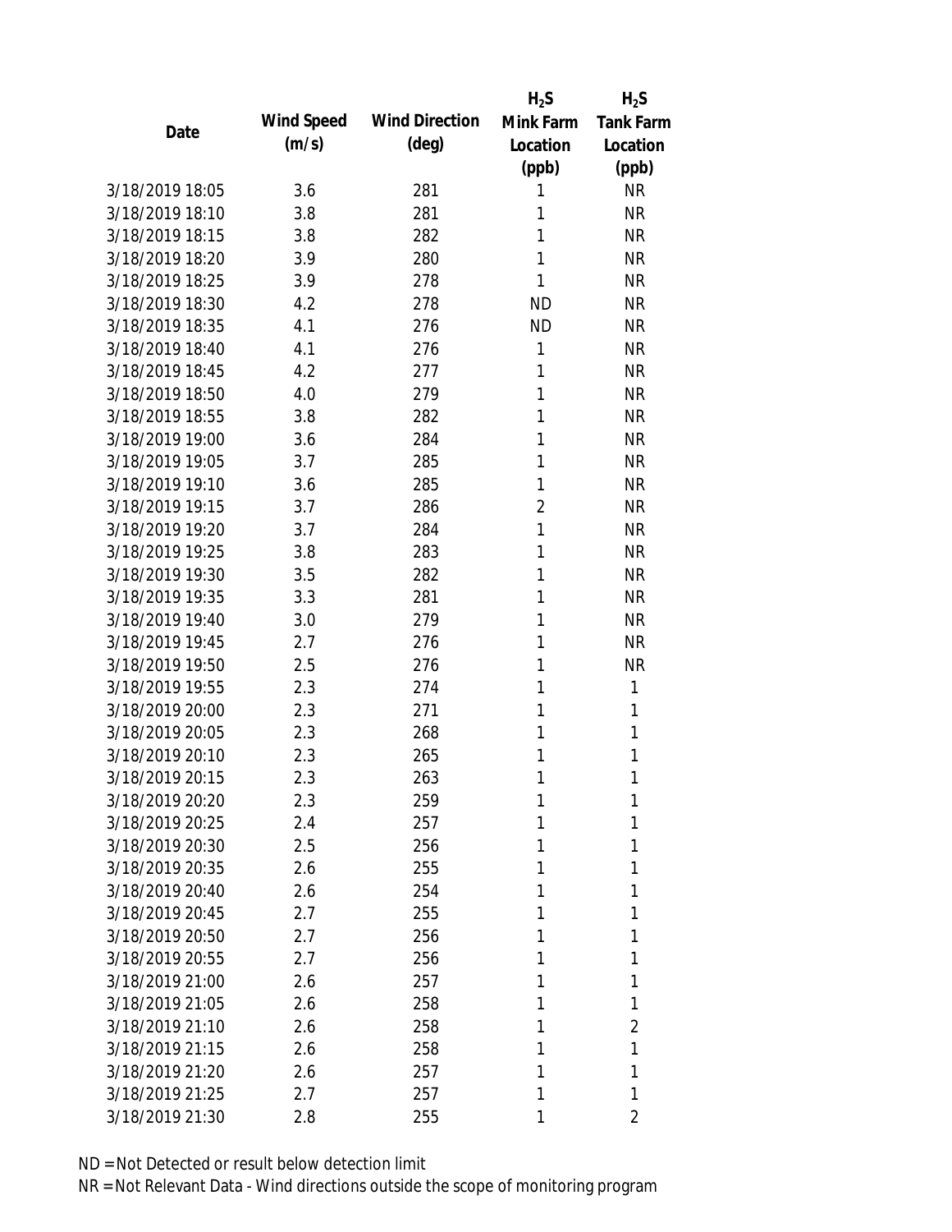| Date | Wind Speed (m/s) | Wind Direction (deg) | $H_2S$ Mink Farm Location (ppb) | $H_2S$ Tank Farm Location (ppb) |
|---|---|---|---|---|
| 3/18/2019 18:05 | 3.6 | 281 | 1 | NR |
| 3/18/2019 18:10 | 3.8 | 281 | 1 | NR |
| 3/18/2019 18:15 | 3.8 | 282 | 1 | NR |
| 3/18/2019 18:20 | 3.9 | 280 | 1 | NR |
| 3/18/2019 18:25 | 3.9 | 278 | 1 | NR |
| 3/18/2019 18:30 | 4.2 | 278 | ND | NR |
| 3/18/2019 18:35 | 4.1 | 276 | ND | NR |
| 3/18/2019 18:40 | 4.1 | 276 | 1 | NR |
| 3/18/2019 18:45 | 4.2 | 277 | 1 | NR |
| 3/18/2019 18:50 | 4.0 | 279 | 1 | NR |
| 3/18/2019 18:55 | 3.8 | 282 | 1 | NR |
| 3/18/2019 19:00 | 3.6 | 284 | 1 | NR |
| 3/18/2019 19:05 | 3.7 | 285 | 1 | NR |
| 3/18/2019 19:10 | 3.6 | 285 | 1 | NR |
| 3/18/2019 19:15 | 3.7 | 286 | 2 | NR |
| 3/18/2019 19:20 | 3.7 | 284 | 1 | NR |
| 3/18/2019 19:25 | 3.8 | 283 | 1 | NR |
| 3/18/2019 19:30 | 3.5 | 282 | 1 | NR |
| 3/18/2019 19:35 | 3.3 | 281 | 1 | NR |
| 3/18/2019 19:40 | 3.0 | 279 | 1 | NR |
| 3/18/2019 19:45 | 2.7 | 276 | 1 | NR |
| 3/18/2019 19:50 | 2.5 | 276 | 1 | NR |
| 3/18/2019 19:55 | 2.3 | 274 | 1 | 1 |
| 3/18/2019 20:00 | 2.3 | 271 | 1 | 1 |
| 3/18/2019 20:05 | 2.3 | 268 | 1 | 1 |
| 3/18/2019 20:10 | 2.3 | 265 | 1 | 1 |
| 3/18/2019 20:15 | 2.3 | 263 | 1 | 1 |
| 3/18/2019 20:20 | 2.3 | 259 | 1 | 1 |
| 3/18/2019 20:25 | 2.4 | 257 | 1 | 1 |
| 3/18/2019 20:30 | 2.5 | 256 | 1 | 1 |
| 3/18/2019 20:35 | 2.6 | 255 | 1 | 1 |
| 3/18/2019 20:40 | 2.6 | 254 | 1 | 1 |
| 3/18/2019 20:45 | 2.7 | 255 | 1 | 1 |
| 3/18/2019 20:50 | 2.7 | 256 | 1 | 1 |
| 3/18/2019 20:55 | 2.7 | 256 | 1 | 1 |
| 3/18/2019 21:00 | 2.6 | 257 | 1 | 1 |
| 3/18/2019 21:05 | 2.6 | 258 | 1 | 1 |
| 3/18/2019 21:10 | 2.6 | 258 | 1 | 2 |
| 3/18/2019 21:15 | 2.6 | 258 | 1 | 1 |
| 3/18/2019 21:20 | 2.6 | 257 | 1 | 1 |
| 3/18/2019 21:25 | 2.7 | 257 | 1 | 1 |
| 3/18/2019 21:30 | 2.8 | 255 | 1 | 2 |

ND = Not Detected or result below detection limit

NR = Not Relevant Data - Wind directions outside the scope of monitoring program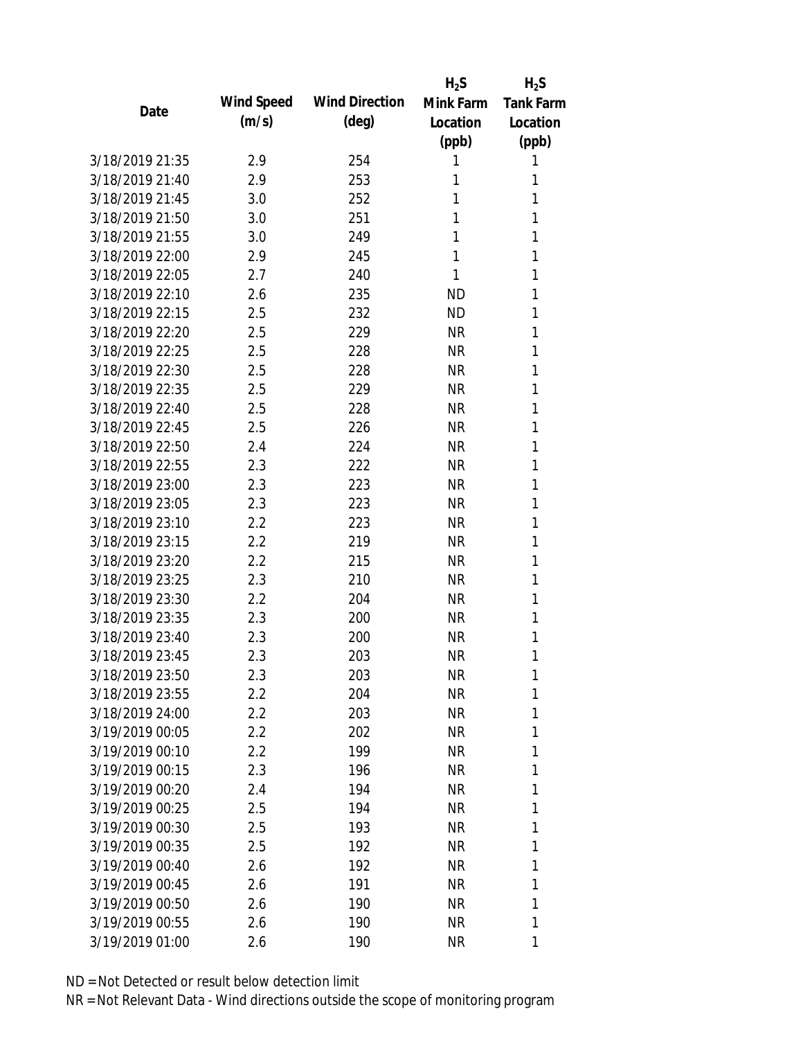| Date | Wind Speed (m/s) | Wind Direction (deg) | $H_2S$ Mink Farm Location (ppb) | $H_2S$ Tank Farm Location (ppb) |
|---|---|---|---|---|
| 3/18/2019 21:35 | 2.9 | 254 | 1 | 1 |
| 3/18/2019 21:40 | 2.9 | 253 | 1 | 1 |
| 3/18/2019 21:45 | 3.0 | 252 | 1 | 1 |
| 3/18/2019 21:50 | 3.0 | 251 | 1 | 1 |
| 3/18/2019 21:55 | 3.0 | 249 | 1 | 1 |
| 3/18/2019 22:00 | 2.9 | 245 | 1 | 1 |
| 3/18/2019 22:05 | 2.7 | 240 | 1 | 1 |
| 3/18/2019 22:10 | 2.6 | 235 | ND | 1 |
| 3/18/2019 22:15 | 2.5 | 232 | ND | 1 |
| 3/18/2019 22:20 | 2.5 | 229 | NR | 1 |
| 3/18/2019 22:25 | 2.5 | 228 | NR | 1 |
| 3/18/2019 22:30 | 2.5 | 228 | NR | 1 |
| 3/18/2019 22:35 | 2.5 | 229 | NR | 1 |
| 3/18/2019 22:40 | 2.5 | 228 | NR | 1 |
| 3/18/2019 22:45 | 2.5 | 226 | NR | 1 |
| 3/18/2019 22:50 | 2.4 | 224 | NR | 1 |
| 3/18/2019 22:55 | 2.3 | 222 | NR | 1 |
| 3/18/2019 23:00 | 2.3 | 223 | NR | 1 |
| 3/18/2019 23:05 | 2.3 | 223 | NR | 1 |
| 3/18/2019 23:10 | 2.2 | 223 | NR | 1 |
| 3/18/2019 23:15 | 2.2 | 219 | NR | 1 |
| 3/18/2019 23:20 | 2.2 | 215 | NR | 1 |
| 3/18/2019 23:25 | 2.3 | 210 | NR | 1 |
| 3/18/2019 23:30 | 2.2 | 204 | NR | 1 |
| 3/18/2019 23:35 | 2.3 | 200 | NR | 1 |
| 3/18/2019 23:40 | 2.3 | 200 | NR | 1 |
| 3/18/2019 23:45 | 2.3 | 203 | NR | 1 |
| 3/18/2019 23:50 | 2.3 | 203 | NR | 1 |
| 3/18/2019 23:55 | 2.2 | 204 | NR | 1 |
| 3/18/2019 24:00 | 2.2 | 203 | NR | 1 |
| 3/19/2019 00:05 | 2.2 | 202 | NR | 1 |
| 3/19/2019 00:10 | 2.2 | 199 | NR | 1 |
| 3/19/2019 00:15 | 2.3 | 196 | NR | 1 |
| 3/19/2019 00:20 | 2.4 | 194 | NR | 1 |
| 3/19/2019 00:25 | 2.5 | 194 | NR | 1 |
| 3/19/2019 00:30 | 2.5 | 193 | NR | 1 |
| 3/19/2019 00:35 | 2.5 | 192 | NR | 1 |
| 3/19/2019 00:40 | 2.6 | 192 | NR | 1 |
| 3/19/2019 00:45 | 2.6 | 191 | NR | 1 |
| 3/19/2019 00:50 | 2.6 | 190 | NR | 1 |
| 3/19/2019 00:55 | 2.6 | 190 | NR | 1 |
| 3/19/2019 01:00 | 2.6 | 190 | NR | 1 |

ND = Not Detected or result below detection limit

NR = Not Relevant Data - Wind directions outside the scope of monitoring program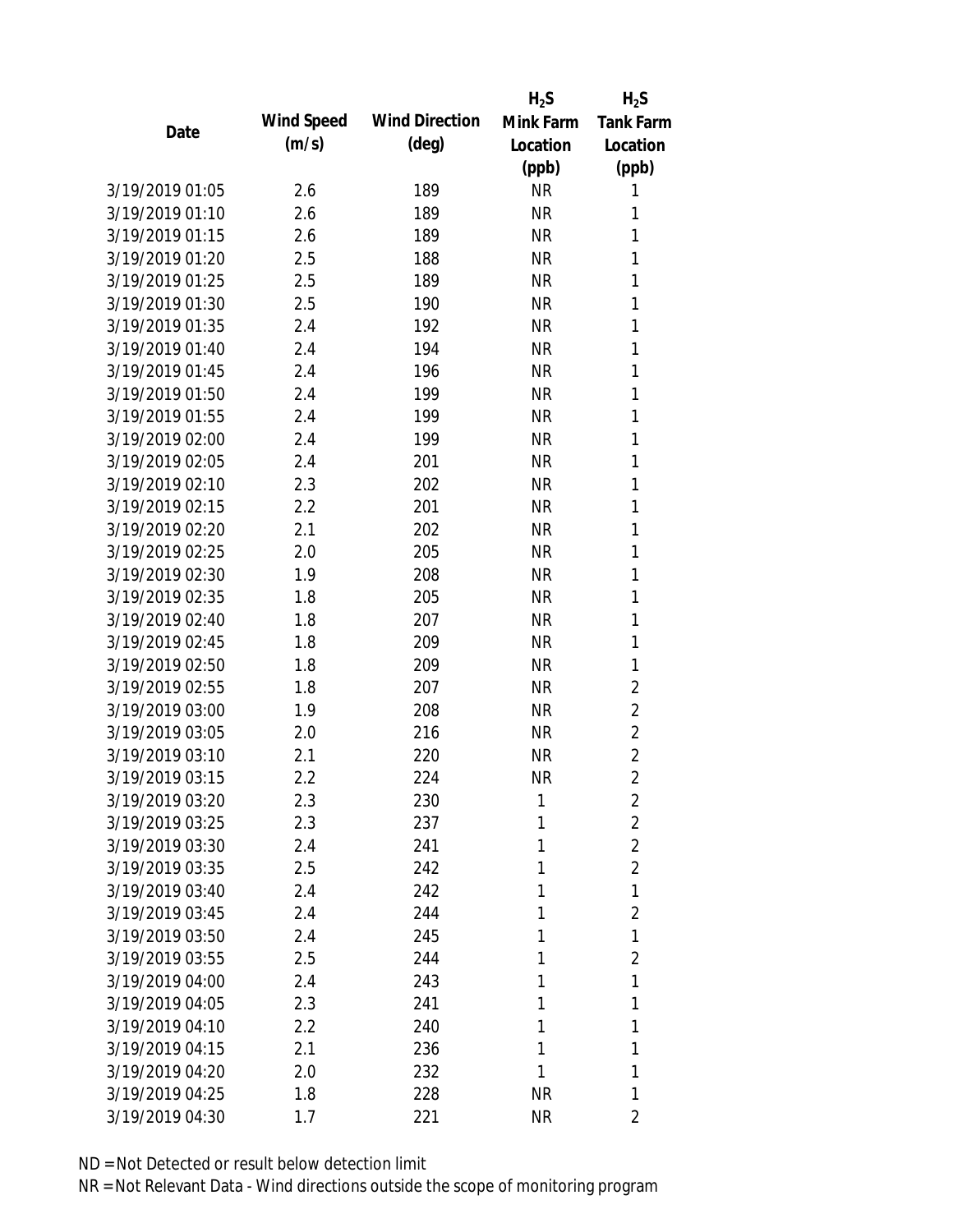| Date | Wind Speed (m/s) | Wind Direction (deg) | $H_2S$ Mink Farm Location (ppb) | $H_2S$ Tank Farm Location (ppb) |
|---|---|---|---|---|
| 3/19/2019 01:05 | 2.6 | 189 | NR | 1 |
| 3/19/2019 01:10 | 2.6 | 189 | NR | 1 |
| 3/19/2019 01:15 | 2.6 | 189 | NR | 1 |
| 3/19/2019 01:20 | 2.5 | 188 | NR | 1 |
| 3/19/2019 01:25 | 2.5 | 189 | NR | 1 |
| 3/19/2019 01:30 | 2.5 | 190 | NR | 1 |
| 3/19/2019 01:35 | 2.4 | 192 | NR | 1 |
| 3/19/2019 01:40 | 2.4 | 194 | NR | 1 |
| 3/19/2019 01:45 | 2.4 | 196 | NR | 1 |
| 3/19/2019 01:50 | 2.4 | 199 | NR | 1 |
| 3/19/2019 01:55 | 2.4 | 199 | NR | 1 |
| 3/19/2019 02:00 | 2.4 | 199 | NR | 1 |
| 3/19/2019 02:05 | 2.4 | 201 | NR | 1 |
| 3/19/2019 02:10 | 2.3 | 202 | NR | 1 |
| 3/19/2019 02:15 | 2.2 | 201 | NR | 1 |
| 3/19/2019 02:20 | 2.1 | 202 | NR | 1 |
| 3/19/2019 02:25 | 2.0 | 205 | NR | 1 |
| 3/19/2019 02:30 | 1.9 | 208 | NR | 1 |
| 3/19/2019 02:35 | 1.8 | 205 | NR | 1 |
| 3/19/2019 02:40 | 1.8 | 207 | NR | 1 |
| 3/19/2019 02:45 | 1.8 | 209 | NR | 1 |
| 3/19/2019 02:50 | 1.8 | 209 | NR | 1 |
| 3/19/2019 02:55 | 1.8 | 207 | NR | 2 |
| 3/19/2019 03:00 | 1.9 | 208 | NR | 2 |
| 3/19/2019 03:05 | 2.0 | 216 | NR | 2 |
| 3/19/2019 03:10 | 2.1 | 220 | NR | 2 |
| 3/19/2019 03:15 | 2.2 | 224 | NR | 2 |
| 3/19/2019 03:20 | 2.3 | 230 | 1 | 2 |
| 3/19/2019 03:25 | 2.3 | 237 | 1 | 2 |
| 3/19/2019 03:30 | 2.4 | 241 | 1 | 2 |
| 3/19/2019 03:35 | 2.5 | 242 | 1 | 2 |
| 3/19/2019 03:40 | 2.4 | 242 | 1 | 1 |
| 3/19/2019 03:45 | 2.4 | 244 | 1 | 2 |
| 3/19/2019 03:50 | 2.4 | 245 | 1 | 1 |
| 3/19/2019 03:55 | 2.5 | 244 | 1 | 2 |
| 3/19/2019 04:00 | 2.4 | 243 | 1 | 1 |
| 3/19/2019 04:05 | 2.3 | 241 | 1 | 1 |
| 3/19/2019 04:10 | 2.2 | 240 | 1 | 1 |
| 3/19/2019 04:15 | 2.1 | 236 | 1 | 1 |
| 3/19/2019 04:20 | 2.0 | 232 | 1 | 1 |
| 3/19/2019 04:25 | 1.8 | 228 | NR | 1 |
| 3/19/2019 04:30 | 1.7 | 221 | NR | 2 |

ND = Not Detected or result below detection limit

NR = Not Relevant Data - Wind directions outside the scope of monitoring program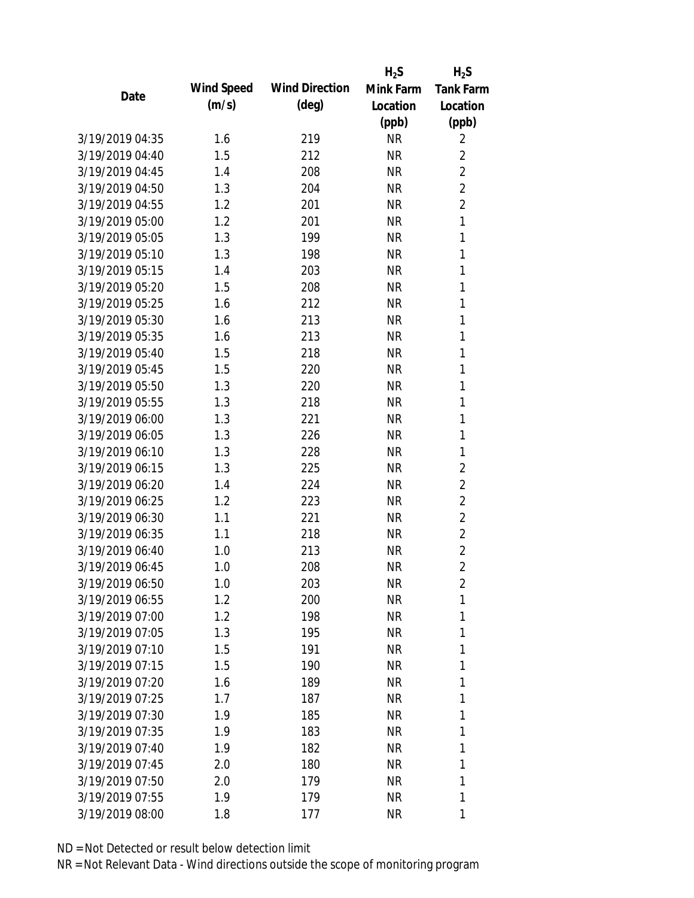| Date | Wind Speed (m/s) | Wind Direction (deg) | $H_2S$ Mink Farm Location (ppb) | $H_2S$ Tank Farm Location (ppb) |
|---|---|---|---|---|
| 3/19/2019 04:35 | 1.6 | 219 | NR | 2 |
| 3/19/2019 04:40 | 1.5 | 212 | NR | 2 |
| 3/19/2019 04:45 | 1.4 | 208 | NR | 2 |
| 3/19/2019 04:50 | 1.3 | 204 | NR | 2 |
| 3/19/2019 04:55 | 1.2 | 201 | NR | 2 |
| 3/19/2019 05:00 | 1.2 | 201 | NR | 1 |
| 3/19/2019 05:05 | 1.3 | 199 | NR | 1 |
| 3/19/2019 05:10 | 1.3 | 198 | NR | 1 |
| 3/19/2019 05:15 | 1.4 | 203 | NR | 1 |
| 3/19/2019 05:20 | 1.5 | 208 | NR | 1 |
| 3/19/2019 05:25 | 1.6 | 212 | NR | 1 |
| 3/19/2019 05:30 | 1.6 | 213 | NR | 1 |
| 3/19/2019 05:35 | 1.6 | 213 | NR | 1 |
| 3/19/2019 05:40 | 1.5 | 218 | NR | 1 |
| 3/19/2019 05:45 | 1.5 | 220 | NR | 1 |
| 3/19/2019 05:50 | 1.3 | 220 | NR | 1 |
| 3/19/2019 05:55 | 1.3 | 218 | NR | 1 |
| 3/19/2019 06:00 | 1.3 | 221 | NR | 1 |
| 3/19/2019 06:05 | 1.3 | 226 | NR | 1 |
| 3/19/2019 06:10 | 1.3 | 228 | NR | 1 |
| 3/19/2019 06:15 | 1.3 | 225 | NR | 2 |
| 3/19/2019 06:20 | 1.4 | 224 | NR | 2 |
| 3/19/2019 06:25 | 1.2 | 223 | NR | 2 |
| 3/19/2019 06:30 | 1.1 | 221 | NR | 2 |
| 3/19/2019 06:35 | 1.1 | 218 | NR | 2 |
| 3/19/2019 06:40 | 1.0 | 213 | NR | 2 |
| 3/19/2019 06:45 | 1.0 | 208 | NR | 2 |
| 3/19/2019 06:50 | 1.0 | 203 | NR | 2 |
| 3/19/2019 06:55 | 1.2 | 200 | NR | 1 |
| 3/19/2019 07:00 | 1.2 | 198 | NR | 1 |
| 3/19/2019 07:05 | 1.3 | 195 | NR | 1 |
| 3/19/2019 07:10 | 1.5 | 191 | NR | 1 |
| 3/19/2019 07:15 | 1.5 | 190 | NR | 1 |
| 3/19/2019 07:20 | 1.6 | 189 | NR | 1 |
| 3/19/2019 07:25 | 1.7 | 187 | NR | 1 |
| 3/19/2019 07:30 | 1.9 | 185 | NR | 1 |
| 3/19/2019 07:35 | 1.9 | 183 | NR | 1 |
| 3/19/2019 07:40 | 1.9 | 182 | NR | 1 |
| 3/19/2019 07:45 | 2.0 | 180 | NR | 1 |
| 3/19/2019 07:50 | 2.0 | 179 | NR | 1 |
| 3/19/2019 07:55 | 1.9 | 179 | NR | 1 |
| 3/19/2019 08:00 | 1.8 | 177 | NR | 1 |

ND = Not Detected or result below detection limit

NR = Not Relevant Data - Wind directions outside the scope of monitoring program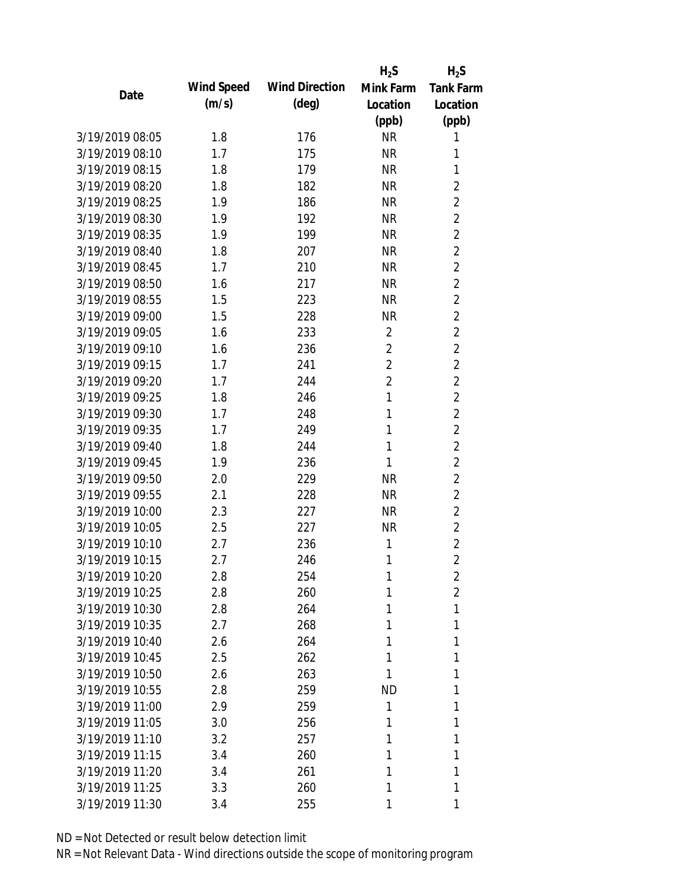| Date | Wind Speed (m/s) | Wind Direction (deg) | $H_2S$ Mink Farm Location (ppb) | $H_2S$ Tank Farm Location (ppb) |
|---|---|---|---|---|
| 3/19/2019 08:05 | 1.8 | 176 | NR | 1 |
| 3/19/2019 08:10 | 1.7 | 175 | NR | 1 |
| 3/19/2019 08:15 | 1.8 | 179 | NR | 1 |
| 3/19/2019 08:20 | 1.8 | 182 | NR | 2 |
| 3/19/2019 08:25 | 1.9 | 186 | NR | 2 |
| 3/19/2019 08:30 | 1.9 | 192 | NR | 2 |
| 3/19/2019 08:35 | 1.9 | 199 | NR | 2 |
| 3/19/2019 08:40 | 1.8 | 207 | NR | 2 |
| 3/19/2019 08:45 | 1.7 | 210 | NR | 2 |
| 3/19/2019 08:50 | 1.6 | 217 | NR | 2 |
| 3/19/2019 08:55 | 1.5 | 223 | NR | 2 |
| 3/19/2019 09:00 | 1.5 | 228 | NR | 2 |
| 3/19/2019 09:05 | 1.6 | 233 | 2 | 2 |
| 3/19/2019 09:10 | 1.6 | 236 | 2 | 2 |
| 3/19/2019 09:15 | 1.7 | 241 | 2 | 2 |
| 3/19/2019 09:20 | 1.7 | 244 | 2 | 2 |
| 3/19/2019 09:25 | 1.8 | 246 | 1 | 2 |
| 3/19/2019 09:30 | 1.7 | 248 | 1 | 2 |
| 3/19/2019 09:35 | 1.7 | 249 | 1 | 2 |
| 3/19/2019 09:40 | 1.8 | 244 | 1 | 2 |
| 3/19/2019 09:45 | 1.9 | 236 | 1 | 2 |
| 3/19/2019 09:50 | 2.0 | 229 | NR | 2 |
| 3/19/2019 09:55 | 2.1 | 228 | NR | 2 |
| 3/19/2019 10:00 | 2.3 | 227 | NR | 2 |
| 3/19/2019 10:05 | 2.5 | 227 | NR | 2 |
| 3/19/2019 10:10 | 2.7 | 236 | 1 | 2 |
| 3/19/2019 10:15 | 2.7 | 246 | 1 | 2 |
| 3/19/2019 10:20 | 2.8 | 254 | 1 | 2 |
| 3/19/2019 10:25 | 2.8 | 260 | 1 | 2 |
| 3/19/2019 10:30 | 2.8 | 264 | 1 | 1 |
| 3/19/2019 10:35 | 2.7 | 268 | 1 | 1 |
| 3/19/2019 10:40 | 2.6 | 264 | 1 | 1 |
| 3/19/2019 10:45 | 2.5 | 262 | 1 | 1 |
| 3/19/2019 10:50 | 2.6 | 263 | 1 | 1 |
| 3/19/2019 10:55 | 2.8 | 259 | ND | 1 |
| 3/19/2019 11:00 | 2.9 | 259 | 1 | 1 |
| 3/19/2019 11:05 | 3.0 | 256 | 1 | 1 |
| 3/19/2019 11:10 | 3.2 | 257 | 1 | 1 |
| 3/19/2019 11:15 | 3.4 | 260 | 1 | 1 |
| 3/19/2019 11:20 | 3.4 | 261 | 1 | 1 |
| 3/19/2019 11:25 | 3.3 | 260 | 1 | 1 |
| 3/19/2019 11:30 | 3.4 | 255 | 1 | 1 |

ND = Not Detected or result below detection limit

NR = Not Relevant Data - Wind directions outside the scope of monitoring program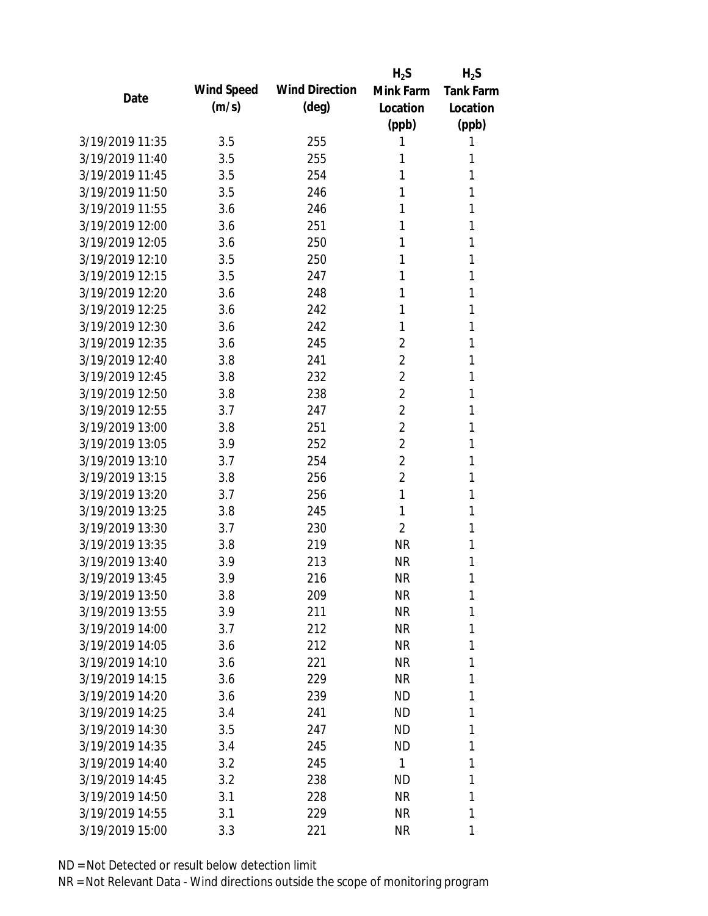| Date | Wind Speed (m/s) | Wind Direction (deg) | $H_2S$ Mink Farm Location (ppb) | $H_2S$ Tank Farm Location (ppb) |
|---|---|---|---|---|
| 3/19/2019 11:35 | 3.5 | 255 | 1 | 1 |
| 3/19/2019 11:40 | 3.5 | 255 | 1 | 1 |
| 3/19/2019 11:45 | 3.5 | 254 | 1 | 1 |
| 3/19/2019 11:50 | 3.5 | 246 | 1 | 1 |
| 3/19/2019 11:55 | 3.6 | 246 | 1 | 1 |
| 3/19/2019 12:00 | 3.6 | 251 | 1 | 1 |
| 3/19/2019 12:05 | 3.6 | 250 | 1 | 1 |
| 3/19/2019 12:10 | 3.5 | 250 | 1 | 1 |
| 3/19/2019 12:15 | 3.5 | 247 | 1 | 1 |
| 3/19/2019 12:20 | 3.6 | 248 | 1 | 1 |
| 3/19/2019 12:25 | 3.6 | 242 | 1 | 1 |
| 3/19/2019 12:30 | 3.6 | 242 | 1 | 1 |
| 3/19/2019 12:35 | 3.6 | 245 | 2 | 1 |
| 3/19/2019 12:40 | 3.8 | 241 | 2 | 1 |
| 3/19/2019 12:45 | 3.8 | 232 | 2 | 1 |
| 3/19/2019 12:50 | 3.8 | 238 | 2 | 1 |
| 3/19/2019 12:55 | 3.7 | 247 | 2 | 1 |
| 3/19/2019 13:00 | 3.8 | 251 | 2 | 1 |
| 3/19/2019 13:05 | 3.9 | 252 | 2 | 1 |
| 3/19/2019 13:10 | 3.7 | 254 | 2 | 1 |
| 3/19/2019 13:15 | 3.8 | 256 | 2 | 1 |
| 3/19/2019 13:20 | 3.7 | 256 | 1 | 1 |
| 3/19/2019 13:25 | 3.8 | 245 | 1 | 1 |
| 3/19/2019 13:30 | 3.7 | 230 | 2 | 1 |
| 3/19/2019 13:35 | 3.8 | 219 | NR | 1 |
| 3/19/2019 13:40 | 3.9 | 213 | NR | 1 |
| 3/19/2019 13:45 | 3.9 | 216 | NR | 1 |
| 3/19/2019 13:50 | 3.8 | 209 | NR | 1 |
| 3/19/2019 13:55 | 3.9 | 211 | NR | 1 |
| 3/19/2019 14:00 | 3.7 | 212 | NR | 1 |
| 3/19/2019 14:05 | 3.6 | 212 | NR | 1 |
| 3/19/2019 14:10 | 3.6 | 221 | NR | 1 |
| 3/19/2019 14:15 | 3.6 | 229 | NR | 1 |
| 3/19/2019 14:20 | 3.6 | 239 | ND | 1 |
| 3/19/2019 14:25 | 3.4 | 241 | ND | 1 |
| 3/19/2019 14:30 | 3.5 | 247 | ND | 1 |
| 3/19/2019 14:35 | 3.4 | 245 | ND | 1 |
| 3/19/2019 14:40 | 3.2 | 245 | 1 | 1 |
| 3/19/2019 14:45 | 3.2 | 238 | ND | 1 |
| 3/19/2019 14:50 | 3.1 | 228 | NR | 1 |
| 3/19/2019 14:55 | 3.1 | 229 | NR | 1 |
| 3/19/2019 15:00 | 3.3 | 221 | NR | 1 |

ND = Not Detected or result below detection limit

NR = Not Relevant Data - Wind directions outside the scope of monitoring program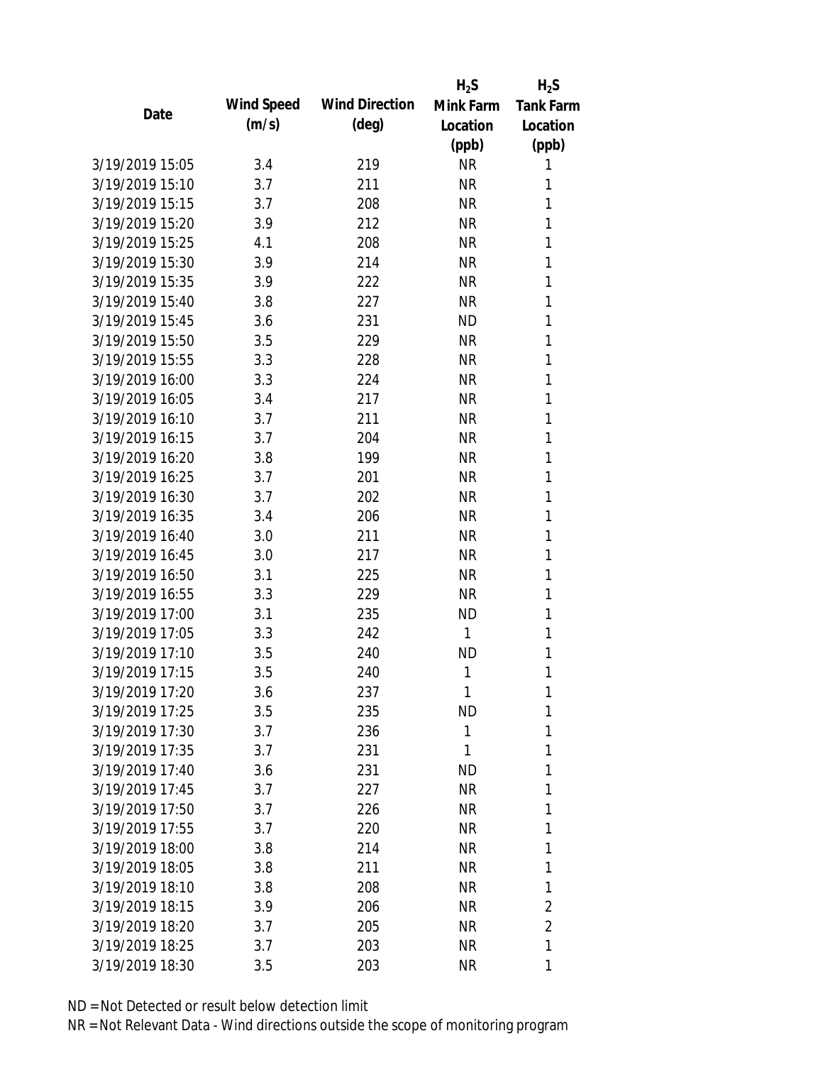| Date | Wind Speed (m/s) | Wind Direction (deg) | $H_2S$ Mink Farm Location (ppb) | $H_2S$ Tank Farm Location (ppb) |
|---|---|---|---|---|
| 3/19/2019 15:05 | 3.4 | 219 | NR | 1 |
| 3/19/2019 15:10 | 3.7 | 211 | NR | 1 |
| 3/19/2019 15:15 | 3.7 | 208 | NR | 1 |
| 3/19/2019 15:20 | 3.9 | 212 | NR | 1 |
| 3/19/2019 15:25 | 4.1 | 208 | NR | 1 |
| 3/19/2019 15:30 | 3.9 | 214 | NR | 1 |
| 3/19/2019 15:35 | 3.9 | 222 | NR | 1 |
| 3/19/2019 15:40 | 3.8 | 227 | NR | 1 |
| 3/19/2019 15:45 | 3.6 | 231 | ND | 1 |
| 3/19/2019 15:50 | 3.5 | 229 | NR | 1 |
| 3/19/2019 15:55 | 3.3 | 228 | NR | 1 |
| 3/19/2019 16:00 | 3.3 | 224 | NR | 1 |
| 3/19/2019 16:05 | 3.4 | 217 | NR | 1 |
| 3/19/2019 16:10 | 3.7 | 211 | NR | 1 |
| 3/19/2019 16:15 | 3.7 | 204 | NR | 1 |
| 3/19/2019 16:20 | 3.8 | 199 | NR | 1 |
| 3/19/2019 16:25 | 3.7 | 201 | NR | 1 |
| 3/19/2019 16:30 | 3.7 | 202 | NR | 1 |
| 3/19/2019 16:35 | 3.4 | 206 | NR | 1 |
| 3/19/2019 16:40 | 3.0 | 211 | NR | 1 |
| 3/19/2019 16:45 | 3.0 | 217 | NR | 1 |
| 3/19/2019 16:50 | 3.1 | 225 | NR | 1 |
| 3/19/2019 16:55 | 3.3 | 229 | NR | 1 |
| 3/19/2019 17:00 | 3.1 | 235 | ND | 1 |
| 3/19/2019 17:05 | 3.3 | 242 | 1 | 1 |
| 3/19/2019 17:10 | 3.5 | 240 | ND | 1 |
| 3/19/2019 17:15 | 3.5 | 240 | 1 | 1 |
| 3/19/2019 17:20 | 3.6 | 237 | 1 | 1 |
| 3/19/2019 17:25 | 3.5 | 235 | ND | 1 |
| 3/19/2019 17:30 | 3.7 | 236 | 1 | 1 |
| 3/19/2019 17:35 | 3.7 | 231 | 1 | 1 |
| 3/19/2019 17:40 | 3.6 | 231 | ND | 1 |
| 3/19/2019 17:45 | 3.7 | 227 | NR | 1 |
| 3/19/2019 17:50 | 3.7 | 226 | NR | 1 |
| 3/19/2019 17:55 | 3.7 | 220 | NR | 1 |
| 3/19/2019 18:00 | 3.8 | 214 | NR | 1 |
| 3/19/2019 18:05 | 3.8 | 211 | NR | 1 |
| 3/19/2019 18:10 | 3.8 | 208 | NR | 1 |
| 3/19/2019 18:15 | 3.9 | 206 | NR | 2 |
| 3/19/2019 18:20 | 3.7 | 205 | NR | 2 |
| 3/19/2019 18:25 | 3.7 | 203 | NR | 1 |
| 3/19/2019 18:30 | 3.5 | 203 | NR | 1 |

ND = Not Detected or result below detection limit

NR = Not Relevant Data - Wind directions outside the scope of monitoring program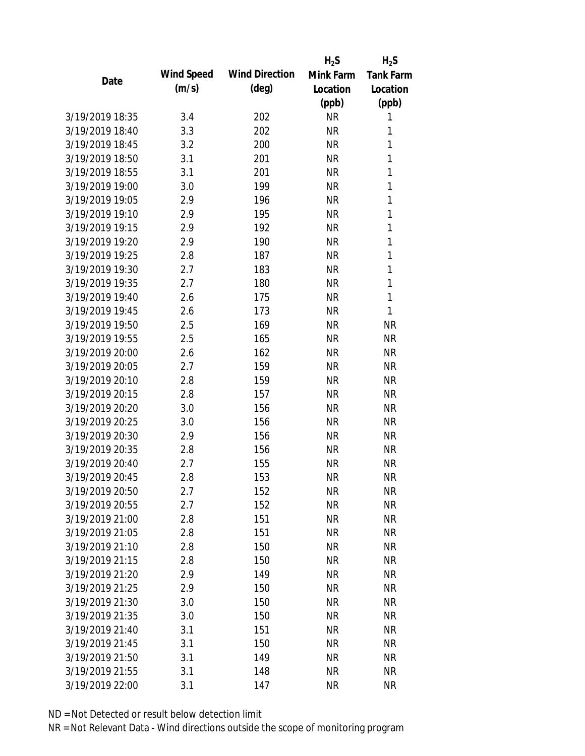| Date | Wind Speed (m/s) | Wind Direction (deg) | $H_2S$ Mink Farm Location (ppb) | $H_2S$ Tank Farm Location (ppb) |
|---|---|---|---|---|
| 3/19/2019 18:35 | 3.4 | 202 | NR | 1 |
| 3/19/2019 18:40 | 3.3 | 202 | NR | 1 |
| 3/19/2019 18:45 | 3.2 | 200 | NR | 1 |
| 3/19/2019 18:50 | 3.1 | 201 | NR | 1 |
| 3/19/2019 18:55 | 3.1 | 201 | NR | 1 |
| 3/19/2019 19:00 | 3.0 | 199 | NR | 1 |
| 3/19/2019 19:05 | 2.9 | 196 | NR | 1 |
| 3/19/2019 19:10 | 2.9 | 195 | NR | 1 |
| 3/19/2019 19:15 | 2.9 | 192 | NR | 1 |
| 3/19/2019 19:20 | 2.9 | 190 | NR | 1 |
| 3/19/2019 19:25 | 2.8 | 187 | NR | 1 |
| 3/19/2019 19:30 | 2.7 | 183 | NR | 1 |
| 3/19/2019 19:35 | 2.7 | 180 | NR | 1 |
| 3/19/2019 19:40 | 2.6 | 175 | NR | 1 |
| 3/19/2019 19:45 | 2.6 | 173 | NR | 1 |
| 3/19/2019 19:50 | 2.5 | 169 | NR | NR |
| 3/19/2019 19:55 | 2.5 | 165 | NR | NR |
| 3/19/2019 20:00 | 2.6 | 162 | NR | NR |
| 3/19/2019 20:05 | 2.7 | 159 | NR | NR |
| 3/19/2019 20:10 | 2.8 | 159 | NR | NR |
| 3/19/2019 20:15 | 2.8 | 157 | NR | NR |
| 3/19/2019 20:20 | 3.0 | 156 | NR | NR |
| 3/19/2019 20:25 | 3.0 | 156 | NR | NR |
| 3/19/2019 20:30 | 2.9 | 156 | NR | NR |
| 3/19/2019 20:35 | 2.8 | 156 | NR | NR |
| 3/19/2019 20:40 | 2.7 | 155 | NR | NR |
| 3/19/2019 20:45 | 2.8 | 153 | NR | NR |
| 3/19/2019 20:50 | 2.7 | 152 | NR | NR |
| 3/19/2019 20:55 | 2.7 | 152 | NR | NR |
| 3/19/2019 21:00 | 2.8 | 151 | NR | NR |
| 3/19/2019 21:05 | 2.8 | 151 | NR | NR |
| 3/19/2019 21:10 | 2.8 | 150 | NR | NR |
| 3/19/2019 21:15 | 2.8 | 150 | NR | NR |
| 3/19/2019 21:20 | 2.9 | 149 | NR | NR |
| 3/19/2019 21:25 | 2.9 | 150 | NR | NR |
| 3/19/2019 21:30 | 3.0 | 150 | NR | NR |
| 3/19/2019 21:35 | 3.0 | 150 | NR | NR |
| 3/19/2019 21:40 | 3.1 | 151 | NR | NR |
| 3/19/2019 21:45 | 3.1 | 150 | NR | NR |
| 3/19/2019 21:50 | 3.1 | 149 | NR | NR |
| 3/19/2019 21:55 | 3.1 | 148 | NR | NR |
| 3/19/2019 22:00 | 3.1 | 147 | NR | NR |

ND = Not Detected or result below detection limit

NR = Not Relevant Data - Wind directions outside the scope of monitoring program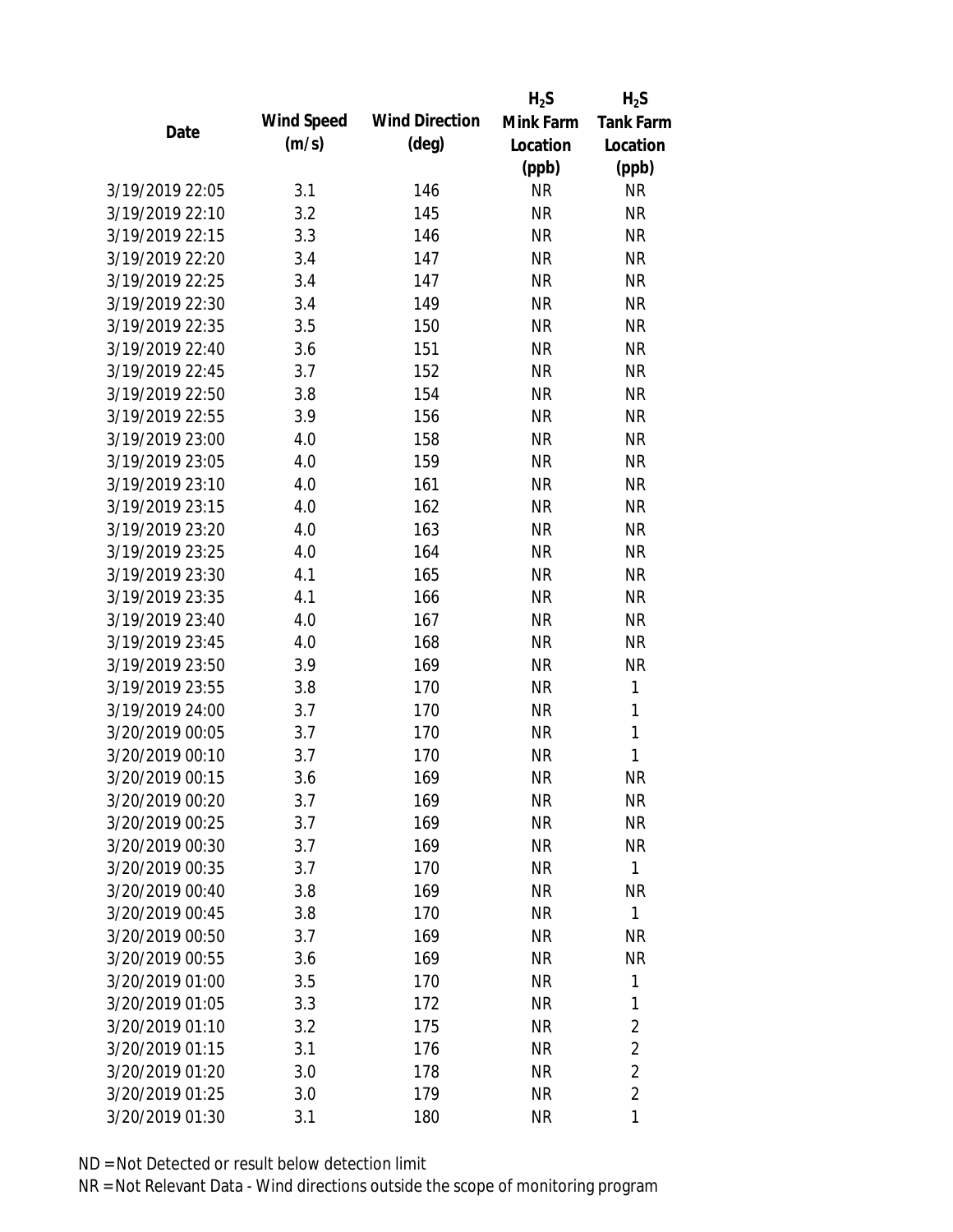| Date | Wind Speed (m/s) | Wind Direction (deg) | $H_2S$ Mink Farm Location (ppb) | $H_2S$ Tank Farm Location (ppb) |
|---|---|---|---|---|
| 3/19/2019 22:05 | 3.1 | 146 | NR | NR |
| 3/19/2019 22:10 | 3.2 | 145 | NR | NR |
| 3/19/2019 22:15 | 3.3 | 146 | NR | NR |
| 3/19/2019 22:20 | 3.4 | 147 | NR | NR |
| 3/19/2019 22:25 | 3.4 | 147 | NR | NR |
| 3/19/2019 22:30 | 3.4 | 149 | NR | NR |
| 3/19/2019 22:35 | 3.5 | 150 | NR | NR |
| 3/19/2019 22:40 | 3.6 | 151 | NR | NR |
| 3/19/2019 22:45 | 3.7 | 152 | NR | NR |
| 3/19/2019 22:50 | 3.8 | 154 | NR | NR |
| 3/19/2019 22:55 | 3.9 | 156 | NR | NR |
| 3/19/2019 23:00 | 4.0 | 158 | NR | NR |
| 3/19/2019 23:05 | 4.0 | 159 | NR | NR |
| 3/19/2019 23:10 | 4.0 | 161 | NR | NR |
| 3/19/2019 23:15 | 4.0 | 162 | NR | NR |
| 3/19/2019 23:20 | 4.0 | 163 | NR | NR |
| 3/19/2019 23:25 | 4.0 | 164 | NR | NR |
| 3/19/2019 23:30 | 4.1 | 165 | NR | NR |
| 3/19/2019 23:35 | 4.1 | 166 | NR | NR |
| 3/19/2019 23:40 | 4.0 | 167 | NR | NR |
| 3/19/2019 23:45 | 4.0 | 168 | NR | NR |
| 3/19/2019 23:50 | 3.9 | 169 | NR | NR |
| 3/19/2019 23:55 | 3.8 | 170 | NR | 1 |
| 3/19/2019 24:00 | 3.7 | 170 | NR | 1 |
| 3/20/2019 00:05 | 3.7 | 170 | NR | 1 |
| 3/20/2019 00:10 | 3.7 | 170 | NR | 1 |
| 3/20/2019 00:15 | 3.6 | 169 | NR | NR |
| 3/20/2019 00:20 | 3.7 | 169 | NR | NR |
| 3/20/2019 00:25 | 3.7 | 169 | NR | NR |
| 3/20/2019 00:30 | 3.7 | 169 | NR | NR |
| 3/20/2019 00:35 | 3.7 | 170 | NR | 1 |
| 3/20/2019 00:40 | 3.8 | 169 | NR | NR |
| 3/20/2019 00:45 | 3.8 | 170 | NR | 1 |
| 3/20/2019 00:50 | 3.7 | 169 | NR | NR |
| 3/20/2019 00:55 | 3.6 | 169 | NR | NR |
| 3/20/2019 01:00 | 3.5 | 170 | NR | 1 |
| 3/20/2019 01:05 | 3.3 | 172 | NR | 1 |
| 3/20/2019 01:10 | 3.2 | 175 | NR | 2 |
| 3/20/2019 01:15 | 3.1 | 176 | NR | 2 |
| 3/20/2019 01:20 | 3.0 | 178 | NR | 2 |
| 3/20/2019 01:25 | 3.0 | 179 | NR | 2 |
| 3/20/2019 01:30 | 3.1 | 180 | NR | 1 |

ND = Not Detected or result below detection limit

NR = Not Relevant Data - Wind directions outside the scope of monitoring program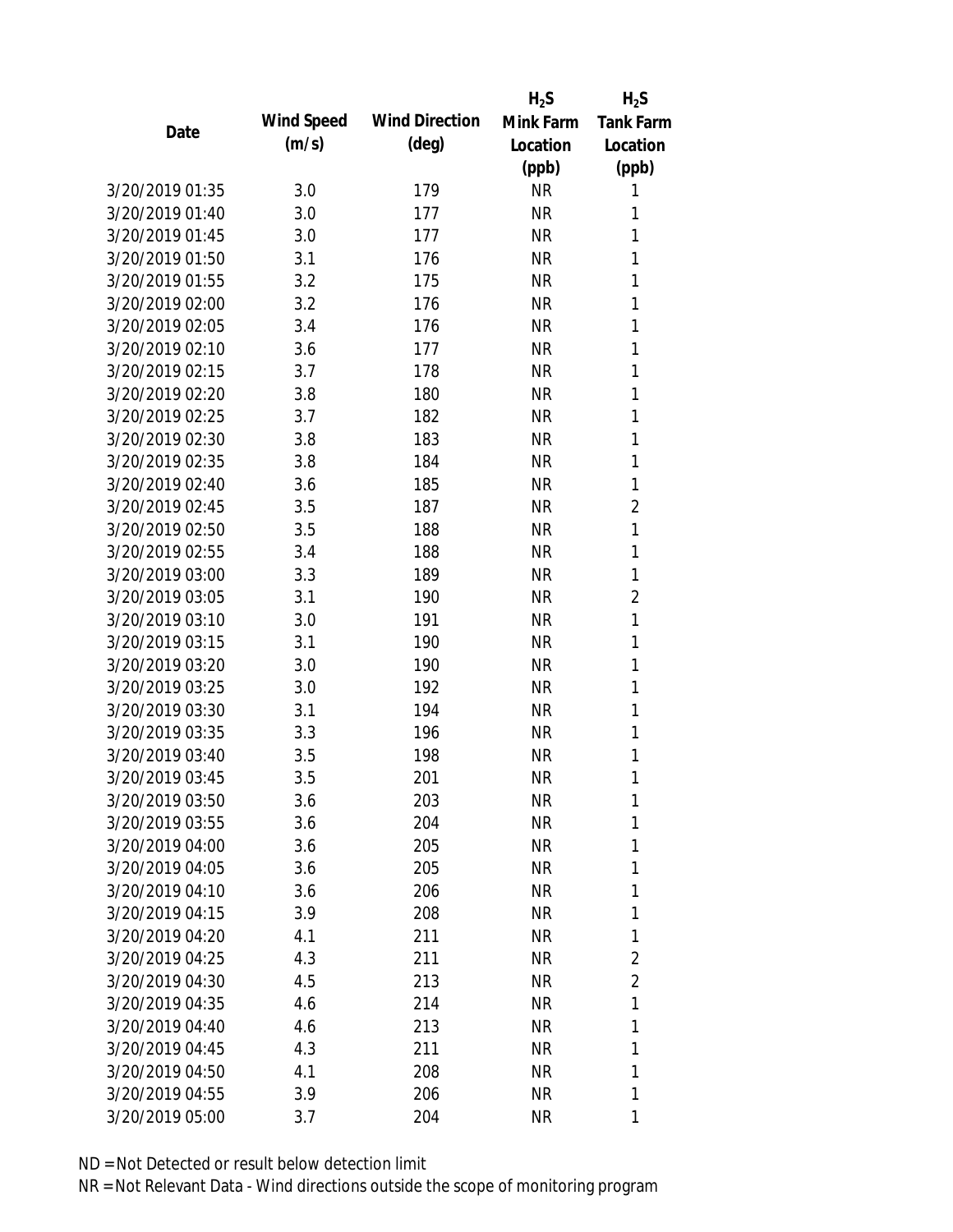| Date | Wind Speed (m/s) | Wind Direction (deg) | $H_2S$ Mink Farm Location (ppb) | $H_2S$ Tank Farm Location (ppb) |
|---|---|---|---|---|
| 3/20/2019 01:35 | 3.0 | 179 | NR | 1 |
| 3/20/2019 01:40 | 3.0 | 177 | NR | 1 |
| 3/20/2019 01:45 | 3.0 | 177 | NR | 1 |
| 3/20/2019 01:50 | 3.1 | 176 | NR | 1 |
| 3/20/2019 01:55 | 3.2 | 175 | NR | 1 |
| 3/20/2019 02:00 | 3.2 | 176 | NR | 1 |
| 3/20/2019 02:05 | 3.4 | 176 | NR | 1 |
| 3/20/2019 02:10 | 3.6 | 177 | NR | 1 |
| 3/20/2019 02:15 | 3.7 | 178 | NR | 1 |
| 3/20/2019 02:20 | 3.8 | 180 | NR | 1 |
| 3/20/2019 02:25 | 3.7 | 182 | NR | 1 |
| 3/20/2019 02:30 | 3.8 | 183 | NR | 1 |
| 3/20/2019 02:35 | 3.8 | 184 | NR | 1 |
| 3/20/2019 02:40 | 3.6 | 185 | NR | 1 |
| 3/20/2019 02:45 | 3.5 | 187 | NR | 2 |
| 3/20/2019 02:50 | 3.5 | 188 | NR | 1 |
| 3/20/2019 02:55 | 3.4 | 188 | NR | 1 |
| 3/20/2019 03:00 | 3.3 | 189 | NR | 1 |
| 3/20/2019 03:05 | 3.1 | 190 | NR | 2 |
| 3/20/2019 03:10 | 3.0 | 191 | NR | 1 |
| 3/20/2019 03:15 | 3.1 | 190 | NR | 1 |
| 3/20/2019 03:20 | 3.0 | 190 | NR | 1 |
| 3/20/2019 03:25 | 3.0 | 192 | NR | 1 |
| 3/20/2019 03:30 | 3.1 | 194 | NR | 1 |
| 3/20/2019 03:35 | 3.3 | 196 | NR | 1 |
| 3/20/2019 03:40 | 3.5 | 198 | NR | 1 |
| 3/20/2019 03:45 | 3.5 | 201 | NR | 1 |
| 3/20/2019 03:50 | 3.6 | 203 | NR | 1 |
| 3/20/2019 03:55 | 3.6 | 204 | NR | 1 |
| 3/20/2019 04:00 | 3.6 | 205 | NR | 1 |
| 3/20/2019 04:05 | 3.6 | 205 | NR | 1 |
| 3/20/2019 04:10 | 3.6 | 206 | NR | 1 |
| 3/20/2019 04:15 | 3.9 | 208 | NR | 1 |
| 3/20/2019 04:20 | 4.1 | 211 | NR | 1 |
| 3/20/2019 04:25 | 4.3 | 211 | NR | 2 |
| 3/20/2019 04:30 | 4.5 | 213 | NR | 2 |
| 3/20/2019 04:35 | 4.6 | 214 | NR | 1 |
| 3/20/2019 04:40 | 4.6 | 213 | NR | 1 |
| 3/20/2019 04:45 | 4.3 | 211 | NR | 1 |
| 3/20/2019 04:50 | 4.1 | 208 | NR | 1 |
| 3/20/2019 04:55 | 3.9 | 206 | NR | 1 |
| 3/20/2019 05:00 | 3.7 | 204 | NR | 1 |

ND = Not Detected or result below detection limit

NR = Not Relevant Data - Wind directions outside the scope of monitoring program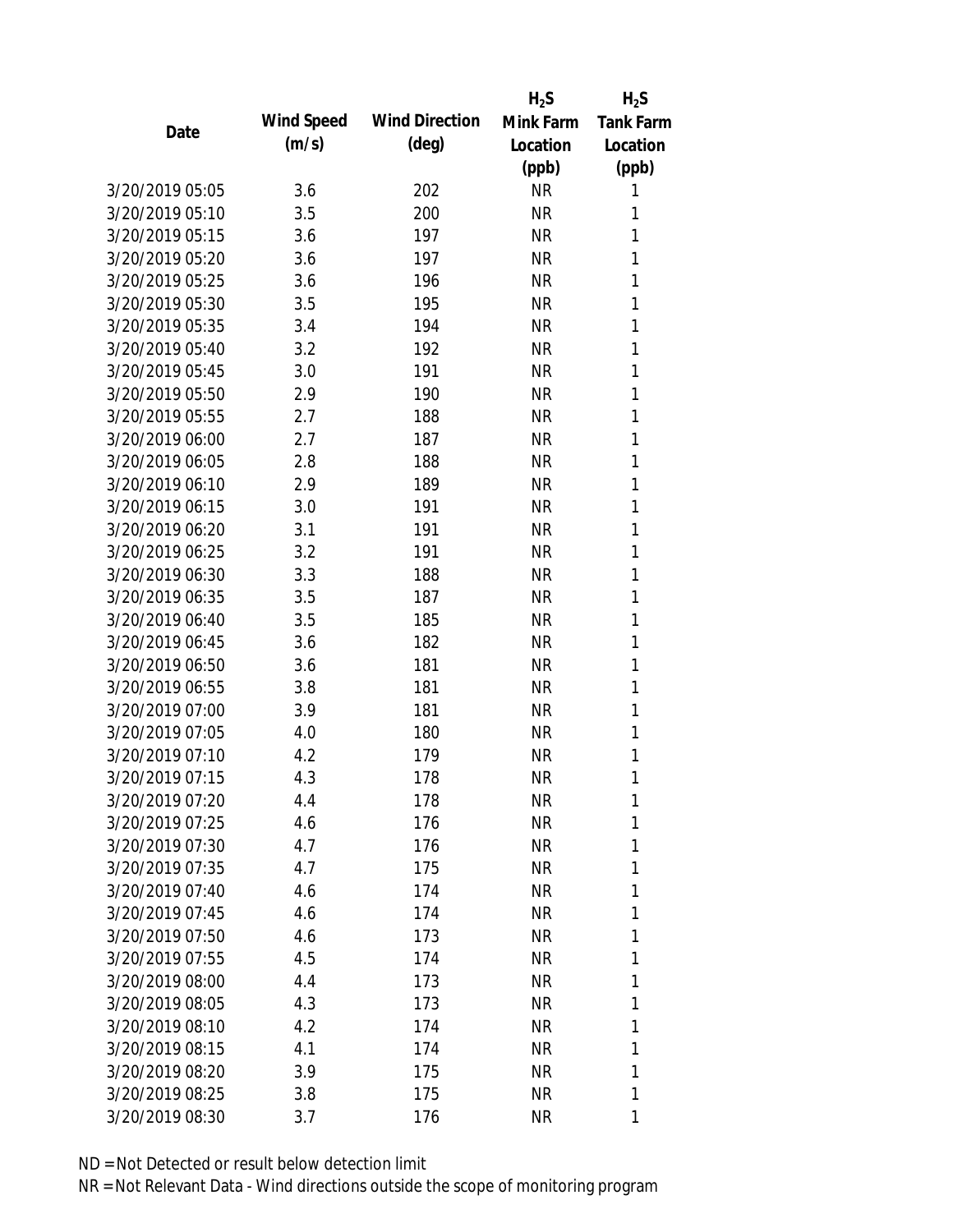| Date | Wind Speed (m/s) | Wind Direction (deg) | $H_2S$ Mink Farm Location (ppb) | $H_2S$ Tank Farm Location (ppb) |
|---|---|---|---|---|
| 3/20/2019 05:05 | 3.6 | 202 | NR | 1 |
| 3/20/2019 05:10 | 3.5 | 200 | NR | 1 |
| 3/20/2019 05:15 | 3.6 | 197 | NR | 1 |
| 3/20/2019 05:20 | 3.6 | 197 | NR | 1 |
| 3/20/2019 05:25 | 3.6 | 196 | NR | 1 |
| 3/20/2019 05:30 | 3.5 | 195 | NR | 1 |
| 3/20/2019 05:35 | 3.4 | 194 | NR | 1 |
| 3/20/2019 05:40 | 3.2 | 192 | NR | 1 |
| 3/20/2019 05:45 | 3.0 | 191 | NR | 1 |
| 3/20/2019 05:50 | 2.9 | 190 | NR | 1 |
| 3/20/2019 05:55 | 2.7 | 188 | NR | 1 |
| 3/20/2019 06:00 | 2.7 | 187 | NR | 1 |
| 3/20/2019 06:05 | 2.8 | 188 | NR | 1 |
| 3/20/2019 06:10 | 2.9 | 189 | NR | 1 |
| 3/20/2019 06:15 | 3.0 | 191 | NR | 1 |
| 3/20/2019 06:20 | 3.1 | 191 | NR | 1 |
| 3/20/2019 06:25 | 3.2 | 191 | NR | 1 |
| 3/20/2019 06:30 | 3.3 | 188 | NR | 1 |
| 3/20/2019 06:35 | 3.5 | 187 | NR | 1 |
| 3/20/2019 06:40 | 3.5 | 185 | NR | 1 |
| 3/20/2019 06:45 | 3.6 | 182 | NR | 1 |
| 3/20/2019 06:50 | 3.6 | 181 | NR | 1 |
| 3/20/2019 06:55 | 3.8 | 181 | NR | 1 |
| 3/20/2019 07:00 | 3.9 | 181 | NR | 1 |
| 3/20/2019 07:05 | 4.0 | 180 | NR | 1 |
| 3/20/2019 07:10 | 4.2 | 179 | NR | 1 |
| 3/20/2019 07:15 | 4.3 | 178 | NR | 1 |
| 3/20/2019 07:20 | 4.4 | 178 | NR | 1 |
| 3/20/2019 07:25 | 4.6 | 176 | NR | 1 |
| 3/20/2019 07:30 | 4.7 | 176 | NR | 1 |
| 3/20/2019 07:35 | 4.7 | 175 | NR | 1 |
| 3/20/2019 07:40 | 4.6 | 174 | NR | 1 |
| 3/20/2019 07:45 | 4.6 | 174 | NR | 1 |
| 3/20/2019 07:50 | 4.6 | 173 | NR | 1 |
| 3/20/2019 07:55 | 4.5 | 174 | NR | 1 |
| 3/20/2019 08:00 | 4.4 | 173 | NR | 1 |
| 3/20/2019 08:05 | 4.3 | 173 | NR | 1 |
| 3/20/2019 08:10 | 4.2 | 174 | NR | 1 |
| 3/20/2019 08:15 | 4.1 | 174 | NR | 1 |
| 3/20/2019 08:20 | 3.9 | 175 | NR | 1 |
| 3/20/2019 08:25 | 3.8 | 175 | NR | 1 |
| 3/20/2019 08:30 | 3.7 | 176 | NR | 1 |

ND = Not Detected or result below detection limit

NR = Not Relevant Data - Wind directions outside the scope of monitoring program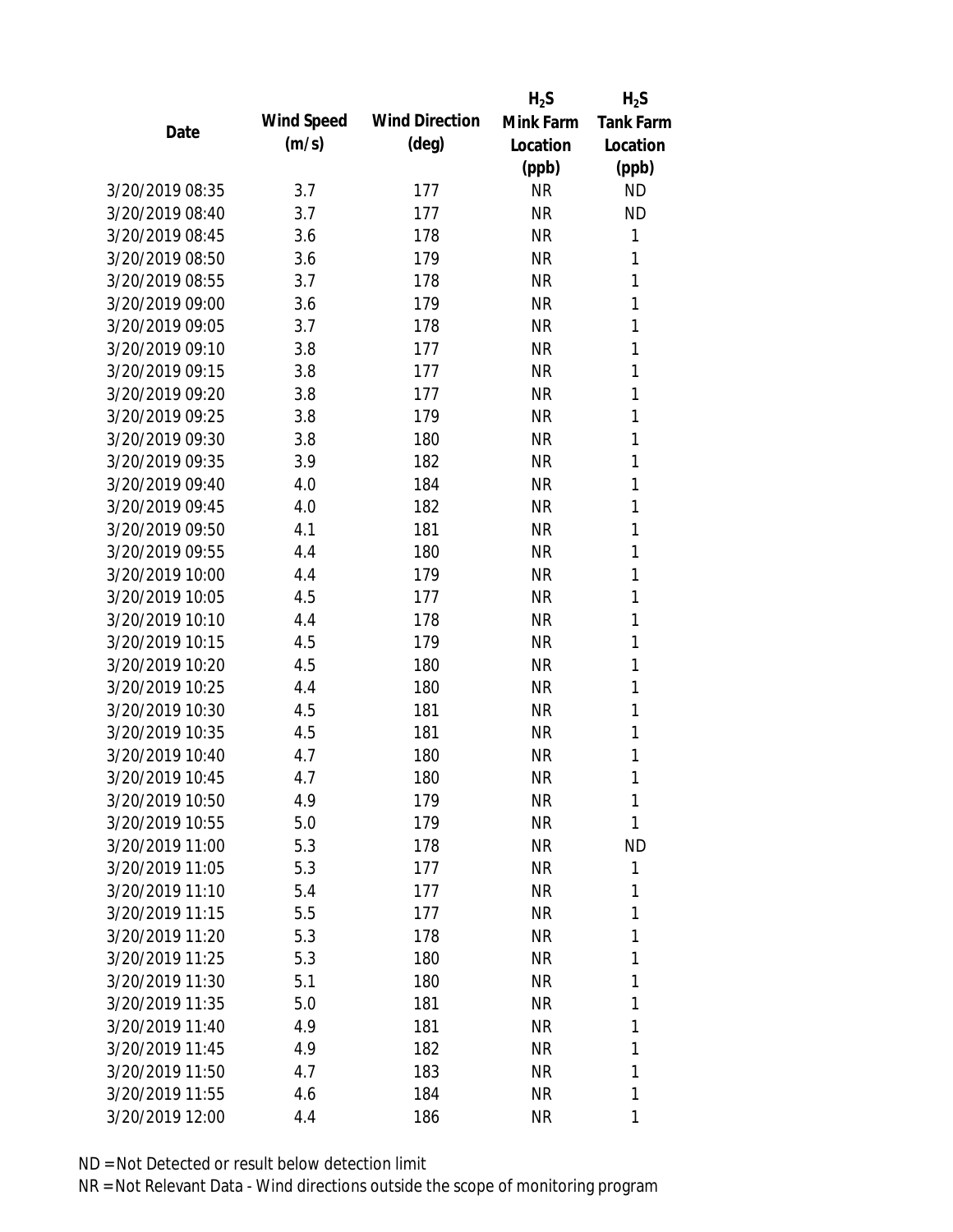| Date | Wind Speed (m/s) | Wind Direction (deg) | $H_2S$ Mink Farm Location (ppb) | $H_2S$ Tank Farm Location (ppb) |
|---|---|---|---|---|
| 3/20/2019 08:35 | 3.7 | 177 | NR | ND |
| 3/20/2019 08:40 | 3.7 | 177 | NR | ND |
| 3/20/2019 08:45 | 3.6 | 178 | NR | 1 |
| 3/20/2019 08:50 | 3.6 | 179 | NR | 1 |
| 3/20/2019 08:55 | 3.7 | 178 | NR | 1 |
| 3/20/2019 09:00 | 3.6 | 179 | NR | 1 |
| 3/20/2019 09:05 | 3.7 | 178 | NR | 1 |
| 3/20/2019 09:10 | 3.8 | 177 | NR | 1 |
| 3/20/2019 09:15 | 3.8 | 177 | NR | 1 |
| 3/20/2019 09:20 | 3.8 | 177 | NR | 1 |
| 3/20/2019 09:25 | 3.8 | 179 | NR | 1 |
| 3/20/2019 09:30 | 3.8 | 180 | NR | 1 |
| 3/20/2019 09:35 | 3.9 | 182 | NR | 1 |
| 3/20/2019 09:40 | 4.0 | 184 | NR | 1 |
| 3/20/2019 09:45 | 4.0 | 182 | NR | 1 |
| 3/20/2019 09:50 | 4.1 | 181 | NR | 1 |
| 3/20/2019 09:55 | 4.4 | 180 | NR | 1 |
| 3/20/2019 10:00 | 4.4 | 179 | NR | 1 |
| 3/20/2019 10:05 | 4.5 | 177 | NR | 1 |
| 3/20/2019 10:10 | 4.4 | 178 | NR | 1 |
| 3/20/2019 10:15 | 4.5 | 179 | NR | 1 |
| 3/20/2019 10:20 | 4.5 | 180 | NR | 1 |
| 3/20/2019 10:25 | 4.4 | 180 | NR | 1 |
| 3/20/2019 10:30 | 4.5 | 181 | NR | 1 |
| 3/20/2019 10:35 | 4.5 | 181 | NR | 1 |
| 3/20/2019 10:40 | 4.7 | 180 | NR | 1 |
| 3/20/2019 10:45 | 4.7 | 180 | NR | 1 |
| 3/20/2019 10:50 | 4.9 | 179 | NR | 1 |
| 3/20/2019 10:55 | 5.0 | 179 | NR | 1 |
| 3/20/2019 11:00 | 5.3 | 178 | NR | ND |
| 3/20/2019 11:05 | 5.3 | 177 | NR | 1 |
| 3/20/2019 11:10 | 5.4 | 177 | NR | 1 |
| 3/20/2019 11:15 | 5.5 | 177 | NR | 1 |
| 3/20/2019 11:20 | 5.3 | 178 | NR | 1 |
| 3/20/2019 11:25 | 5.3 | 180 | NR | 1 |
| 3/20/2019 11:30 | 5.1 | 180 | NR | 1 |
| 3/20/2019 11:35 | 5.0 | 181 | NR | 1 |
| 3/20/2019 11:40 | 4.9 | 181 | NR | 1 |
| 3/20/2019 11:45 | 4.9 | 182 | NR | 1 |
| 3/20/2019 11:50 | 4.7 | 183 | NR | 1 |
| 3/20/2019 11:55 | 4.6 | 184 | NR | 1 |
| 3/20/2019 12:00 | 4.4 | 186 | NR | 1 |

ND = Not Detected or result below detection limit

NR = Not Relevant Data - Wind directions outside the scope of monitoring program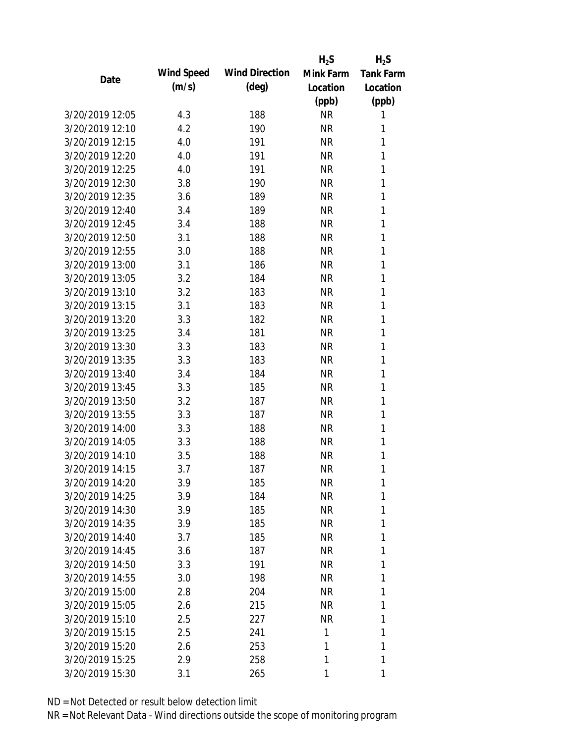| Date | Wind Speed (m/s) | Wind Direction (deg) | $H_2S$ Mink Farm Location (ppb) | $H_2S$ Tank Farm Location (ppb) |
|---|---|---|---|---|
| 3/20/2019 12:05 | 4.3 | 188 | NR | 1 |
| 3/20/2019 12:10 | 4.2 | 190 | NR | 1 |
| 3/20/2019 12:15 | 4.0 | 191 | NR | 1 |
| 3/20/2019 12:20 | 4.0 | 191 | NR | 1 |
| 3/20/2019 12:25 | 4.0 | 191 | NR | 1 |
| 3/20/2019 12:30 | 3.8 | 190 | NR | 1 |
| 3/20/2019 12:35 | 3.6 | 189 | NR | 1 |
| 3/20/2019 12:40 | 3.4 | 189 | NR | 1 |
| 3/20/2019 12:45 | 3.4 | 188 | NR | 1 |
| 3/20/2019 12:50 | 3.1 | 188 | NR | 1 |
| 3/20/2019 12:55 | 3.0 | 188 | NR | 1 |
| 3/20/2019 13:00 | 3.1 | 186 | NR | 1 |
| 3/20/2019 13:05 | 3.2 | 184 | NR | 1 |
| 3/20/2019 13:10 | 3.2 | 183 | NR | 1 |
| 3/20/2019 13:15 | 3.1 | 183 | NR | 1 |
| 3/20/2019 13:20 | 3.3 | 182 | NR | 1 |
| 3/20/2019 13:25 | 3.4 | 181 | NR | 1 |
| 3/20/2019 13:30 | 3.3 | 183 | NR | 1 |
| 3/20/2019 13:35 | 3.3 | 183 | NR | 1 |
| 3/20/2019 13:40 | 3.4 | 184 | NR | 1 |
| 3/20/2019 13:45 | 3.3 | 185 | NR | 1 |
| 3/20/2019 13:50 | 3.2 | 187 | NR | 1 |
| 3/20/2019 13:55 | 3.3 | 187 | NR | 1 |
| 3/20/2019 14:00 | 3.3 | 188 | NR | 1 |
| 3/20/2019 14:05 | 3.3 | 188 | NR | 1 |
| 3/20/2019 14:10 | 3.5 | 188 | NR | 1 |
| 3/20/2019 14:15 | 3.7 | 187 | NR | 1 |
| 3/20/2019 14:20 | 3.9 | 185 | NR | 1 |
| 3/20/2019 14:25 | 3.9 | 184 | NR | 1 |
| 3/20/2019 14:30 | 3.9 | 185 | NR | 1 |
| 3/20/2019 14:35 | 3.9 | 185 | NR | 1 |
| 3/20/2019 14:40 | 3.7 | 185 | NR | 1 |
| 3/20/2019 14:45 | 3.6 | 187 | NR | 1 |
| 3/20/2019 14:50 | 3.3 | 191 | NR | 1 |
| 3/20/2019 14:55 | 3.0 | 198 | NR | 1 |
| 3/20/2019 15:00 | 2.8 | 204 | NR | 1 |
| 3/20/2019 15:05 | 2.6 | 215 | NR | 1 |
| 3/20/2019 15:10 | 2.5 | 227 | NR | 1 |
| 3/20/2019 15:15 | 2.5 | 241 | 1 | 1 |
| 3/20/2019 15:20 | 2.6 | 253 | 1 | 1 |
| 3/20/2019 15:25 | 2.9 | 258 | 1 | 1 |
| 3/20/2019 15:30 | 3.1 | 265 | 1 | 1 |

ND = Not Detected or result below detection limit

NR = Not Relevant Data - Wind directions outside the scope of monitoring program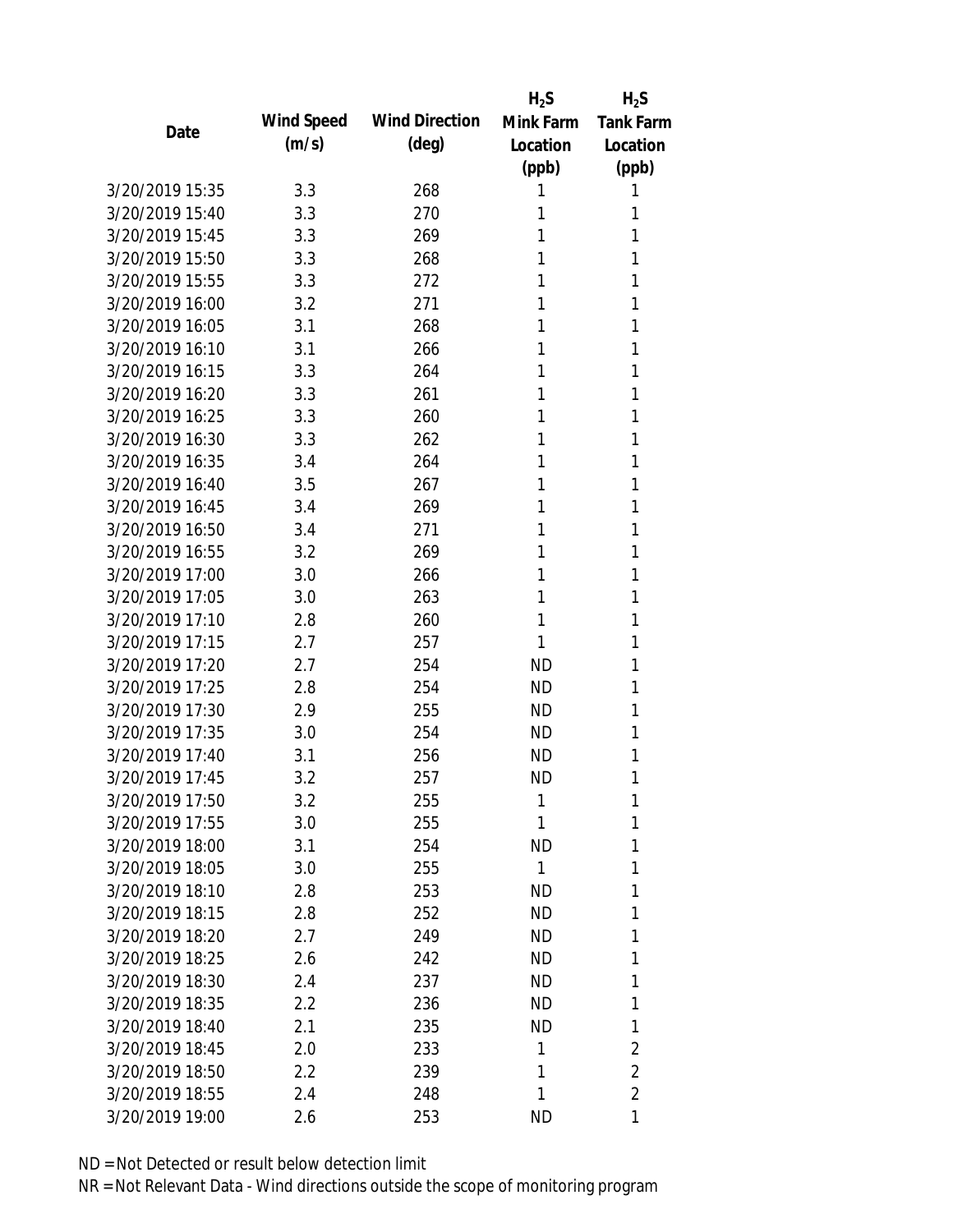| Date | Wind Speed (m/s) | Wind Direction (deg) | $H_2S$ Mink Farm Location (ppb) | $H_2S$ Tank Farm Location (ppb) |
|---|---|---|---|---|
| 3/20/2019 15:35 | 3.3 | 268 | 1 | 1 |
| 3/20/2019 15:40 | 3.3 | 270 | 1 | 1 |
| 3/20/2019 15:45 | 3.3 | 269 | 1 | 1 |
| 3/20/2019 15:50 | 3.3 | 268 | 1 | 1 |
| 3/20/2019 15:55 | 3.3 | 272 | 1 | 1 |
| 3/20/2019 16:00 | 3.2 | 271 | 1 | 1 |
| 3/20/2019 16:05 | 3.1 | 268 | 1 | 1 |
| 3/20/2019 16:10 | 3.1 | 266 | 1 | 1 |
| 3/20/2019 16:15 | 3.3 | 264 | 1 | 1 |
| 3/20/2019 16:20 | 3.3 | 261 | 1 | 1 |
| 3/20/2019 16:25 | 3.3 | 260 | 1 | 1 |
| 3/20/2019 16:30 | 3.3 | 262 | 1 | 1 |
| 3/20/2019 16:35 | 3.4 | 264 | 1 | 1 |
| 3/20/2019 16:40 | 3.5 | 267 | 1 | 1 |
| 3/20/2019 16:45 | 3.4 | 269 | 1 | 1 |
| 3/20/2019 16:50 | 3.4 | 271 | 1 | 1 |
| 3/20/2019 16:55 | 3.2 | 269 | 1 | 1 |
| 3/20/2019 17:00 | 3.0 | 266 | 1 | 1 |
| 3/20/2019 17:05 | 3.0 | 263 | 1 | 1 |
| 3/20/2019 17:10 | 2.8 | 260 | 1 | 1 |
| 3/20/2019 17:15 | 2.7 | 257 | 1 | 1 |
| 3/20/2019 17:20 | 2.7 | 254 | ND | 1 |
| 3/20/2019 17:25 | 2.8 | 254 | ND | 1 |
| 3/20/2019 17:30 | 2.9 | 255 | ND | 1 |
| 3/20/2019 17:35 | 3.0 | 254 | ND | 1 |
| 3/20/2019 17:40 | 3.1 | 256 | ND | 1 |
| 3/20/2019 17:45 | 3.2 | 257 | ND | 1 |
| 3/20/2019 17:50 | 3.2 | 255 | 1 | 1 |
| 3/20/2019 17:55 | 3.0 | 255 | 1 | 1 |
| 3/20/2019 18:00 | 3.1 | 254 | ND | 1 |
| 3/20/2019 18:05 | 3.0 | 255 | 1 | 1 |
| 3/20/2019 18:10 | 2.8 | 253 | ND | 1 |
| 3/20/2019 18:15 | 2.8 | 252 | ND | 1 |
| 3/20/2019 18:20 | 2.7 | 249 | ND | 1 |
| 3/20/2019 18:25 | 2.6 | 242 | ND | 1 |
| 3/20/2019 18:30 | 2.4 | 237 | ND | 1 |
| 3/20/2019 18:35 | 2.2 | 236 | ND | 1 |
| 3/20/2019 18:40 | 2.1 | 235 | ND | 1 |
| 3/20/2019 18:45 | 2.0 | 233 | 1 | 2 |
| 3/20/2019 18:50 | 2.2 | 239 | 1 | 2 |
| 3/20/2019 18:55 | 2.4 | 248 | 1 | 2 |
| 3/20/2019 19:00 | 2.6 | 253 | ND | 1 |

ND = Not Detected or result below detection limit
NR = Not Relevant Data - Wind directions outside the scope of monitoring program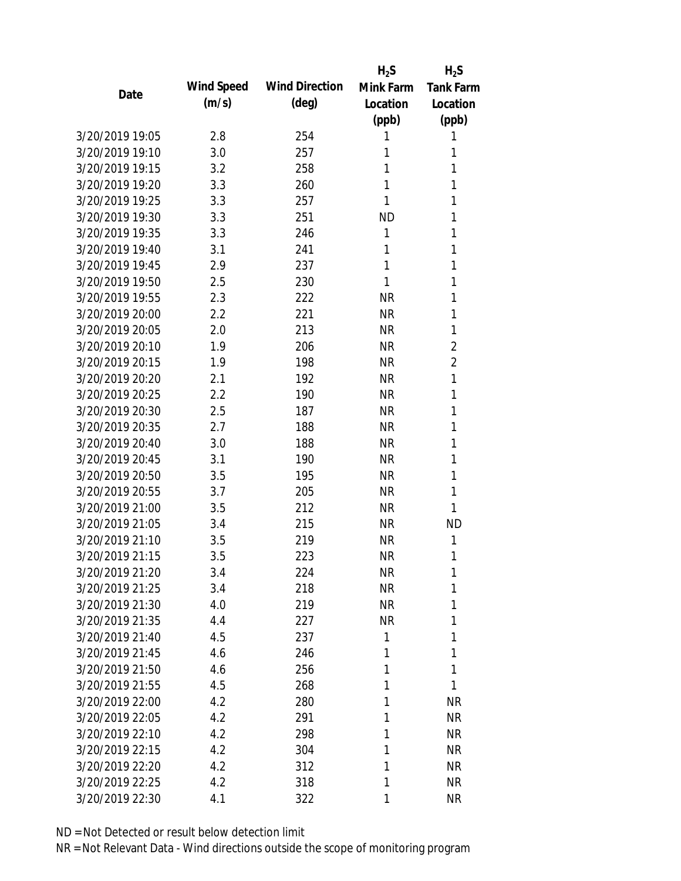| Date | Wind Speed (m/s) | Wind Direction (deg) | $H_2S$ Mink Farm Location (ppb) | $H_2S$ Tank Farm Location (ppb) |
|---|---|---|---|---|
| 3/20/2019 19:05 | 2.8 | 254 | 1 | 1 |
| 3/20/2019 19:10 | 3.0 | 257 | 1 | 1 |
| 3/20/2019 19:15 | 3.2 | 258 | 1 | 1 |
| 3/20/2019 19:20 | 3.3 | 260 | 1 | 1 |
| 3/20/2019 19:25 | 3.3 | 257 | 1 | 1 |
| 3/20/2019 19:30 | 3.3 | 251 | ND | 1 |
| 3/20/2019 19:35 | 3.3 | 246 | 1 | 1 |
| 3/20/2019 19:40 | 3.1 | 241 | 1 | 1 |
| 3/20/2019 19:45 | 2.9 | 237 | 1 | 1 |
| 3/20/2019 19:50 | 2.5 | 230 | 1 | 1 |
| 3/20/2019 19:55 | 2.3 | 222 | NR | 1 |
| 3/20/2019 20:00 | 2.2 | 221 | NR | 1 |
| 3/20/2019 20:05 | 2.0 | 213 | NR | 1 |
| 3/20/2019 20:10 | 1.9 | 206 | NR | 2 |
| 3/20/2019 20:15 | 1.9 | 198 | NR | 2 |
| 3/20/2019 20:20 | 2.1 | 192 | NR | 1 |
| 3/20/2019 20:25 | 2.2 | 190 | NR | 1 |
| 3/20/2019 20:30 | 2.5 | 187 | NR | 1 |
| 3/20/2019 20:35 | 2.7 | 188 | NR | 1 |
| 3/20/2019 20:40 | 3.0 | 188 | NR | 1 |
| 3/20/2019 20:45 | 3.1 | 190 | NR | 1 |
| 3/20/2019 20:50 | 3.5 | 195 | NR | 1 |
| 3/20/2019 20:55 | 3.7 | 205 | NR | 1 |
| 3/20/2019 21:00 | 3.5 | 212 | NR | 1 |
| 3/20/2019 21:05 | 3.4 | 215 | NR | ND |
| 3/20/2019 21:10 | 3.5 | 219 | NR | 1 |
| 3/20/2019 21:15 | 3.5 | 223 | NR | 1 |
| 3/20/2019 21:20 | 3.4 | 224 | NR | 1 |
| 3/20/2019 21:25 | 3.4 | 218 | NR | 1 |
| 3/20/2019 21:30 | 4.0 | 219 | NR | 1 |
| 3/20/2019 21:35 | 4.4 | 227 | NR | 1 |
| 3/20/2019 21:40 | 4.5 | 237 | 1 | 1 |
| 3/20/2019 21:45 | 4.6 | 246 | 1 | 1 |
| 3/20/2019 21:50 | 4.6 | 256 | 1 | 1 |
| 3/20/2019 21:55 | 4.5 | 268 | 1 | 1 |
| 3/20/2019 22:00 | 4.2 | 280 | 1 | NR |
| 3/20/2019 22:05 | 4.2 | 291 | 1 | NR |
| 3/20/2019 22:10 | 4.2 | 298 | 1 | NR |
| 3/20/2019 22:15 | 4.2 | 304 | 1 | NR |
| 3/20/2019 22:20 | 4.2 | 312 | 1 | NR |
| 3/20/2019 22:25 | 4.2 | 318 | 1 | NR |
| 3/20/2019 22:30 | 4.1 | 322 | 1 | NR |

ND = Not Detected or result below detection limit

NR = Not Relevant Data - Wind directions outside the scope of monitoring program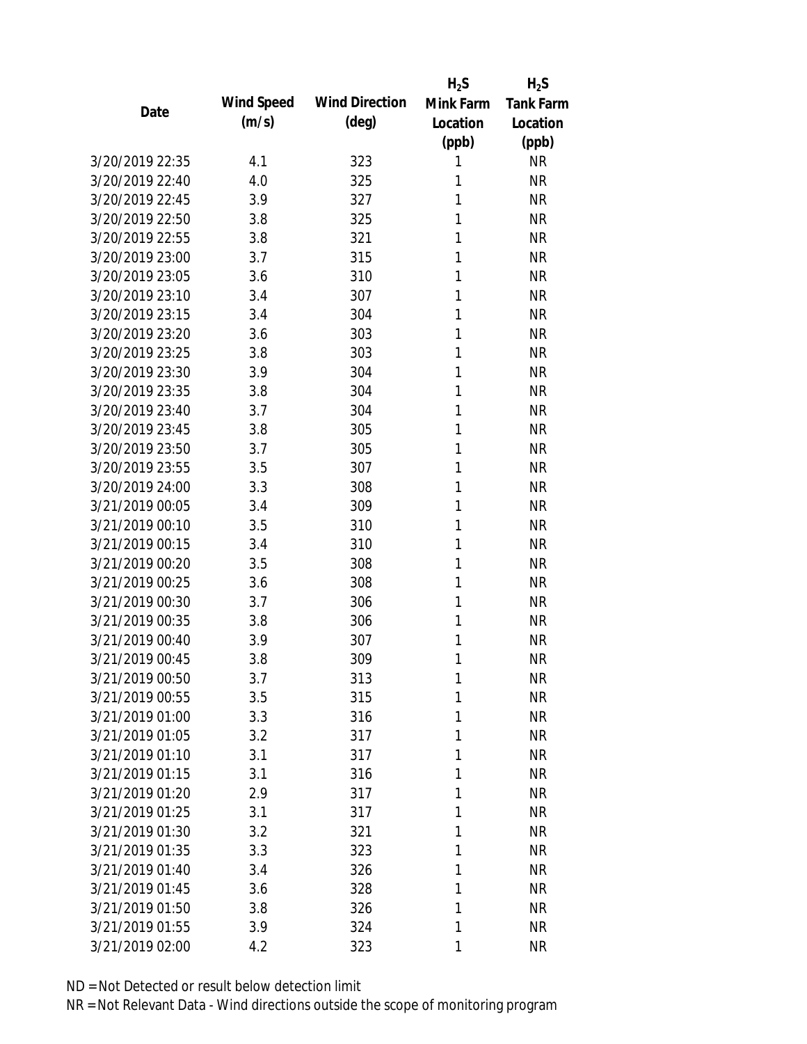| Date | Wind Speed (m/s) | Wind Direction (deg) | $H_2S$ Mink Farm Location (ppb) | $H_2S$ Tank Farm Location (ppb) |
|---|---|---|---|---|
| 3/20/2019 22:35 | 4.1 | 323 | 1 | NR |
| 3/20/2019 22:40 | 4.0 | 325 | 1 | NR |
| 3/20/2019 22:45 | 3.9 | 327 | 1 | NR |
| 3/20/2019 22:50 | 3.8 | 325 | 1 | NR |
| 3/20/2019 22:55 | 3.8 | 321 | 1 | NR |
| 3/20/2019 23:00 | 3.7 | 315 | 1 | NR |
| 3/20/2019 23:05 | 3.6 | 310 | 1 | NR |
| 3/20/2019 23:10 | 3.4 | 307 | 1 | NR |
| 3/20/2019 23:15 | 3.4 | 304 | 1 | NR |
| 3/20/2019 23:20 | 3.6 | 303 | 1 | NR |
| 3/20/2019 23:25 | 3.8 | 303 | 1 | NR |
| 3/20/2019 23:30 | 3.9 | 304 | 1 | NR |
| 3/20/2019 23:35 | 3.8 | 304 | 1 | NR |
| 3/20/2019 23:40 | 3.7 | 304 | 1 | NR |
| 3/20/2019 23:45 | 3.8 | 305 | 1 | NR |
| 3/20/2019 23:50 | 3.7 | 305 | 1 | NR |
| 3/20/2019 23:55 | 3.5 | 307 | 1 | NR |
| 3/20/2019 24:00 | 3.3 | 308 | 1 | NR |
| 3/21/2019 00:05 | 3.4 | 309 | 1 | NR |
| 3/21/2019 00:10 | 3.5 | 310 | 1 | NR |
| 3/21/2019 00:15 | 3.4 | 310 | 1 | NR |
| 3/21/2019 00:20 | 3.5 | 308 | 1 | NR |
| 3/21/2019 00:25 | 3.6 | 308 | 1 | NR |
| 3/21/2019 00:30 | 3.7 | 306 | 1 | NR |
| 3/21/2019 00:35 | 3.8 | 306 | 1 | NR |
| 3/21/2019 00:40 | 3.9 | 307 | 1 | NR |
| 3/21/2019 00:45 | 3.8 | 309 | 1 | NR |
| 3/21/2019 00:50 | 3.7 | 313 | 1 | NR |
| 3/21/2019 00:55 | 3.5 | 315 | 1 | NR |
| 3/21/2019 01:00 | 3.3 | 316 | 1 | NR |
| 3/21/2019 01:05 | 3.2 | 317 | 1 | NR |
| 3/21/2019 01:10 | 3.1 | 317 | 1 | NR |
| 3/21/2019 01:15 | 3.1 | 316 | 1 | NR |
| 3/21/2019 01:20 | 2.9 | 317 | 1 | NR |
| 3/21/2019 01:25 | 3.1 | 317 | 1 | NR |
| 3/21/2019 01:30 | 3.2 | 321 | 1 | NR |
| 3/21/2019 01:35 | 3.3 | 323 | 1 | NR |
| 3/21/2019 01:40 | 3.4 | 326 | 1 | NR |
| 3/21/2019 01:45 | 3.6 | 328 | 1 | NR |
| 3/21/2019 01:50 | 3.8 | 326 | 1 | NR |
| 3/21/2019 01:55 | 3.9 | 324 | 1 | NR |
| 3/21/2019 02:00 | 4.2 | 323 | 1 | NR |

ND = Not Detected or result below detection limit
NR = Not Relevant Data - Wind directions outside the scope of monitoring program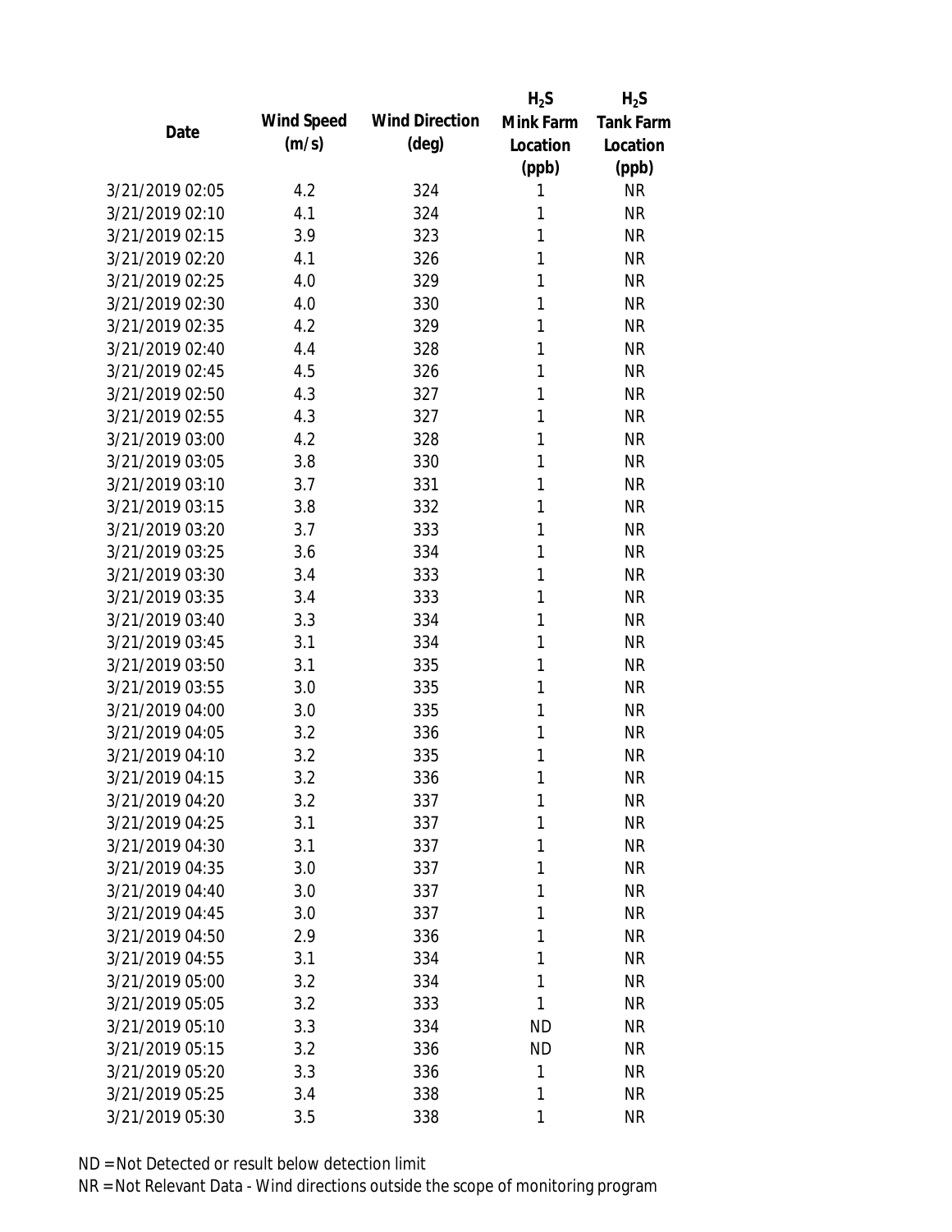| Date | Wind Speed (m/s) | Wind Direction (deg) | $H_2S$ Mink Farm Location (ppb) | $H_2S$ Tank Farm Location (ppb) |
|---|---|---|---|---|
| 3/21/2019 02:05 | 4.2 | 324 | 1 | NR |
| 3/21/2019 02:10 | 4.1 | 324 | 1 | NR |
| 3/21/2019 02:15 | 3.9 | 323 | 1 | NR |
| 3/21/2019 02:20 | 4.1 | 326 | 1 | NR |
| 3/21/2019 02:25 | 4.0 | 329 | 1 | NR |
| 3/21/2019 02:30 | 4.0 | 330 | 1 | NR |
| 3/21/2019 02:35 | 4.2 | 329 | 1 | NR |
| 3/21/2019 02:40 | 4.4 | 328 | 1 | NR |
| 3/21/2019 02:45 | 4.5 | 326 | 1 | NR |
| 3/21/2019 02:50 | 4.3 | 327 | 1 | NR |
| 3/21/2019 02:55 | 4.3 | 327 | 1 | NR |
| 3/21/2019 03:00 | 4.2 | 328 | 1 | NR |
| 3/21/2019 03:05 | 3.8 | 330 | 1 | NR |
| 3/21/2019 03:10 | 3.7 | 331 | 1 | NR |
| 3/21/2019 03:15 | 3.8 | 332 | 1 | NR |
| 3/21/2019 03:20 | 3.7 | 333 | 1 | NR |
| 3/21/2019 03:25 | 3.6 | 334 | 1 | NR |
| 3/21/2019 03:30 | 3.4 | 333 | 1 | NR |
| 3/21/2019 03:35 | 3.4 | 333 | 1 | NR |
| 3/21/2019 03:40 | 3.3 | 334 | 1 | NR |
| 3/21/2019 03:45 | 3.1 | 334 | 1 | NR |
| 3/21/2019 03:50 | 3.1 | 335 | 1 | NR |
| 3/21/2019 03:55 | 3.0 | 335 | 1 | NR |
| 3/21/2019 04:00 | 3.0 | 335 | 1 | NR |
| 3/21/2019 04:05 | 3.2 | 336 | 1 | NR |
| 3/21/2019 04:10 | 3.2 | 335 | 1 | NR |
| 3/21/2019 04:15 | 3.2 | 336 | 1 | NR |
| 3/21/2019 04:20 | 3.2 | 337 | 1 | NR |
| 3/21/2019 04:25 | 3.1 | 337 | 1 | NR |
| 3/21/2019 04:30 | 3.1 | 337 | 1 | NR |
| 3/21/2019 04:35 | 3.0 | 337 | 1 | NR |
| 3/21/2019 04:40 | 3.0 | 337 | 1 | NR |
| 3/21/2019 04:45 | 3.0 | 337 | 1 | NR |
| 3/21/2019 04:50 | 2.9 | 336 | 1 | NR |
| 3/21/2019 04:55 | 3.1 | 334 | 1 | NR |
| 3/21/2019 05:00 | 3.2 | 334 | 1 | NR |
| 3/21/2019 05:05 | 3.2 | 333 | 1 | NR |
| 3/21/2019 05:10 | 3.3 | 334 | ND | NR |
| 3/21/2019 05:15 | 3.2 | 336 | ND | NR |
| 3/21/2019 05:20 | 3.3 | 336 | 1 | NR |
| 3/21/2019 05:25 | 3.4 | 338 | 1 | NR |
| 3/21/2019 05:30 | 3.5 | 338 | 1 | NR |

ND = Not Detected or result below detection limit

NR = Not Relevant Data - Wind directions outside the scope of monitoring program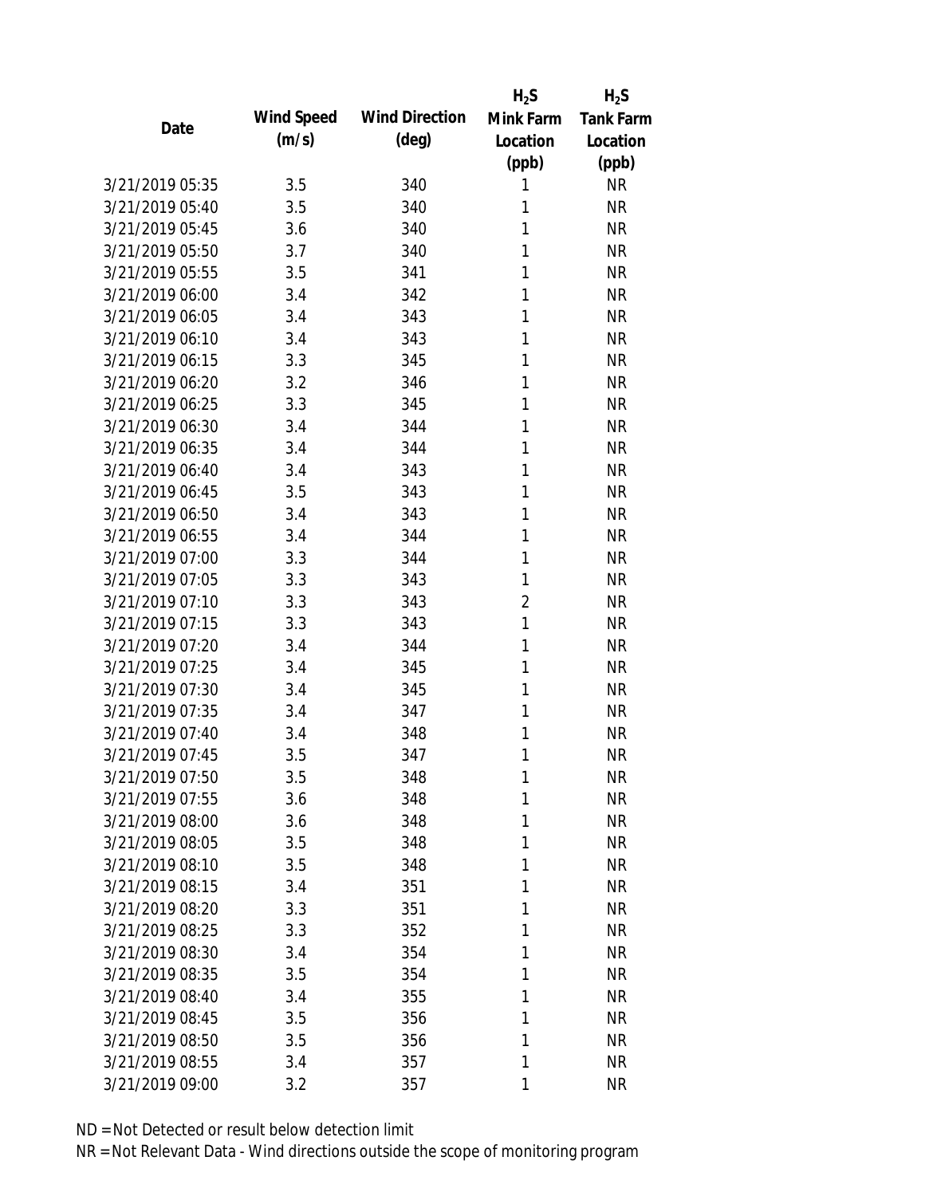| Date | Wind Speed (m/s) | Wind Direction (deg) | $H_2S$ Mink Farm Location (ppb) | $H_2S$ Tank Farm Location (ppb) |
|---|---|---|---|---|
| 3/21/2019 05:35 | 3.5 | 340 | 1 | NR |
| 3/21/2019 05:40 | 3.5 | 340 | 1 | NR |
| 3/21/2019 05:45 | 3.6 | 340 | 1 | NR |
| 3/21/2019 05:50 | 3.7 | 340 | 1 | NR |
| 3/21/2019 05:55 | 3.5 | 341 | 1 | NR |
| 3/21/2019 06:00 | 3.4 | 342 | 1 | NR |
| 3/21/2019 06:05 | 3.4 | 343 | 1 | NR |
| 3/21/2019 06:10 | 3.4 | 343 | 1 | NR |
| 3/21/2019 06:15 | 3.3 | 345 | 1 | NR |
| 3/21/2019 06:20 | 3.2 | 346 | 1 | NR |
| 3/21/2019 06:25 | 3.3 | 345 | 1 | NR |
| 3/21/2019 06:30 | 3.4 | 344 | 1 | NR |
| 3/21/2019 06:35 | 3.4 | 344 | 1 | NR |
| 3/21/2019 06:40 | 3.4 | 343 | 1 | NR |
| 3/21/2019 06:45 | 3.5 | 343 | 1 | NR |
| 3/21/2019 06:50 | 3.4 | 343 | 1 | NR |
| 3/21/2019 06:55 | 3.4 | 344 | 1 | NR |
| 3/21/2019 07:00 | 3.3 | 344 | 1 | NR |
| 3/21/2019 07:05 | 3.3 | 343 | 1 | NR |
| 3/21/2019 07:10 | 3.3 | 343 | 2 | NR |
| 3/21/2019 07:15 | 3.3 | 343 | 1 | NR |
| 3/21/2019 07:20 | 3.4 | 344 | 1 | NR |
| 3/21/2019 07:25 | 3.4 | 345 | 1 | NR |
| 3/21/2019 07:30 | 3.4 | 345 | 1 | NR |
| 3/21/2019 07:35 | 3.4 | 347 | 1 | NR |
| 3/21/2019 07:40 | 3.4 | 348 | 1 | NR |
| 3/21/2019 07:45 | 3.5 | 347 | 1 | NR |
| 3/21/2019 07:50 | 3.5 | 348 | 1 | NR |
| 3/21/2019 07:55 | 3.6 | 348 | 1 | NR |
| 3/21/2019 08:00 | 3.6 | 348 | 1 | NR |
| 3/21/2019 08:05 | 3.5 | 348 | 1 | NR |
| 3/21/2019 08:10 | 3.5 | 348 | 1 | NR |
| 3/21/2019 08:15 | 3.4 | 351 | 1 | NR |
| 3/21/2019 08:20 | 3.3 | 351 | 1 | NR |
| 3/21/2019 08:25 | 3.3 | 352 | 1 | NR |
| 3/21/2019 08:30 | 3.4 | 354 | 1 | NR |
| 3/21/2019 08:35 | 3.5 | 354 | 1 | NR |
| 3/21/2019 08:40 | 3.4 | 355 | 1 | NR |
| 3/21/2019 08:45 | 3.5 | 356 | 1 | NR |
| 3/21/2019 08:50 | 3.5 | 356 | 1 | NR |
| 3/21/2019 08:55 | 3.4 | 357 | 1 | NR |
| 3/21/2019 09:00 | 3.2 | 357 | 1 | NR |

ND = Not Detected or result below detection limit

NR = Not Relevant Data - Wind directions outside the scope of monitoring program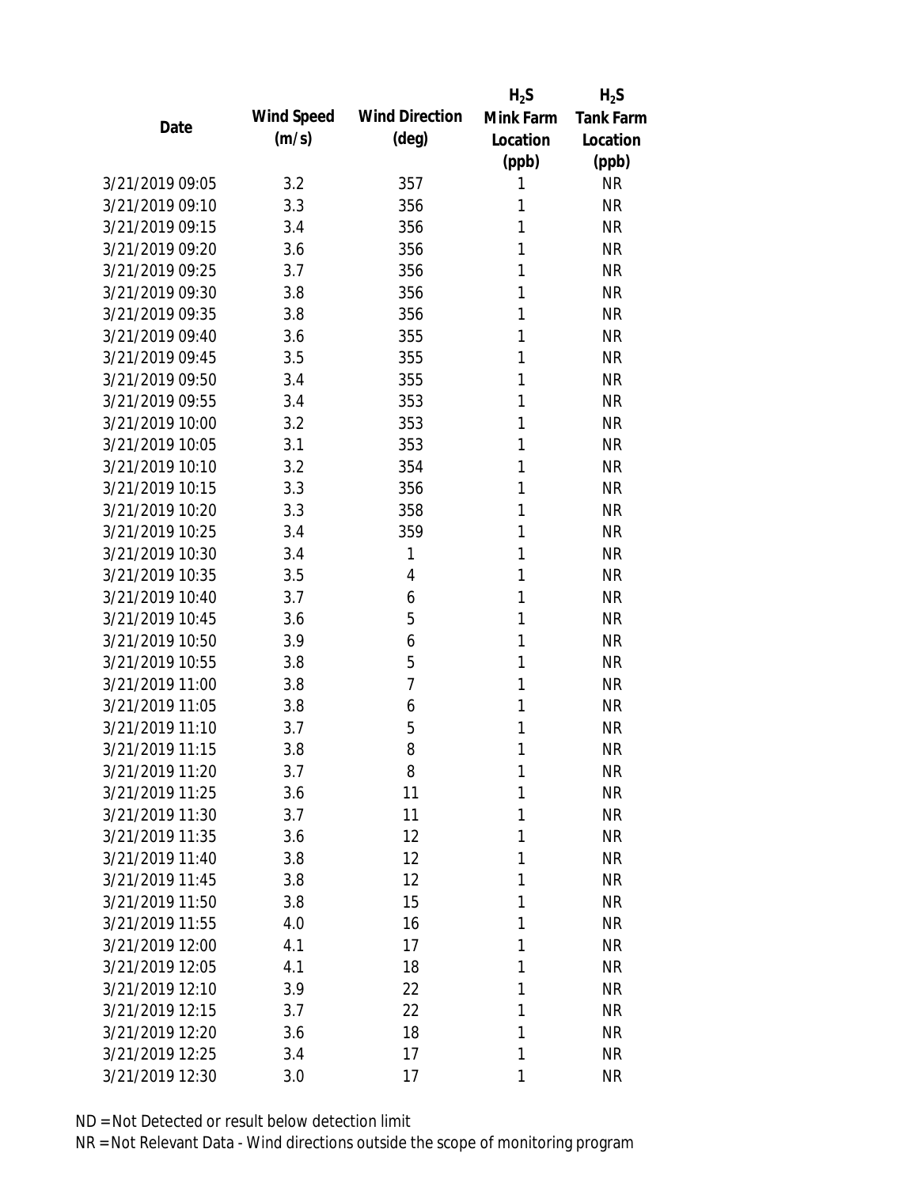| Date | Wind Speed (m/s) | Wind Direction (deg) | $H_2S$ Mink Farm Location (ppb) | $H_2S$ Tank Farm Location (ppb) |
|---|---|---|---|---|
| 3/21/2019 09:05 | 3.2 | 357 | 1 | NR |
| 3/21/2019 09:10 | 3.3 | 356 | 1 | NR |
| 3/21/2019 09:15 | 3.4 | 356 | 1 | NR |
| 3/21/2019 09:20 | 3.6 | 356 | 1 | NR |
| 3/21/2019 09:25 | 3.7 | 356 | 1 | NR |
| 3/21/2019 09:30 | 3.8 | 356 | 1 | NR |
| 3/21/2019 09:35 | 3.8 | 356 | 1 | NR |
| 3/21/2019 09:40 | 3.6 | 355 | 1 | NR |
| 3/21/2019 09:45 | 3.5 | 355 | 1 | NR |
| 3/21/2019 09:50 | 3.4 | 355 | 1 | NR |
| 3/21/2019 09:55 | 3.4 | 353 | 1 | NR |
| 3/21/2019 10:00 | 3.2 | 353 | 1 | NR |
| 3/21/2019 10:05 | 3.1 | 353 | 1 | NR |
| 3/21/2019 10:10 | 3.2 | 354 | 1 | NR |
| 3/21/2019 10:15 | 3.3 | 356 | 1 | NR |
| 3/21/2019 10:20 | 3.3 | 358 | 1 | NR |
| 3/21/2019 10:25 | 3.4 | 359 | 1 | NR |
| 3/21/2019 10:30 | 3.4 | 1 | 1 | NR |
| 3/21/2019 10:35 | 3.5 | 4 | 1 | NR |
| 3/21/2019 10:40 | 3.7 | 6 | 1 | NR |
| 3/21/2019 10:45 | 3.6 | 5 | 1 | NR |
| 3/21/2019 10:50 | 3.9 | 6 | 1 | NR |
| 3/21/2019 10:55 | 3.8 | 5 | 1 | NR |
| 3/21/2019 11:00 | 3.8 | 7 | 1 | NR |
| 3/21/2019 11:05 | 3.8 | 6 | 1 | NR |
| 3/21/2019 11:10 | 3.7 | 5 | 1 | NR |
| 3/21/2019 11:15 | 3.8 | 8 | 1 | NR |
| 3/21/2019 11:20 | 3.7 | 8 | 1 | NR |
| 3/21/2019 11:25 | 3.6 | 11 | 1 | NR |
| 3/21/2019 11:30 | 3.7 | 11 | 1 | NR |
| 3/21/2019 11:35 | 3.6 | 12 | 1 | NR |
| 3/21/2019 11:40 | 3.8 | 12 | 1 | NR |
| 3/21/2019 11:45 | 3.8 | 12 | 1 | NR |
| 3/21/2019 11:50 | 3.8 | 15 | 1 | NR |
| 3/21/2019 11:55 | 4.0 | 16 | 1 | NR |
| 3/21/2019 12:00 | 4.1 | 17 | 1 | NR |
| 3/21/2019 12:05 | 4.1 | 18 | 1 | NR |
| 3/21/2019 12:10 | 3.9 | 22 | 1 | NR |
| 3/21/2019 12:15 | 3.7 | 22 | 1 | NR |
| 3/21/2019 12:20 | 3.6 | 18 | 1 | NR |
| 3/21/2019 12:25 | 3.4 | 17 | 1 | NR |
| 3/21/2019 12:30 | 3.0 | 17 | 1 | NR |

ND = Not Detected or result below detection limit

NR = Not Relevant Data - Wind directions outside the scope of monitoring program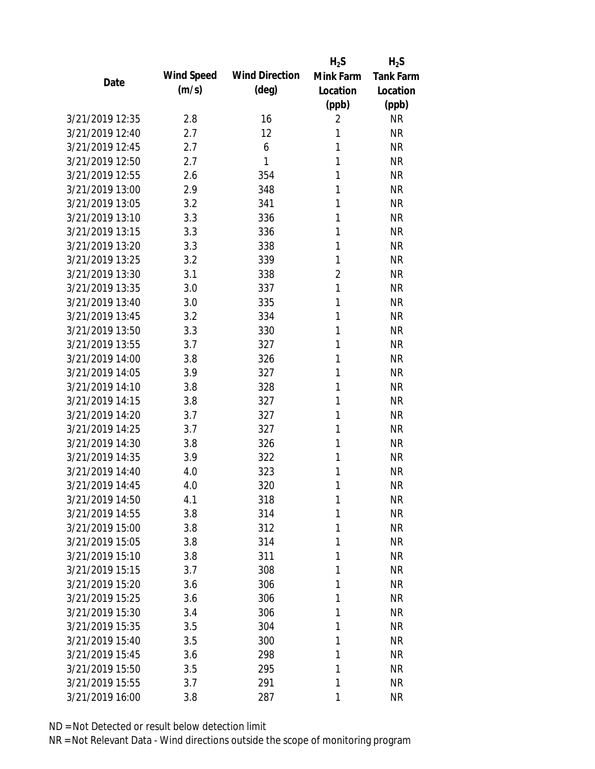| Date | Wind Speed (m/s) | Wind Direction (deg) | $H_2S$ Mink Farm Location (ppb) | $H_2S$ Tank Farm Location (ppb) |
|---|---|---|---|---|
| 3/21/2019 12:35 | 2.8 | 16 | 2 | NR |
| 3/21/2019 12:40 | 2.7 | 12 | 1 | NR |
| 3/21/2019 12:45 | 2.7 | 6 | 1 | NR |
| 3/21/2019 12:50 | 2.7 | 1 | 1 | NR |
| 3/21/2019 12:55 | 2.6 | 354 | 1 | NR |
| 3/21/2019 13:00 | 2.9 | 348 | 1 | NR |
| 3/21/2019 13:05 | 3.2 | 341 | 1 | NR |
| 3/21/2019 13:10 | 3.3 | 336 | 1 | NR |
| 3/21/2019 13:15 | 3.3 | 336 | 1 | NR |
| 3/21/2019 13:20 | 3.3 | 338 | 1 | NR |
| 3/21/2019 13:25 | 3.2 | 339 | 1 | NR |
| 3/21/2019 13:30 | 3.1 | 338 | 2 | NR |
| 3/21/2019 13:35 | 3.0 | 337 | 1 | NR |
| 3/21/2019 13:40 | 3.0 | 335 | 1 | NR |
| 3/21/2019 13:45 | 3.2 | 334 | 1 | NR |
| 3/21/2019 13:50 | 3.3 | 330 | 1 | NR |
| 3/21/2019 13:55 | 3.7 | 327 | 1 | NR |
| 3/21/2019 14:00 | 3.8 | 326 | 1 | NR |
| 3/21/2019 14:05 | 3.9 | 327 | 1 | NR |
| 3/21/2019 14:10 | 3.8 | 328 | 1 | NR |
| 3/21/2019 14:15 | 3.8 | 327 | 1 | NR |
| 3/21/2019 14:20 | 3.7 | 327 | 1 | NR |
| 3/21/2019 14:25 | 3.7 | 327 | 1 | NR |
| 3/21/2019 14:30 | 3.8 | 326 | 1 | NR |
| 3/21/2019 14:35 | 3.9 | 322 | 1 | NR |
| 3/21/2019 14:40 | 4.0 | 323 | 1 | NR |
| 3/21/2019 14:45 | 4.0 | 320 | 1 | NR |
| 3/21/2019 14:50 | 4.1 | 318 | 1 | NR |
| 3/21/2019 14:55 | 3.8 | 314 | 1 | NR |
| 3/21/2019 15:00 | 3.8 | 312 | 1 | NR |
| 3/21/2019 15:05 | 3.8 | 314 | 1 | NR |
| 3/21/2019 15:10 | 3.8 | 311 | 1 | NR |
| 3/21/2019 15:15 | 3.7 | 308 | 1 | NR |
| 3/21/2019 15:20 | 3.6 | 306 | 1 | NR |
| 3/21/2019 15:25 | 3.6 | 306 | 1 | NR |
| 3/21/2019 15:30 | 3.4 | 306 | 1 | NR |
| 3/21/2019 15:35 | 3.5 | 304 | 1 | NR |
| 3/21/2019 15:40 | 3.5 | 300 | 1 | NR |
| 3/21/2019 15:45 | 3.6 | 298 | 1 | NR |
| 3/21/2019 15:50 | 3.5 | 295 | 1 | NR |
| 3/21/2019 15:55 | 3.7 | 291 | 1 | NR |
| 3/21/2019 16:00 | 3.8 | 287 | 1 | NR |

ND = Not Detected or result below detection limit

NR = Not Relevant Data - Wind directions outside the scope of monitoring program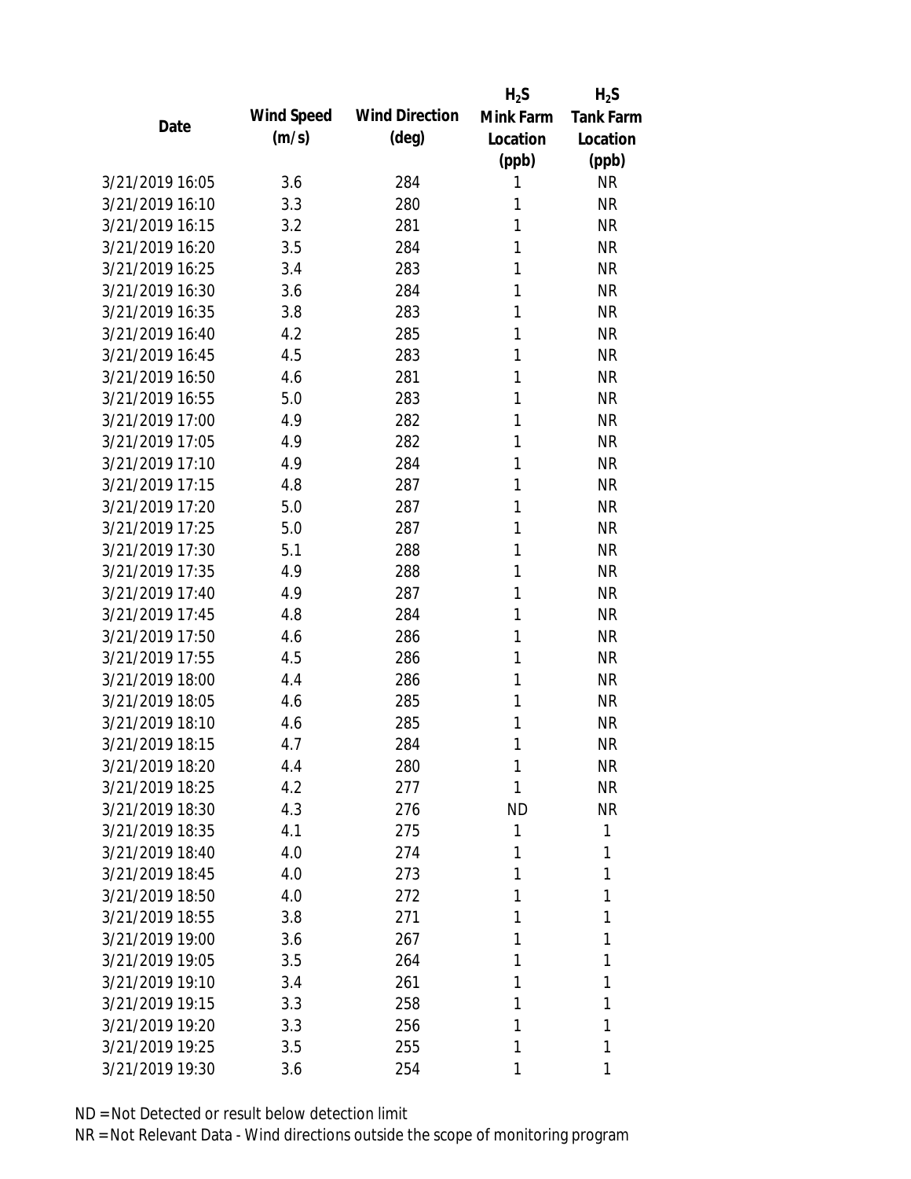| Date | Wind Speed (m/s) | Wind Direction (deg) | $H_2S$ Mink Farm Location (ppb) | $H_2S$ Tank Farm Location (ppb) |
|---|---|---|---|---|
| 3/21/2019 16:05 | 3.6 | 284 | 1 | NR |
| 3/21/2019 16:10 | 3.3 | 280 | 1 | NR |
| 3/21/2019 16:15 | 3.2 | 281 | 1 | NR |
| 3/21/2019 16:20 | 3.5 | 284 | 1 | NR |
| 3/21/2019 16:25 | 3.4 | 283 | 1 | NR |
| 3/21/2019 16:30 | 3.6 | 284 | 1 | NR |
| 3/21/2019 16:35 | 3.8 | 283 | 1 | NR |
| 3/21/2019 16:40 | 4.2 | 285 | 1 | NR |
| 3/21/2019 16:45 | 4.5 | 283 | 1 | NR |
| 3/21/2019 16:50 | 4.6 | 281 | 1 | NR |
| 3/21/2019 16:55 | 5.0 | 283 | 1 | NR |
| 3/21/2019 17:00 | 4.9 | 282 | 1 | NR |
| 3/21/2019 17:05 | 4.9 | 282 | 1 | NR |
| 3/21/2019 17:10 | 4.9 | 284 | 1 | NR |
| 3/21/2019 17:15 | 4.8 | 287 | 1 | NR |
| 3/21/2019 17:20 | 5.0 | 287 | 1 | NR |
| 3/21/2019 17:25 | 5.0 | 287 | 1 | NR |
| 3/21/2019 17:30 | 5.1 | 288 | 1 | NR |
| 3/21/2019 17:35 | 4.9 | 288 | 1 | NR |
| 3/21/2019 17:40 | 4.9 | 287 | 1 | NR |
| 3/21/2019 17:45 | 4.8 | 284 | 1 | NR |
| 3/21/2019 17:50 | 4.6 | 286 | 1 | NR |
| 3/21/2019 17:55 | 4.5 | 286 | 1 | NR |
| 3/21/2019 18:00 | 4.4 | 286 | 1 | NR |
| 3/21/2019 18:05 | 4.6 | 285 | 1 | NR |
| 3/21/2019 18:10 | 4.6 | 285 | 1 | NR |
| 3/21/2019 18:15 | 4.7 | 284 | 1 | NR |
| 3/21/2019 18:20 | 4.4 | 280 | 1 | NR |
| 3/21/2019 18:25 | 4.2 | 277 | 1 | NR |
| 3/21/2019 18:30 | 4.3 | 276 | ND | NR |
| 3/21/2019 18:35 | 4.1 | 275 | 1 | 1 |
| 3/21/2019 18:40 | 4.0 | 274 | 1 | 1 |
| 3/21/2019 18:45 | 4.0 | 273 | 1 | 1 |
| 3/21/2019 18:50 | 4.0 | 272 | 1 | 1 |
| 3/21/2019 18:55 | 3.8 | 271 | 1 | 1 |
| 3/21/2019 19:00 | 3.6 | 267 | 1 | 1 |
| 3/21/2019 19:05 | 3.5 | 264 | 1 | 1 |
| 3/21/2019 19:10 | 3.4 | 261 | 1 | 1 |
| 3/21/2019 19:15 | 3.3 | 258 | 1 | 1 |
| 3/21/2019 19:20 | 3.3 | 256 | 1 | 1 |
| 3/21/2019 19:25 | 3.5 | 255 | 1 | 1 |
| 3/21/2019 19:30 | 3.6 | 254 | 1 | 1 |

ND = Not Detected or result below detection limit

NR = Not Relevant Data - Wind directions outside the scope of monitoring program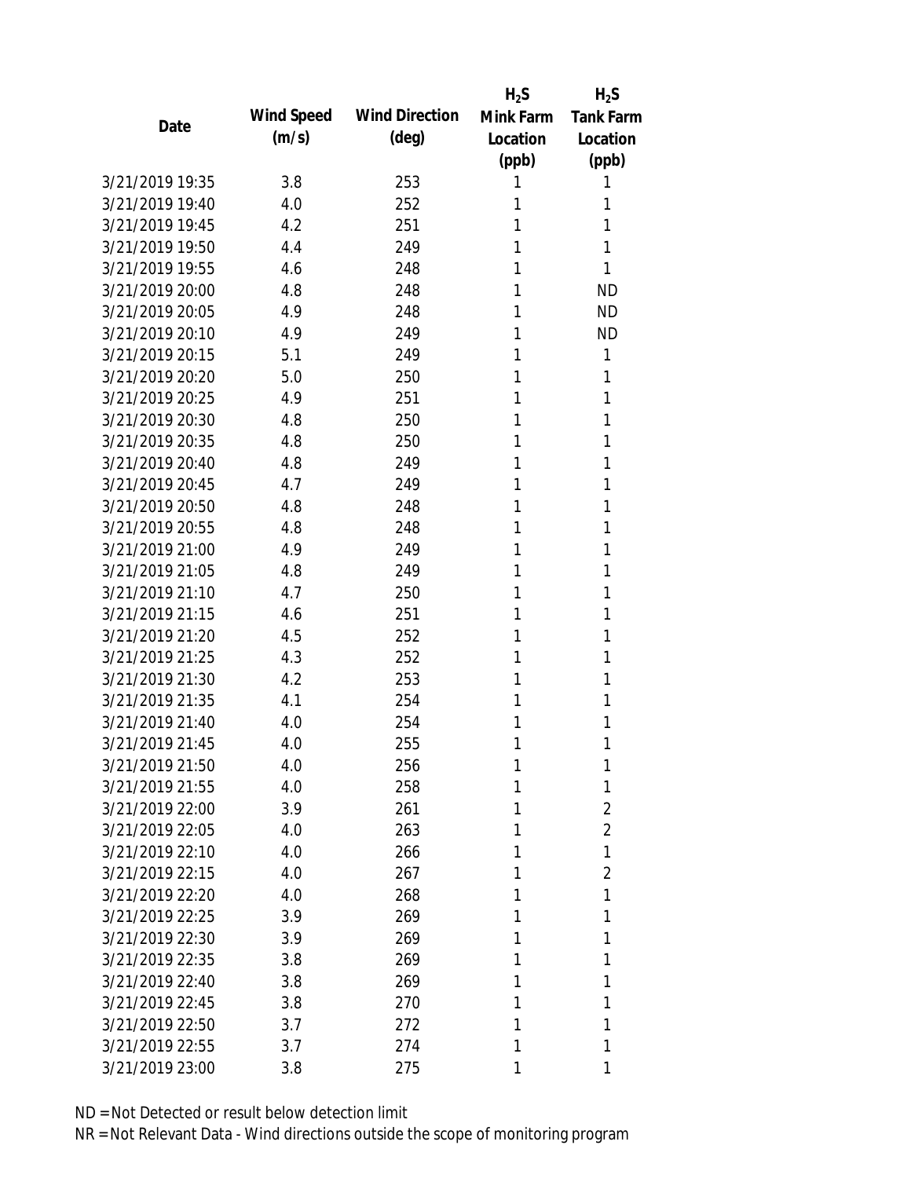| Date | Wind Speed (m/s) | Wind Direction (deg) | $H_2S$ Mink Farm Location (ppb) | $H_2S$ Tank Farm Location (ppb) |
|---|---|---|---|---|
| 3/21/2019 19:35 | 3.8 | 253 | 1 | 1 |
| 3/21/2019 19:40 | 4.0 | 252 | 1 | 1 |
| 3/21/2019 19:45 | 4.2 | 251 | 1 | 1 |
| 3/21/2019 19:50 | 4.4 | 249 | 1 | 1 |
| 3/21/2019 19:55 | 4.6 | 248 | 1 | 1 |
| 3/21/2019 20:00 | 4.8 | 248 | 1 | ND |
| 3/21/2019 20:05 | 4.9 | 248 | 1 | ND |
| 3/21/2019 20:10 | 4.9 | 249 | 1 | ND |
| 3/21/2019 20:15 | 5.1 | 249 | 1 | 1 |
| 3/21/2019 20:20 | 5.0 | 250 | 1 | 1 |
| 3/21/2019 20:25 | 4.9 | 251 | 1 | 1 |
| 3/21/2019 20:30 | 4.8 | 250 | 1 | 1 |
| 3/21/2019 20:35 | 4.8 | 250 | 1 | 1 |
| 3/21/2019 20:40 | 4.8 | 249 | 1 | 1 |
| 3/21/2019 20:45 | 4.7 | 249 | 1 | 1 |
| 3/21/2019 20:50 | 4.8 | 248 | 1 | 1 |
| 3/21/2019 20:55 | 4.8 | 248 | 1 | 1 |
| 3/21/2019 21:00 | 4.9 | 249 | 1 | 1 |
| 3/21/2019 21:05 | 4.8 | 249 | 1 | 1 |
| 3/21/2019 21:10 | 4.7 | 250 | 1 | 1 |
| 3/21/2019 21:15 | 4.6 | 251 | 1 | 1 |
| 3/21/2019 21:20 | 4.5 | 252 | 1 | 1 |
| 3/21/2019 21:25 | 4.3 | 252 | 1 | 1 |
| 3/21/2019 21:30 | 4.2 | 253 | 1 | 1 |
| 3/21/2019 21:35 | 4.1 | 254 | 1 | 1 |
| 3/21/2019 21:40 | 4.0 | 254 | 1 | 1 |
| 3/21/2019 21:45 | 4.0 | 255 | 1 | 1 |
| 3/21/2019 21:50 | 4.0 | 256 | 1 | 1 |
| 3/21/2019 21:55 | 4.0 | 258 | 1 | 1 |
| 3/21/2019 22:00 | 3.9 | 261 | 1 | 2 |
| 3/21/2019 22:05 | 4.0 | 263 | 1 | 2 |
| 3/21/2019 22:10 | 4.0 | 266 | 1 | 1 |
| 3/21/2019 22:15 | 4.0 | 267 | 1 | 2 |
| 3/21/2019 22:20 | 4.0 | 268 | 1 | 1 |
| 3/21/2019 22:25 | 3.9 | 269 | 1 | 1 |
| 3/21/2019 22:30 | 3.9 | 269 | 1 | 1 |
| 3/21/2019 22:35 | 3.8 | 269 | 1 | 1 |
| 3/21/2019 22:40 | 3.8 | 269 | 1 | 1 |
| 3/21/2019 22:45 | 3.8 | 270 | 1 | 1 |
| 3/21/2019 22:50 | 3.7 | 272 | 1 | 1 |
| 3/21/2019 22:55 | 3.7 | 274 | 1 | 1 |
| 3/21/2019 23:00 | 3.8 | 275 | 1 | 1 |

ND = Not Detected or result below detection limit
NR = Not Relevant Data - Wind directions outside the scope of monitoring program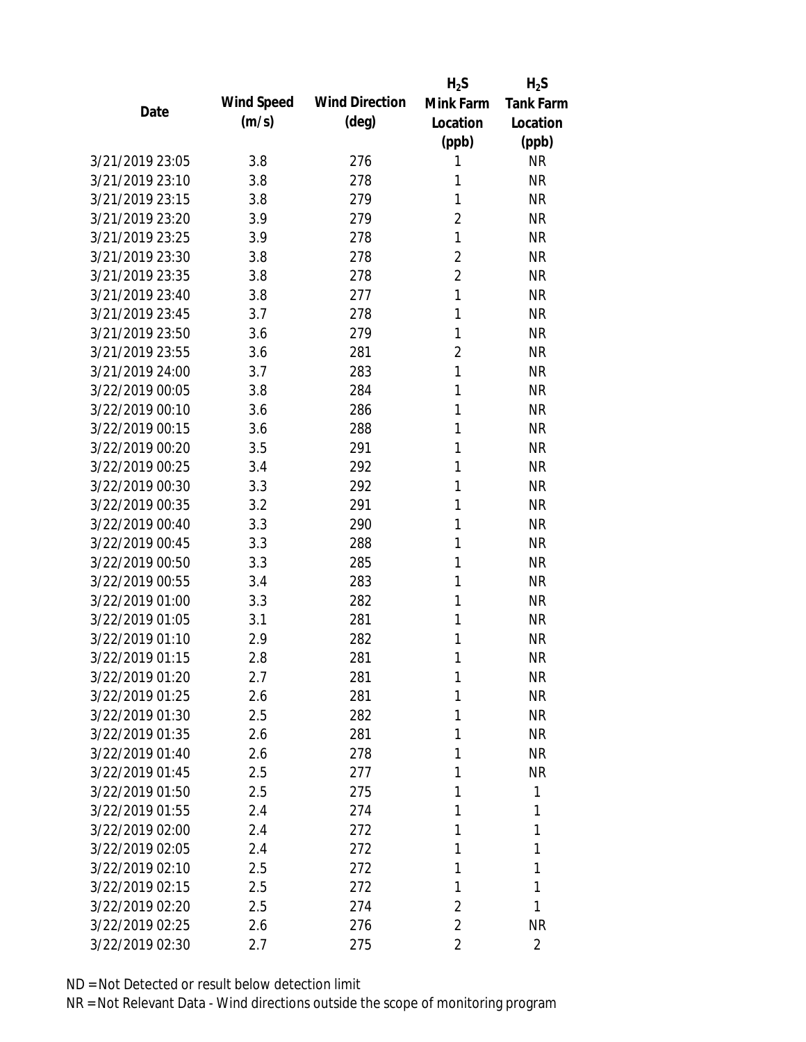| Date | Wind Speed (m/s) | Wind Direction (deg) | $H_2S$ Mink Farm Location (ppb) | $H_2S$ Tank Farm Location (ppb) |
|---|---|---|---|---|
| 3/21/2019 23:05 | 3.8 | 276 | 1 | NR |
| 3/21/2019 23:10 | 3.8 | 278 | 1 | NR |
| 3/21/2019 23:15 | 3.8 | 279 | 1 | NR |
| 3/21/2019 23:20 | 3.9 | 279 | 2 | NR |
| 3/21/2019 23:25 | 3.9 | 278 | 1 | NR |
| 3/21/2019 23:30 | 3.8 | 278 | 2 | NR |
| 3/21/2019 23:35 | 3.8 | 278 | 2 | NR |
| 3/21/2019 23:40 | 3.8 | 277 | 1 | NR |
| 3/21/2019 23:45 | 3.7 | 278 | 1 | NR |
| 3/21/2019 23:50 | 3.6 | 279 | 1 | NR |
| 3/21/2019 23:55 | 3.6 | 281 | 2 | NR |
| 3/21/2019 24:00 | 3.7 | 283 | 1 | NR |
| 3/22/2019 00:05 | 3.8 | 284 | 1 | NR |
| 3/22/2019 00:10 | 3.6 | 286 | 1 | NR |
| 3/22/2019 00:15 | 3.6 | 288 | 1 | NR |
| 3/22/2019 00:20 | 3.5 | 291 | 1 | NR |
| 3/22/2019 00:25 | 3.4 | 292 | 1 | NR |
| 3/22/2019 00:30 | 3.3 | 292 | 1 | NR |
| 3/22/2019 00:35 | 3.2 | 291 | 1 | NR |
| 3/22/2019 00:40 | 3.3 | 290 | 1 | NR |
| 3/22/2019 00:45 | 3.3 | 288 | 1 | NR |
| 3/22/2019 00:50 | 3.3 | 285 | 1 | NR |
| 3/22/2019 00:55 | 3.4 | 283 | 1 | NR |
| 3/22/2019 01:00 | 3.3 | 282 | 1 | NR |
| 3/22/2019 01:05 | 3.1 | 281 | 1 | NR |
| 3/22/2019 01:10 | 2.9 | 282 | 1 | NR |
| 3/22/2019 01:15 | 2.8 | 281 | 1 | NR |
| 3/22/2019 01:20 | 2.7 | 281 | 1 | NR |
| 3/22/2019 01:25 | 2.6 | 281 | 1 | NR |
| 3/22/2019 01:30 | 2.5 | 282 | 1 | NR |
| 3/22/2019 01:35 | 2.6 | 281 | 1 | NR |
| 3/22/2019 01:40 | 2.6 | 278 | 1 | NR |
| 3/22/2019 01:45 | 2.5 | 277 | 1 | NR |
| 3/22/2019 01:50 | 2.5 | 275 | 1 | 1 |
| 3/22/2019 01:55 | 2.4 | 274 | 1 | 1 |
| 3/22/2019 02:00 | 2.4 | 272 | 1 | 1 |
| 3/22/2019 02:05 | 2.4 | 272 | 1 | 1 |
| 3/22/2019 02:10 | 2.5 | 272 | 1 | 1 |
| 3/22/2019 02:15 | 2.5 | 272 | 1 | 1 |
| 3/22/2019 02:20 | 2.5 | 274 | 2 | 1 |
| 3/22/2019 02:25 | 2.6 | 276 | 2 | NR |
| 3/22/2019 02:30 | 2.7 | 275 | 2 | 2 |

ND = Not Detected or result below detection limit

NR = Not Relevant Data - Wind directions outside the scope of monitoring program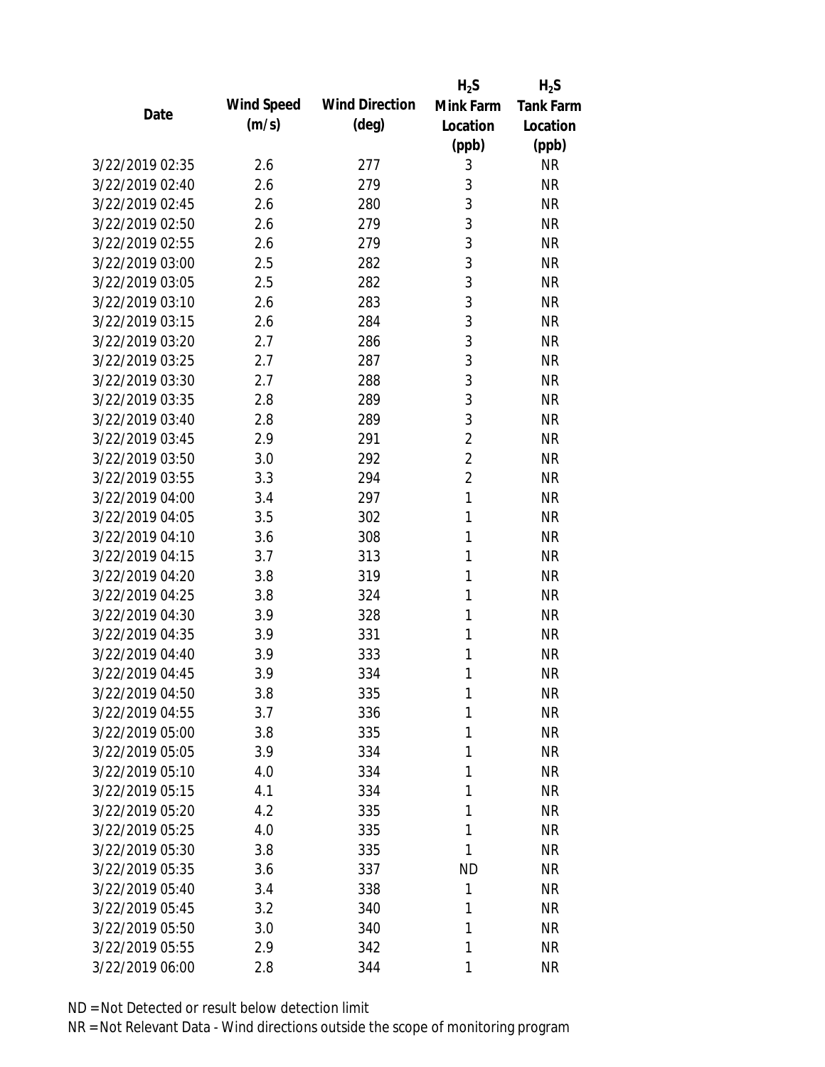| Date | Wind Speed (m/s) | Wind Direction (deg) | $H_2S$ Mink Farm Location (ppb) | $H_2S$ Tank Farm Location (ppb) |
|---|---|---|---|---|
| 3/22/2019 02:35 | 2.6 | 277 | 3 | NR |
| 3/22/2019 02:40 | 2.6 | 279 | 3 | NR |
| 3/22/2019 02:45 | 2.6 | 280 | 3 | NR |
| 3/22/2019 02:50 | 2.6 | 279 | 3 | NR |
| 3/22/2019 02:55 | 2.6 | 279 | 3 | NR |
| 3/22/2019 03:00 | 2.5 | 282 | 3 | NR |
| 3/22/2019 03:05 | 2.5 | 282 | 3 | NR |
| 3/22/2019 03:10 | 2.6 | 283 | 3 | NR |
| 3/22/2019 03:15 | 2.6 | 284 | 3 | NR |
| 3/22/2019 03:20 | 2.7 | 286 | 3 | NR |
| 3/22/2019 03:25 | 2.7 | 287 | 3 | NR |
| 3/22/2019 03:30 | 2.7 | 288 | 3 | NR |
| 3/22/2019 03:35 | 2.8 | 289 | 3 | NR |
| 3/22/2019 03:40 | 2.8 | 289 | 3 | NR |
| 3/22/2019 03:45 | 2.9 | 291 | 2 | NR |
| 3/22/2019 03:50 | 3.0 | 292 | 2 | NR |
| 3/22/2019 03:55 | 3.3 | 294 | 2 | NR |
| 3/22/2019 04:00 | 3.4 | 297 | 1 | NR |
| 3/22/2019 04:05 | 3.5 | 302 | 1 | NR |
| 3/22/2019 04:10 | 3.6 | 308 | 1 | NR |
| 3/22/2019 04:15 | 3.7 | 313 | 1 | NR |
| 3/22/2019 04:20 | 3.8 | 319 | 1 | NR |
| 3/22/2019 04:25 | 3.8 | 324 | 1 | NR |
| 3/22/2019 04:30 | 3.9 | 328 | 1 | NR |
| 3/22/2019 04:35 | 3.9 | 331 | 1 | NR |
| 3/22/2019 04:40 | 3.9 | 333 | 1 | NR |
| 3/22/2019 04:45 | 3.9 | 334 | 1 | NR |
| 3/22/2019 04:50 | 3.8 | 335 | 1 | NR |
| 3/22/2019 04:55 | 3.7 | 336 | 1 | NR |
| 3/22/2019 05:00 | 3.8 | 335 | 1 | NR |
| 3/22/2019 05:05 | 3.9 | 334 | 1 | NR |
| 3/22/2019 05:10 | 4.0 | 334 | 1 | NR |
| 3/22/2019 05:15 | 4.1 | 334 | 1 | NR |
| 3/22/2019 05:20 | 4.2 | 335 | 1 | NR |
| 3/22/2019 05:25 | 4.0 | 335 | 1 | NR |
| 3/22/2019 05:30 | 3.8 | 335 | 1 | NR |
| 3/22/2019 05:35 | 3.6 | 337 | ND | NR |
| 3/22/2019 05:40 | 3.4 | 338 | 1 | NR |
| 3/22/2019 05:45 | 3.2 | 340 | 1 | NR |
| 3/22/2019 05:50 | 3.0 | 340 | 1 | NR |
| 3/22/2019 05:55 | 2.9 | 342 | 1 | NR |
| 3/22/2019 06:00 | 2.8 | 344 | 1 | NR |

ND = Not Detected or result below detection limit

NR = Not Relevant Data - Wind directions outside the scope of monitoring program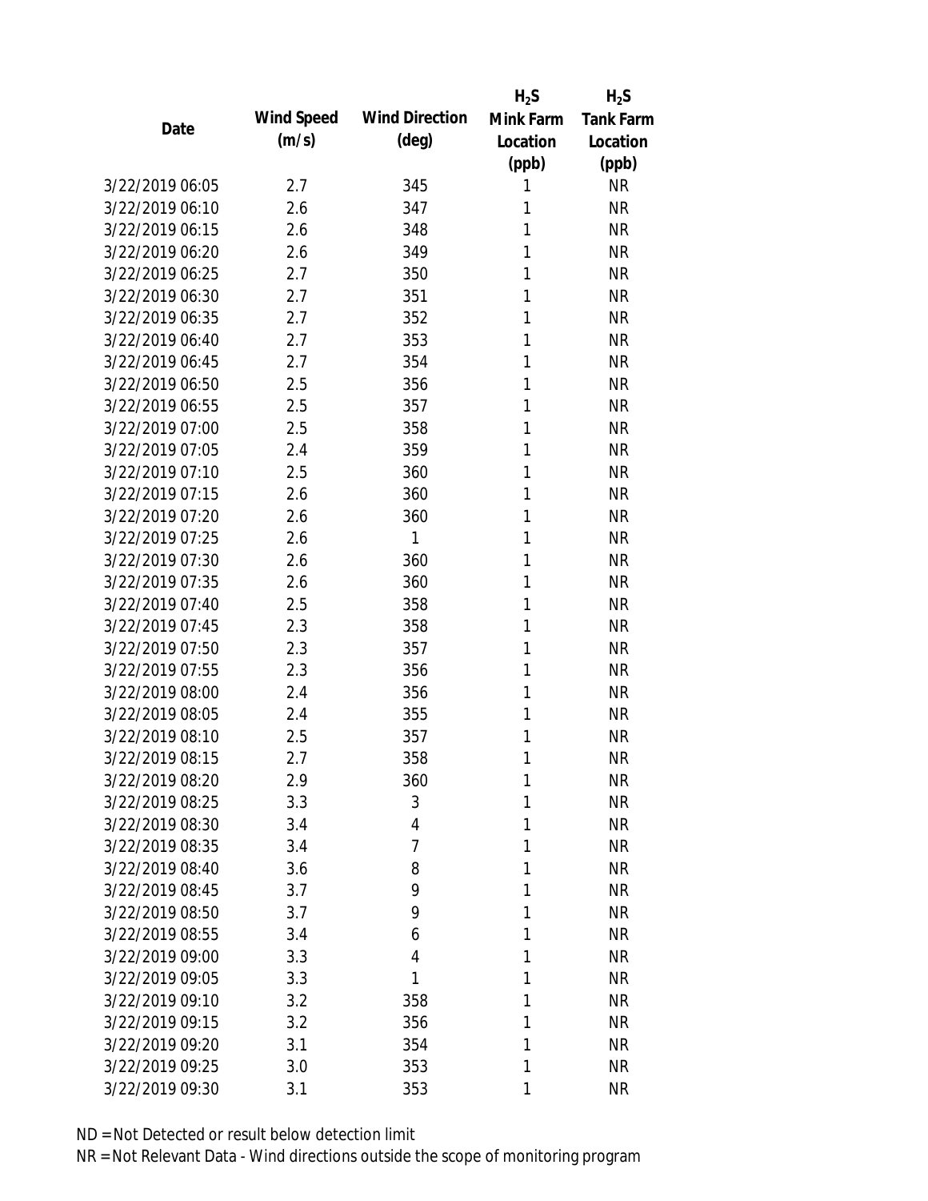| Date | Wind Speed (m/s) | Wind Direction (deg) | $H_2S$ Mink Farm Location (ppb) | $H_2S$ Tank Farm Location (ppb) |
|---|---|---|---|---|
| 3/22/2019 06:05 | 2.7 | 345 | 1 | NR |
| 3/22/2019 06:10 | 2.6 | 347 | 1 | NR |
| 3/22/2019 06:15 | 2.6 | 348 | 1 | NR |
| 3/22/2019 06:20 | 2.6 | 349 | 1 | NR |
| 3/22/2019 06:25 | 2.7 | 350 | 1 | NR |
| 3/22/2019 06:30 | 2.7 | 351 | 1 | NR |
| 3/22/2019 06:35 | 2.7 | 352 | 1 | NR |
| 3/22/2019 06:40 | 2.7 | 353 | 1 | NR |
| 3/22/2019 06:45 | 2.7 | 354 | 1 | NR |
| 3/22/2019 06:50 | 2.5 | 356 | 1 | NR |
| 3/22/2019 06:55 | 2.5 | 357 | 1 | NR |
| 3/22/2019 07:00 | 2.5 | 358 | 1 | NR |
| 3/22/2019 07:05 | 2.4 | 359 | 1 | NR |
| 3/22/2019 07:10 | 2.5 | 360 | 1 | NR |
| 3/22/2019 07:15 | 2.6 | 360 | 1 | NR |
| 3/22/2019 07:20 | 2.6 | 360 | 1 | NR |
| 3/22/2019 07:25 | 2.6 | 1 | 1 | NR |
| 3/22/2019 07:30 | 2.6 | 360 | 1 | NR |
| 3/22/2019 07:35 | 2.6 | 360 | 1 | NR |
| 3/22/2019 07:40 | 2.5 | 358 | 1 | NR |
| 3/22/2019 07:45 | 2.3 | 358 | 1 | NR |
| 3/22/2019 07:50 | 2.3 | 357 | 1 | NR |
| 3/22/2019 07:55 | 2.3 | 356 | 1 | NR |
| 3/22/2019 08:00 | 2.4 | 356 | 1 | NR |
| 3/22/2019 08:05 | 2.4 | 355 | 1 | NR |
| 3/22/2019 08:10 | 2.5 | 357 | 1 | NR |
| 3/22/2019 08:15 | 2.7 | 358 | 1 | NR |
| 3/22/2019 08:20 | 2.9 | 360 | 1 | NR |
| 3/22/2019 08:25 | 3.3 | 3 | 1 | NR |
| 3/22/2019 08:30 | 3.4 | 4 | 1 | NR |
| 3/22/2019 08:35 | 3.4 | 7 | 1 | NR |
| 3/22/2019 08:40 | 3.6 | 8 | 1 | NR |
| 3/22/2019 08:45 | 3.7 | 9 | 1 | NR |
| 3/22/2019 08:50 | 3.7 | 9 | 1 | NR |
| 3/22/2019 08:55 | 3.4 | 6 | 1 | NR |
| 3/22/2019 09:00 | 3.3 | 4 | 1 | NR |
| 3/22/2019 09:05 | 3.3 | 1 | 1 | NR |
| 3/22/2019 09:10 | 3.2 | 358 | 1 | NR |
| 3/22/2019 09:15 | 3.2 | 356 | 1 | NR |
| 3/22/2019 09:20 | 3.1 | 354 | 1 | NR |
| 3/22/2019 09:25 | 3.0 | 353 | 1 | NR |
| 3/22/2019 09:30 | 3.1 | 353 | 1 | NR |

ND = Not Detected or result below detection limit

NR = Not Relevant Data - Wind directions outside the scope of monitoring program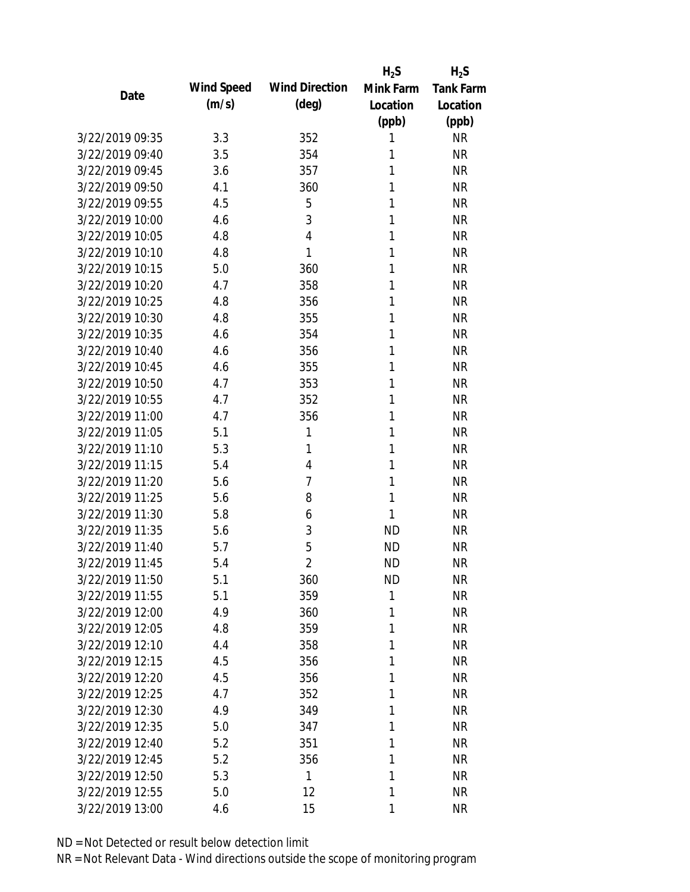| Date | Wind Speed (m/s) | Wind Direction (deg) | $H_2S$ Mink Farm Location (ppb) | $H_2S$ Tank Farm Location (ppb) |
|---|---|---|---|---|
| 3/22/2019 09:35 | 3.3 | 352 | 1 | NR |
| 3/22/2019 09:40 | 3.5 | 354 | 1 | NR |
| 3/22/2019 09:45 | 3.6 | 357 | 1 | NR |
| 3/22/2019 09:50 | 4.1 | 360 | 1 | NR |
| 3/22/2019 09:55 | 4.5 | 5 | 1 | NR |
| 3/22/2019 10:00 | 4.6 | 3 | 1 | NR |
| 3/22/2019 10:05 | 4.8 | 4 | 1 | NR |
| 3/22/2019 10:10 | 4.8 | 1 | 1 | NR |
| 3/22/2019 10:15 | 5.0 | 360 | 1 | NR |
| 3/22/2019 10:20 | 4.7 | 358 | 1 | NR |
| 3/22/2019 10:25 | 4.8 | 356 | 1 | NR |
| 3/22/2019 10:30 | 4.8 | 355 | 1 | NR |
| 3/22/2019 10:35 | 4.6 | 354 | 1 | NR |
| 3/22/2019 10:40 | 4.6 | 356 | 1 | NR |
| 3/22/2019 10:45 | 4.6 | 355 | 1 | NR |
| 3/22/2019 10:50 | 4.7 | 353 | 1 | NR |
| 3/22/2019 10:55 | 4.7 | 352 | 1 | NR |
| 3/22/2019 11:00 | 4.7 | 356 | 1 | NR |
| 3/22/2019 11:05 | 5.1 | 1 | 1 | NR |
| 3/22/2019 11:10 | 5.3 | 1 | 1 | NR |
| 3/22/2019 11:15 | 5.4 | 4 | 1 | NR |
| 3/22/2019 11:20 | 5.6 | 7 | 1 | NR |
| 3/22/2019 11:25 | 5.6 | 8 | 1 | NR |
| 3/22/2019 11:30 | 5.8 | 6 | 1 | NR |
| 3/22/2019 11:35 | 5.6 | 3 | ND | NR |
| 3/22/2019 11:40 | 5.7 | 5 | ND | NR |
| 3/22/2019 11:45 | 5.4 | 2 | ND | NR |
| 3/22/2019 11:50 | 5.1 | 360 | ND | NR |
| 3/22/2019 11:55 | 5.1 | 359 | 1 | NR |
| 3/22/2019 12:00 | 4.9 | 360 | 1 | NR |
| 3/22/2019 12:05 | 4.8 | 359 | 1 | NR |
| 3/22/2019 12:10 | 4.4 | 358 | 1 | NR |
| 3/22/2019 12:15 | 4.5 | 356 | 1 | NR |
| 3/22/2019 12:20 | 4.5 | 356 | 1 | NR |
| 3/22/2019 12:25 | 4.7 | 352 | 1 | NR |
| 3/22/2019 12:30 | 4.9 | 349 | 1 | NR |
| 3/22/2019 12:35 | 5.0 | 347 | 1 | NR |
| 3/22/2019 12:40 | 5.2 | 351 | 1 | NR |
| 3/22/2019 12:45 | 5.2 | 356 | 1 | NR |
| 3/22/2019 12:50 | 5.3 | 1 | 1 | NR |
| 3/22/2019 12:55 | 5.0 | 12 | 1 | NR |
| 3/22/2019 13:00 | 4.6 | 15 | 1 | NR |

ND = Not Detected or result below detection limit

NR = Not Relevant Data - Wind directions outside the scope of monitoring program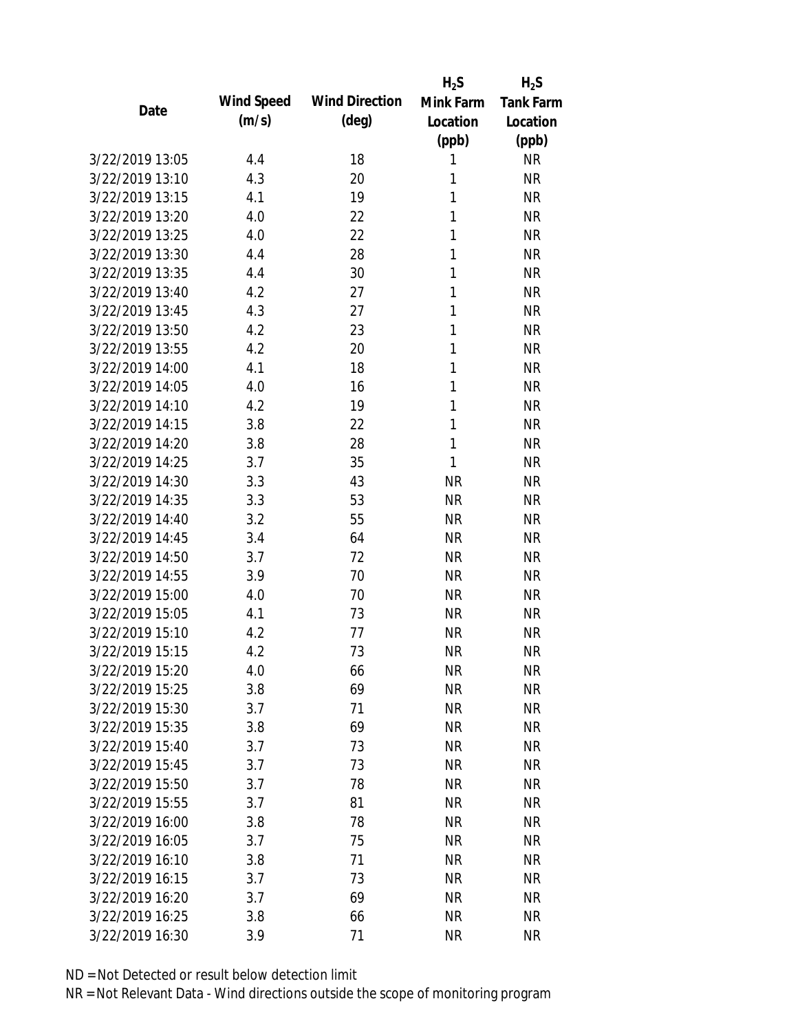| Date | Wind Speed (m/s) | Wind Direction (deg) | $H_2S$ Mink Farm Location (ppb) | $H_2S$ Tank Farm Location (ppb) |
|---|---|---|---|---|
| 3/22/2019 13:05 | 4.4 | 18 | 1 | NR |
| 3/22/2019 13:10 | 4.3 | 20 | 1 | NR |
| 3/22/2019 13:15 | 4.1 | 19 | 1 | NR |
| 3/22/2019 13:20 | 4.0 | 22 | 1 | NR |
| 3/22/2019 13:25 | 4.0 | 22 | 1 | NR |
| 3/22/2019 13:30 | 4.4 | 28 | 1 | NR |
| 3/22/2019 13:35 | 4.4 | 30 | 1 | NR |
| 3/22/2019 13:40 | 4.2 | 27 | 1 | NR |
| 3/22/2019 13:45 | 4.3 | 27 | 1 | NR |
| 3/22/2019 13:50 | 4.2 | 23 | 1 | NR |
| 3/22/2019 13:55 | 4.2 | 20 | 1 | NR |
| 3/22/2019 14:00 | 4.1 | 18 | 1 | NR |
| 3/22/2019 14:05 | 4.0 | 16 | 1 | NR |
| 3/22/2019 14:10 | 4.2 | 19 | 1 | NR |
| 3/22/2019 14:15 | 3.8 | 22 | 1 | NR |
| 3/22/2019 14:20 | 3.8 | 28 | 1 | NR |
| 3/22/2019 14:25 | 3.7 | 35 | 1 | NR |
| 3/22/2019 14:30 | 3.3 | 43 | NR | NR |
| 3/22/2019 14:35 | 3.3 | 53 | NR | NR |
| 3/22/2019 14:40 | 3.2 | 55 | NR | NR |
| 3/22/2019 14:45 | 3.4 | 64 | NR | NR |
| 3/22/2019 14:50 | 3.7 | 72 | NR | NR |
| 3/22/2019 14:55 | 3.9 | 70 | NR | NR |
| 3/22/2019 15:00 | 4.0 | 70 | NR | NR |
| 3/22/2019 15:05 | 4.1 | 73 | NR | NR |
| 3/22/2019 15:10 | 4.2 | 77 | NR | NR |
| 3/22/2019 15:15 | 4.2 | 73 | NR | NR |
| 3/22/2019 15:20 | 4.0 | 66 | NR | NR |
| 3/22/2019 15:25 | 3.8 | 69 | NR | NR |
| 3/22/2019 15:30 | 3.7 | 71 | NR | NR |
| 3/22/2019 15:35 | 3.8 | 69 | NR | NR |
| 3/22/2019 15:40 | 3.7 | 73 | NR | NR |
| 3/22/2019 15:45 | 3.7 | 73 | NR | NR |
| 3/22/2019 15:50 | 3.7 | 78 | NR | NR |
| 3/22/2019 15:55 | 3.7 | 81 | NR | NR |
| 3/22/2019 16:00 | 3.8 | 78 | NR | NR |
| 3/22/2019 16:05 | 3.7 | 75 | NR | NR |
| 3/22/2019 16:10 | 3.8 | 71 | NR | NR |
| 3/22/2019 16:15 | 3.7 | 73 | NR | NR |
| 3/22/2019 16:20 | 3.7 | 69 | NR | NR |
| 3/22/2019 16:25 | 3.8 | 66 | NR | NR |
| 3/22/2019 16:30 | 3.9 | 71 | NR | NR |

ND = Not Detected or result below detection limit
NR = Not Relevant Data - Wind directions outside the scope of monitoring program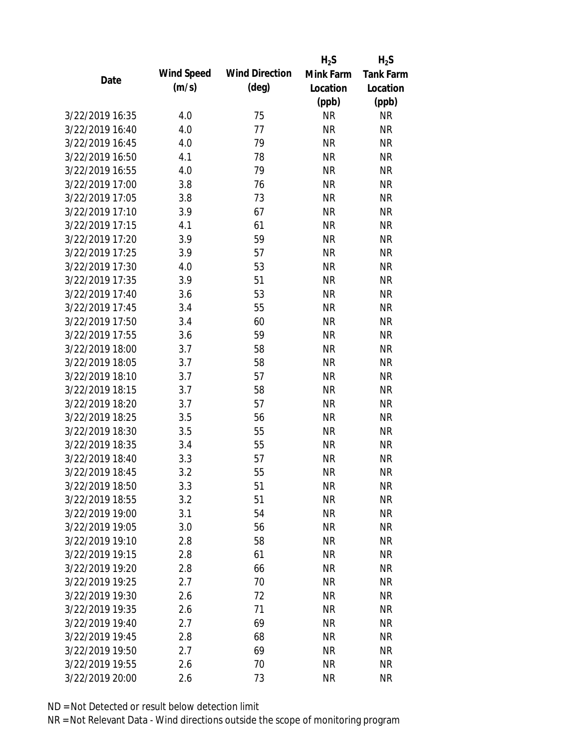| Date | Wind Speed (m/s) | Wind Direction (deg) | $H_2S$ Mink Farm Location (ppb) | $H_2S$ Tank Farm Location (ppb) |
|---|---|---|---|---|
| 3/22/2019 16:35 | 4.0 | 75 | NR | NR |
| 3/22/2019 16:40 | 4.0 | 77 | NR | NR |
| 3/22/2019 16:45 | 4.0 | 79 | NR | NR |
| 3/22/2019 16:50 | 4.1 | 78 | NR | NR |
| 3/22/2019 16:55 | 4.0 | 79 | NR | NR |
| 3/22/2019 17:00 | 3.8 | 76 | NR | NR |
| 3/22/2019 17:05 | 3.8 | 73 | NR | NR |
| 3/22/2019 17:10 | 3.9 | 67 | NR | NR |
| 3/22/2019 17:15 | 4.1 | 61 | NR | NR |
| 3/22/2019 17:20 | 3.9 | 59 | NR | NR |
| 3/22/2019 17:25 | 3.9 | 57 | NR | NR |
| 3/22/2019 17:30 | 4.0 | 53 | NR | NR |
| 3/22/2019 17:35 | 3.9 | 51 | NR | NR |
| 3/22/2019 17:40 | 3.6 | 53 | NR | NR |
| 3/22/2019 17:45 | 3.4 | 55 | NR | NR |
| 3/22/2019 17:50 | 3.4 | 60 | NR | NR |
| 3/22/2019 17:55 | 3.6 | 59 | NR | NR |
| 3/22/2019 18:00 | 3.7 | 58 | NR | NR |
| 3/22/2019 18:05 | 3.7 | 58 | NR | NR |
| 3/22/2019 18:10 | 3.7 | 57 | NR | NR |
| 3/22/2019 18:15 | 3.7 | 58 | NR | NR |
| 3/22/2019 18:20 | 3.7 | 57 | NR | NR |
| 3/22/2019 18:25 | 3.5 | 56 | NR | NR |
| 3/22/2019 18:30 | 3.5 | 55 | NR | NR |
| 3/22/2019 18:35 | 3.4 | 55 | NR | NR |
| 3/22/2019 18:40 | 3.3 | 57 | NR | NR |
| 3/22/2019 18:45 | 3.2 | 55 | NR | NR |
| 3/22/2019 18:50 | 3.3 | 51 | NR | NR |
| 3/22/2019 18:55 | 3.2 | 51 | NR | NR |
| 3/22/2019 19:00 | 3.1 | 54 | NR | NR |
| 3/22/2019 19:05 | 3.0 | 56 | NR | NR |
| 3/22/2019 19:10 | 2.8 | 58 | NR | NR |
| 3/22/2019 19:15 | 2.8 | 61 | NR | NR |
| 3/22/2019 19:20 | 2.8 | 66 | NR | NR |
| 3/22/2019 19:25 | 2.7 | 70 | NR | NR |
| 3/22/2019 19:30 | 2.6 | 72 | NR | NR |
| 3/22/2019 19:35 | 2.6 | 71 | NR | NR |
| 3/22/2019 19:40 | 2.7 | 69 | NR | NR |
| 3/22/2019 19:45 | 2.8 | 68 | NR | NR |
| 3/22/2019 19:50 | 2.7 | 69 | NR | NR |
| 3/22/2019 19:55 | 2.6 | 70 | NR | NR |
| 3/22/2019 20:00 | 2.6 | 73 | NR | NR |

ND = Not Detected or result below detection limit

NR = Not Relevant Data - Wind directions outside the scope of monitoring program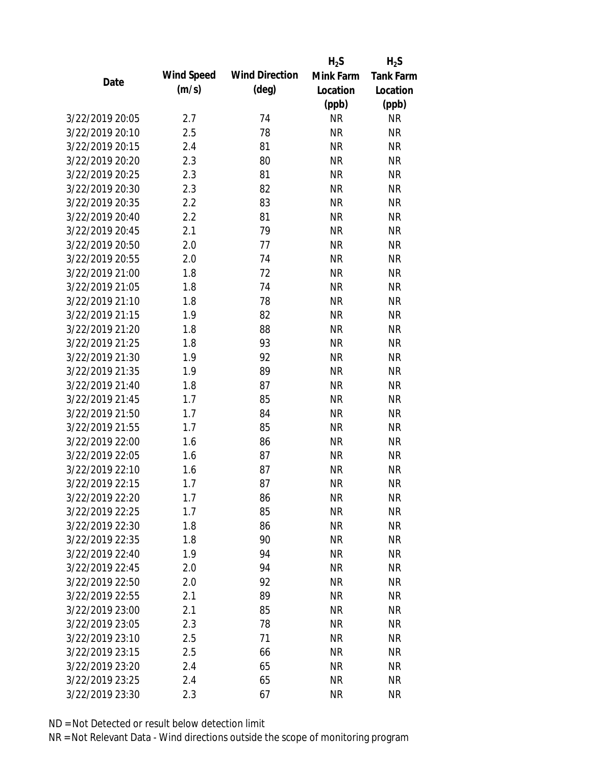| Date | Wind Speed (m/s) | Wind Direction (deg) | $H_2S$ Mink Farm Location (ppb) | $H_2S$ Tank Farm Location (ppb) |
| --- | --- | --- | --- | --- |
| 3/22/2019 20:05 | 2.7 | 74 | NR | NR |
| 3/22/2019 20:10 | 2.5 | 78 | NR | NR |
| 3/22/2019 20:15 | 2.4 | 81 | NR | NR |
| 3/22/2019 20:20 | 2.3 | 80 | NR | NR |
| 3/22/2019 20:25 | 2.3 | 81 | NR | NR |
| 3/22/2019 20:30 | 2.3 | 82 | NR | NR |
| 3/22/2019 20:35 | 2.2 | 83 | NR | NR |
| 3/22/2019 20:40 | 2.2 | 81 | NR | NR |
| 3/22/2019 20:45 | 2.1 | 79 | NR | NR |
| 3/22/2019 20:50 | 2.0 | 77 | NR | NR |
| 3/22/2019 20:55 | 2.0 | 74 | NR | NR |
| 3/22/2019 21:00 | 1.8 | 72 | NR | NR |
| 3/22/2019 21:05 | 1.8 | 74 | NR | NR |
| 3/22/2019 21:10 | 1.8 | 78 | NR | NR |
| 3/22/2019 21:15 | 1.9 | 82 | NR | NR |
| 3/22/2019 21:20 | 1.8 | 88 | NR | NR |
| 3/22/2019 21:25 | 1.8 | 93 | NR | NR |
| 3/22/2019 21:30 | 1.9 | 92 | NR | NR |
| 3/22/2019 21:35 | 1.9 | 89 | NR | NR |
| 3/22/2019 21:40 | 1.8 | 87 | NR | NR |
| 3/22/2019 21:45 | 1.7 | 85 | NR | NR |
| 3/22/2019 21:50 | 1.7 | 84 | NR | NR |
| 3/22/2019 21:55 | 1.7 | 85 | NR | NR |
| 3/22/2019 22:00 | 1.6 | 86 | NR | NR |
| 3/22/2019 22:05 | 1.6 | 87 | NR | NR |
| 3/22/2019 22:10 | 1.6 | 87 | NR | NR |
| 3/22/2019 22:15 | 1.7 | 87 | NR | NR |
| 3/22/2019 22:20 | 1.7 | 86 | NR | NR |
| 3/22/2019 22:25 | 1.7 | 85 | NR | NR |
| 3/22/2019 22:30 | 1.8 | 86 | NR | NR |
| 3/22/2019 22:35 | 1.8 | 90 | NR | NR |
| 3/22/2019 22:40 | 1.9 | 94 | NR | NR |
| 3/22/2019 22:45 | 2.0 | 94 | NR | NR |
| 3/22/2019 22:50 | 2.0 | 92 | NR | NR |
| 3/22/2019 22:55 | 2.1 | 89 | NR | NR |
| 3/22/2019 23:00 | 2.1 | 85 | NR | NR |
| 3/22/2019 23:05 | 2.3 | 78 | NR | NR |
| 3/22/2019 23:10 | 2.5 | 71 | NR | NR |
| 3/22/2019 23:15 | 2.5 | 66 | NR | NR |
| 3/22/2019 23:20 | 2.4 | 65 | NR | NR |
| 3/22/2019 23:25 | 2.4 | 65 | NR | NR |
| 3/22/2019 23:30 | 2.3 | 67 | NR | NR |

ND = Not Detected or result below detection limit

NR = Not Relevant Data - Wind directions outside the scope of monitoring program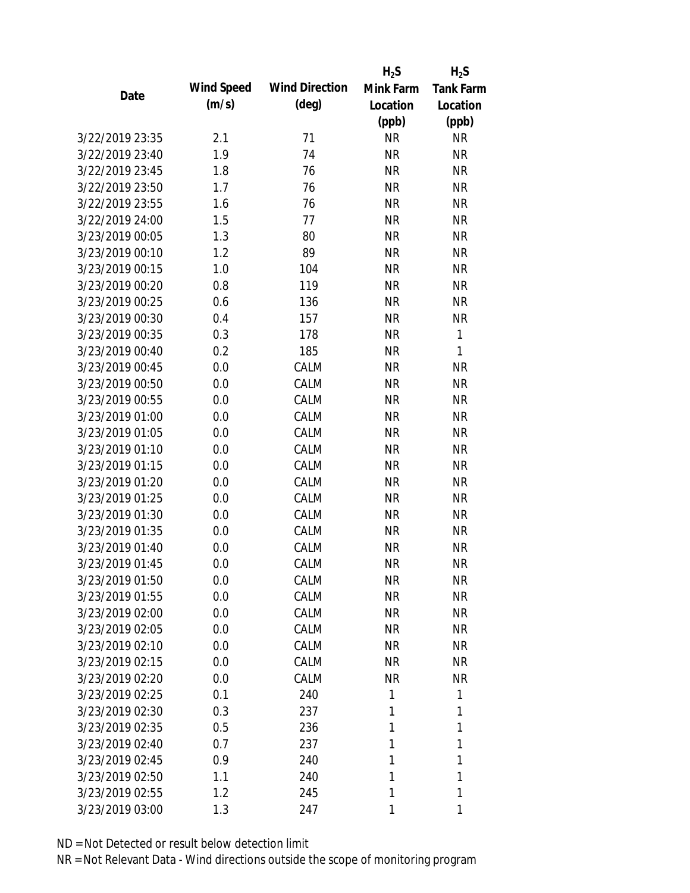| Date | Wind Speed (m/s) | Wind Direction (deg) | $H_2S$ Mink Farm Location (ppb) | $H_2S$ Tank Farm Location (ppb) |
|---|---|---|---|---|
| 3/22/2019 23:35 | 2.1 | 71 | NR | NR |
| 3/22/2019 23:40 | 1.9 | 74 | NR | NR |
| 3/22/2019 23:45 | 1.8 | 76 | NR | NR |
| 3/22/2019 23:50 | 1.7 | 76 | NR | NR |
| 3/22/2019 23:55 | 1.6 | 76 | NR | NR |
| 3/22/2019 24:00 | 1.5 | 77 | NR | NR |
| 3/23/2019 00:05 | 1.3 | 80 | NR | NR |
| 3/23/2019 00:10 | 1.2 | 89 | NR | NR |
| 3/23/2019 00:15 | 1.0 | 104 | NR | NR |
| 3/23/2019 00:20 | 0.8 | 119 | NR | NR |
| 3/23/2019 00:25 | 0.6 | 136 | NR | NR |
| 3/23/2019 00:30 | 0.4 | 157 | NR | NR |
| 3/23/2019 00:35 | 0.3 | 178 | NR | 1 |
| 3/23/2019 00:40 | 0.2 | 185 | NR | 1 |
| 3/23/2019 00:45 | 0.0 | CALM | NR | NR |
| 3/23/2019 00:50 | 0.0 | CALM | NR | NR |
| 3/23/2019 00:55 | 0.0 | CALM | NR | NR |
| 3/23/2019 01:00 | 0.0 | CALM | NR | NR |
| 3/23/2019 01:05 | 0.0 | CALM | NR | NR |
| 3/23/2019 01:10 | 0.0 | CALM | NR | NR |
| 3/23/2019 01:15 | 0.0 | CALM | NR | NR |
| 3/23/2019 01:20 | 0.0 | CALM | NR | NR |
| 3/23/2019 01:25 | 0.0 | CALM | NR | NR |
| 3/23/2019 01:30 | 0.0 | CALM | NR | NR |
| 3/23/2019 01:35 | 0.0 | CALM | NR | NR |
| 3/23/2019 01:40 | 0.0 | CALM | NR | NR |
| 3/23/2019 01:45 | 0.0 | CALM | NR | NR |
| 3/23/2019 01:50 | 0.0 | CALM | NR | NR |
| 3/23/2019 01:55 | 0.0 | CALM | NR | NR |
| 3/23/2019 02:00 | 0.0 | CALM | NR | NR |
| 3/23/2019 02:05 | 0.0 | CALM | NR | NR |
| 3/23/2019 02:10 | 0.0 | CALM | NR | NR |
| 3/23/2019 02:15 | 0.0 | CALM | NR | NR |
| 3/23/2019 02:20 | 0.0 | CALM | NR | NR |
| 3/23/2019 02:25 | 0.1 | 240 | 1 | 1 |
| 3/23/2019 02:30 | 0.3 | 237 | 1 | 1 |
| 3/23/2019 02:35 | 0.5 | 236 | 1 | 1 |
| 3/23/2019 02:40 | 0.7 | 237 | 1 | 1 |
| 3/23/2019 02:45 | 0.9 | 240 | 1 | 1 |
| 3/23/2019 02:50 | 1.1 | 240 | 1 | 1 |
| 3/23/2019 02:55 | 1.2 | 245 | 1 | 1 |
| 3/23/2019 03:00 | 1.3 | 247 | 1 | 1 |

ND = Not Detected or result below detection limit

NR = Not Relevant Data - Wind directions outside the scope of monitoring program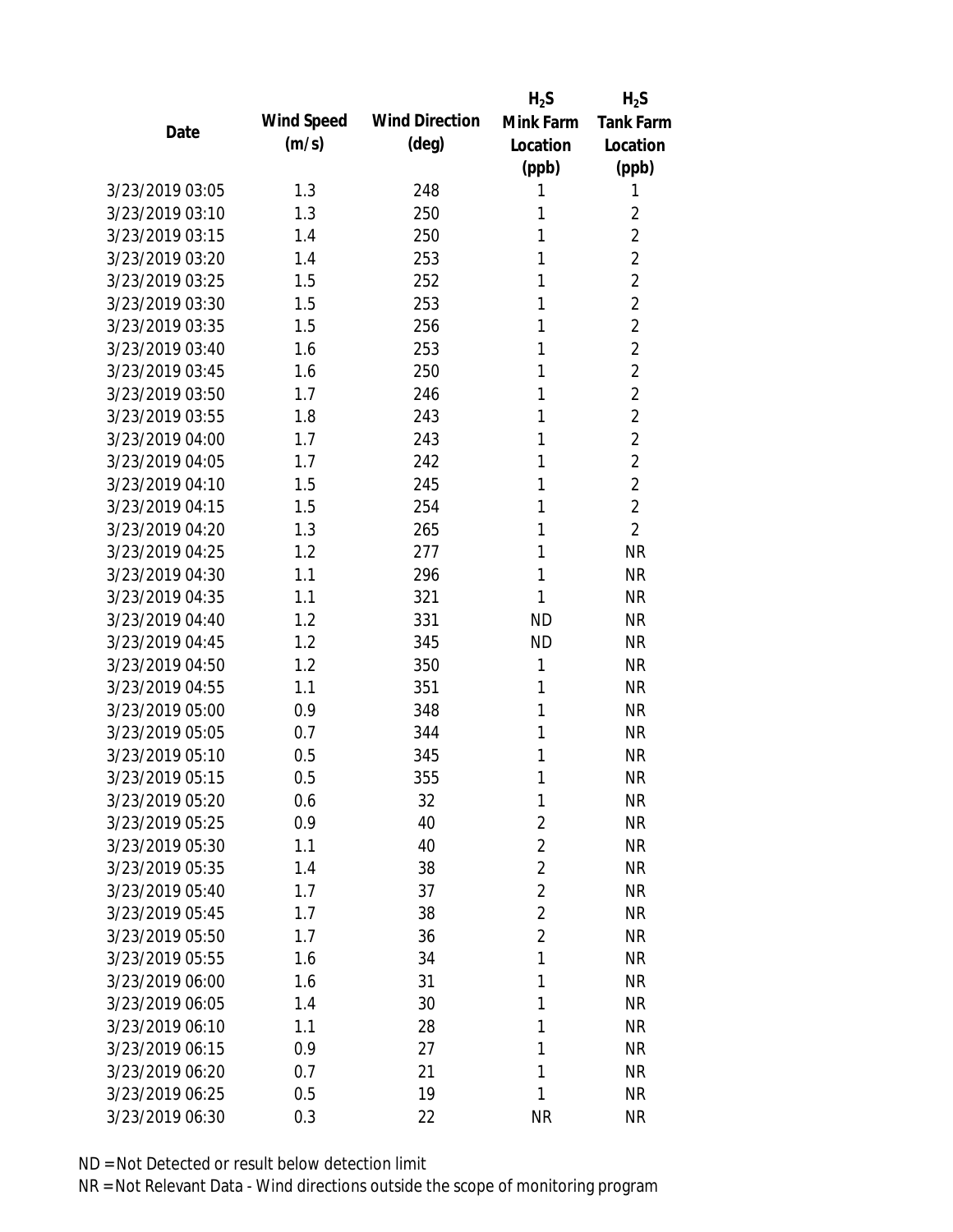| Date | Wind Speed (m/s) | Wind Direction (deg) | $H_2S$ Mink Farm Location (ppb) | $H_2S$ Tank Farm Location (ppb) |
|---|---|---|---|---|
| 3/23/2019 03:05 | 1.3 | 248 | 1 | 1 |
| 3/23/2019 03:10 | 1.3 | 250 | 1 | 2 |
| 3/23/2019 03:15 | 1.4 | 250 | 1 | 2 |
| 3/23/2019 03:20 | 1.4 | 253 | 1 | 2 |
| 3/23/2019 03:25 | 1.5 | 252 | 1 | 2 |
| 3/23/2019 03:30 | 1.5 | 253 | 1 | 2 |
| 3/23/2019 03:35 | 1.5 | 256 | 1 | 2 |
| 3/23/2019 03:40 | 1.6 | 253 | 1 | 2 |
| 3/23/2019 03:45 | 1.6 | 250 | 1 | 2 |
| 3/23/2019 03:50 | 1.7 | 246 | 1 | 2 |
| 3/23/2019 03:55 | 1.8 | 243 | 1 | 2 |
| 3/23/2019 04:00 | 1.7 | 243 | 1 | 2 |
| 3/23/2019 04:05 | 1.7 | 242 | 1 | 2 |
| 3/23/2019 04:10 | 1.5 | 245 | 1 | 2 |
| 3/23/2019 04:15 | 1.5 | 254 | 1 | 2 |
| 3/23/2019 04:20 | 1.3 | 265 | 1 | 2 |
| 3/23/2019 04:25 | 1.2 | 277 | 1 | NR |
| 3/23/2019 04:30 | 1.1 | 296 | 1 | NR |
| 3/23/2019 04:35 | 1.1 | 321 | 1 | NR |
| 3/23/2019 04:40 | 1.2 | 331 | ND | NR |
| 3/23/2019 04:45 | 1.2 | 345 | ND | NR |
| 3/23/2019 04:50 | 1.2 | 350 | 1 | NR |
| 3/23/2019 04:55 | 1.1 | 351 | 1 | NR |
| 3/23/2019 05:00 | 0.9 | 348 | 1 | NR |
| 3/23/2019 05:05 | 0.7 | 344 | 1 | NR |
| 3/23/2019 05:10 | 0.5 | 345 | 1 | NR |
| 3/23/2019 05:15 | 0.5 | 355 | 1 | NR |
| 3/23/2019 05:20 | 0.6 | 32 | 1 | NR |
| 3/23/2019 05:25 | 0.9 | 40 | 2 | NR |
| 3/23/2019 05:30 | 1.1 | 40 | 2 | NR |
| 3/23/2019 05:35 | 1.4 | 38 | 2 | NR |
| 3/23/2019 05:40 | 1.7 | 37 | 2 | NR |
| 3/23/2019 05:45 | 1.7 | 38 | 2 | NR |
| 3/23/2019 05:50 | 1.7 | 36 | 2 | NR |
| 3/23/2019 05:55 | 1.6 | 34 | 1 | NR |
| 3/23/2019 06:00 | 1.6 | 31 | 1 | NR |
| 3/23/2019 06:05 | 1.4 | 30 | 1 | NR |
| 3/23/2019 06:10 | 1.1 | 28 | 1 | NR |
| 3/23/2019 06:15 | 0.9 | 27 | 1 | NR |
| 3/23/2019 06:20 | 0.7 | 21 | 1 | NR |
| 3/23/2019 06:25 | 0.5 | 19 | 1 | NR |
| 3/23/2019 06:30 | 0.3 | 22 | NR | NR |

ND = Not Detected or result below detection limit

NR = Not Relevant Data - Wind directions outside the scope of monitoring program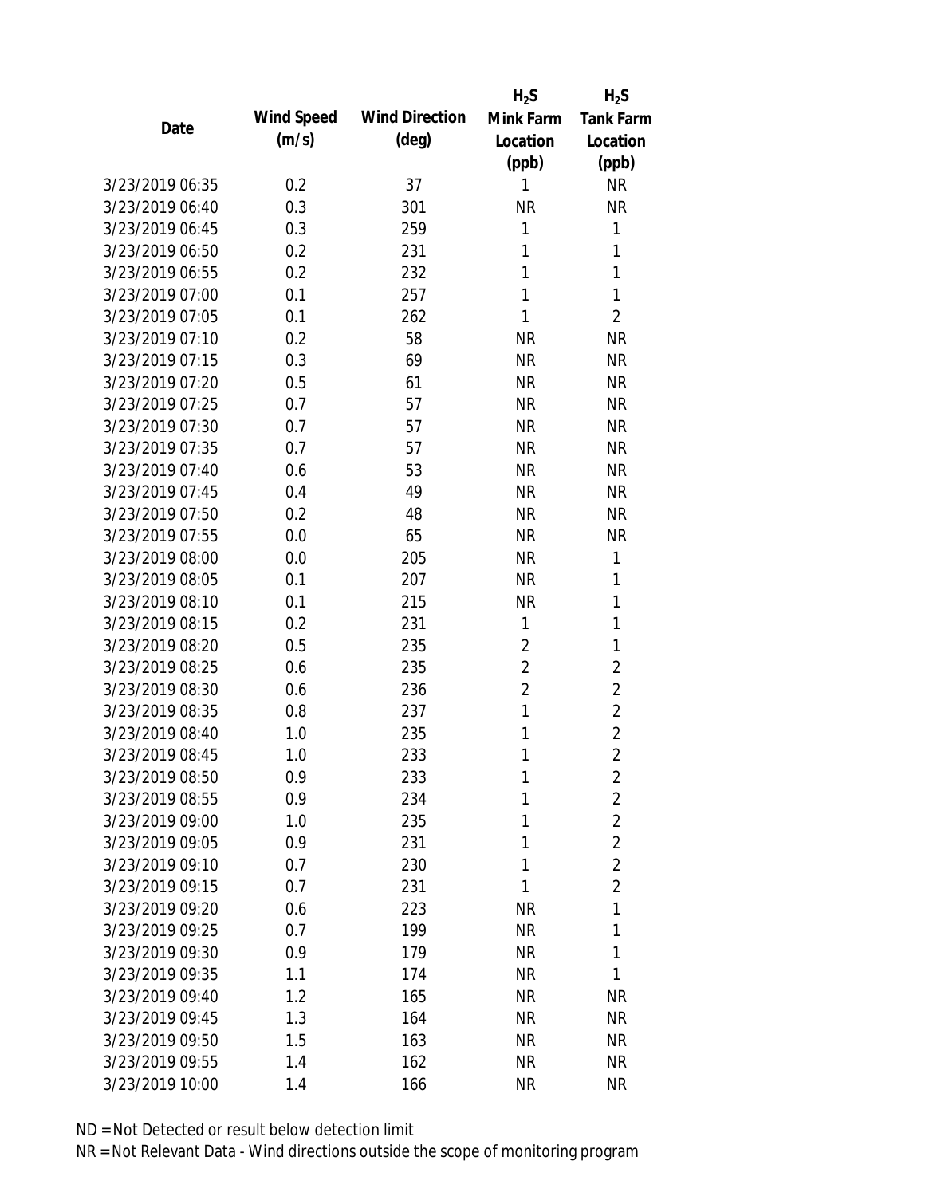| Date | Wind Speed (m/s) | Wind Direction (deg) | $H_2S$ Mink Farm Location (ppb) | $H_2S$ Tank Farm Location (ppb) |
|---|---|---|---|---|
| 3/23/2019 06:35 | 0.2 | 37 | 1 | NR |
| 3/23/2019 06:40 | 0.3 | 301 | NR | NR |
| 3/23/2019 06:45 | 0.3 | 259 | 1 | 1 |
| 3/23/2019 06:50 | 0.2 | 231 | 1 | 1 |
| 3/23/2019 06:55 | 0.2 | 232 | 1 | 1 |
| 3/23/2019 07:00 | 0.1 | 257 | 1 | 1 |
| 3/23/2019 07:05 | 0.1 | 262 | 1 | 2 |
| 3/23/2019 07:10 | 0.2 | 58 | NR | NR |
| 3/23/2019 07:15 | 0.3 | 69 | NR | NR |
| 3/23/2019 07:20 | 0.5 | 61 | NR | NR |
| 3/23/2019 07:25 | 0.7 | 57 | NR | NR |
| 3/23/2019 07:30 | 0.7 | 57 | NR | NR |
| 3/23/2019 07:35 | 0.7 | 57 | NR | NR |
| 3/23/2019 07:40 | 0.6 | 53 | NR | NR |
| 3/23/2019 07:45 | 0.4 | 49 | NR | NR |
| 3/23/2019 07:50 | 0.2 | 48 | NR | NR |
| 3/23/2019 07:55 | 0.0 | 65 | NR | NR |
| 3/23/2019 08:00 | 0.0 | 205 | NR | 1 |
| 3/23/2019 08:05 | 0.1 | 207 | NR | 1 |
| 3/23/2019 08:10 | 0.1 | 215 | NR | 1 |
| 3/23/2019 08:15 | 0.2 | 231 | 1 | 1 |
| 3/23/2019 08:20 | 0.5 | 235 | 2 | 1 |
| 3/23/2019 08:25 | 0.6 | 235 | 2 | 2 |
| 3/23/2019 08:30 | 0.6 | 236 | 2 | 2 |
| 3/23/2019 08:35 | 0.8 | 237 | 1 | 2 |
| 3/23/2019 08:40 | 1.0 | 235 | 1 | 2 |
| 3/23/2019 08:45 | 1.0 | 233 | 1 | 2 |
| 3/23/2019 08:50 | 0.9 | 233 | 1 | 2 |
| 3/23/2019 08:55 | 0.9 | 234 | 1 | 2 |
| 3/23/2019 09:00 | 1.0 | 235 | 1 | 2 |
| 3/23/2019 09:05 | 0.9 | 231 | 1 | 2 |
| 3/23/2019 09:10 | 0.7 | 230 | 1 | 2 |
| 3/23/2019 09:15 | 0.7 | 231 | 1 | 2 |
| 3/23/2019 09:20 | 0.6 | 223 | NR | 1 |
| 3/23/2019 09:25 | 0.7 | 199 | NR | 1 |
| 3/23/2019 09:30 | 0.9 | 179 | NR | 1 |
| 3/23/2019 09:35 | 1.1 | 174 | NR | 1 |
| 3/23/2019 09:40 | 1.2 | 165 | NR | NR |
| 3/23/2019 09:45 | 1.3 | 164 | NR | NR |
| 3/23/2019 09:50 | 1.5 | 163 | NR | NR |
| 3/23/2019 09:55 | 1.4 | 162 | NR | NR |
| 3/23/2019 10:00 | 1.4 | 166 | NR | NR |

ND = Not Detected or result below detection limit

NR = Not Relevant Data - Wind directions outside the scope of monitoring program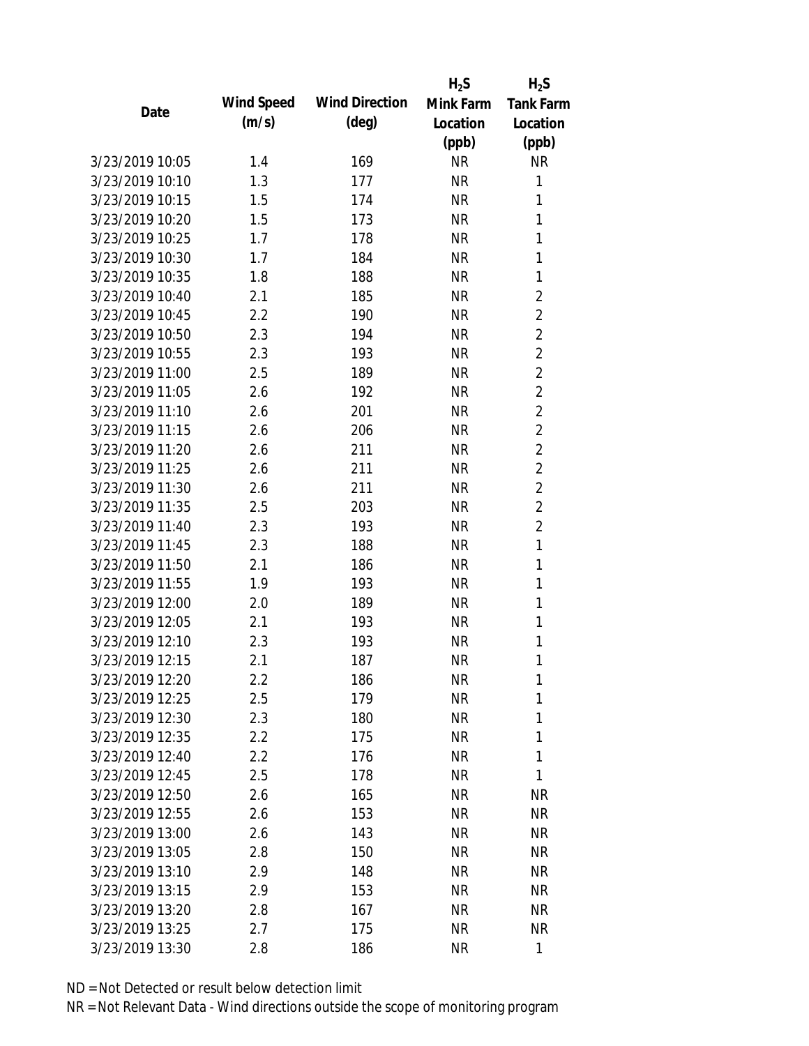| Date | Wind Speed (m/s) | Wind Direction (deg) | $H_2S$ Mink Farm Location (ppb) | $H_2S$ Tank Farm Location (ppb) |
|---|---|---|---|---|
| 3/23/2019 10:05 | 1.4 | 169 | NR | NR |
| 3/23/2019 10:10 | 1.3 | 177 | NR | 1 |
| 3/23/2019 10:15 | 1.5 | 174 | NR | 1 |
| 3/23/2019 10:20 | 1.5 | 173 | NR | 1 |
| 3/23/2019 10:25 | 1.7 | 178 | NR | 1 |
| 3/23/2019 10:30 | 1.7 | 184 | NR | 1 |
| 3/23/2019 10:35 | 1.8 | 188 | NR | 1 |
| 3/23/2019 10:40 | 2.1 | 185 | NR | 2 |
| 3/23/2019 10:45 | 2.2 | 190 | NR | 2 |
| 3/23/2019 10:50 | 2.3 | 194 | NR | 2 |
| 3/23/2019 10:55 | 2.3 | 193 | NR | 2 |
| 3/23/2019 11:00 | 2.5 | 189 | NR | 2 |
| 3/23/2019 11:05 | 2.6 | 192 | NR | 2 |
| 3/23/2019 11:10 | 2.6 | 201 | NR | 2 |
| 3/23/2019 11:15 | 2.6 | 206 | NR | 2 |
| 3/23/2019 11:20 | 2.6 | 211 | NR | 2 |
| 3/23/2019 11:25 | 2.6 | 211 | NR | 2 |
| 3/23/2019 11:30 | 2.6 | 211 | NR | 2 |
| 3/23/2019 11:35 | 2.5 | 203 | NR | 2 |
| 3/23/2019 11:40 | 2.3 | 193 | NR | 2 |
| 3/23/2019 11:45 | 2.3 | 188 | NR | 1 |
| 3/23/2019 11:50 | 2.1 | 186 | NR | 1 |
| 3/23/2019 11:55 | 1.9 | 193 | NR | 1 |
| 3/23/2019 12:00 | 2.0 | 189 | NR | 1 |
| 3/23/2019 12:05 | 2.1 | 193 | NR | 1 |
| 3/23/2019 12:10 | 2.3 | 193 | NR | 1 |
| 3/23/2019 12:15 | 2.1 | 187 | NR | 1 |
| 3/23/2019 12:20 | 2.2 | 186 | NR | 1 |
| 3/23/2019 12:25 | 2.5 | 179 | NR | 1 |
| 3/23/2019 12:30 | 2.3 | 180 | NR | 1 |
| 3/23/2019 12:35 | 2.2 | 175 | NR | 1 |
| 3/23/2019 12:40 | 2.2 | 176 | NR | 1 |
| 3/23/2019 12:45 | 2.5 | 178 | NR | 1 |
| 3/23/2019 12:50 | 2.6 | 165 | NR | NR |
| 3/23/2019 12:55 | 2.6 | 153 | NR | NR |
| 3/23/2019 13:00 | 2.6 | 143 | NR | NR |
| 3/23/2019 13:05 | 2.8 | 150 | NR | NR |
| 3/23/2019 13:10 | 2.9 | 148 | NR | NR |
| 3/23/2019 13:15 | 2.9 | 153 | NR | NR |
| 3/23/2019 13:20 | 2.8 | 167 | NR | NR |
| 3/23/2019 13:25 | 2.7 | 175 | NR | NR |
| 3/23/2019 13:30 | 2.8 | 186 | NR | 1 |

ND = Not Detected or result below detection limit

NR = Not Relevant Data - Wind directions outside the scope of monitoring program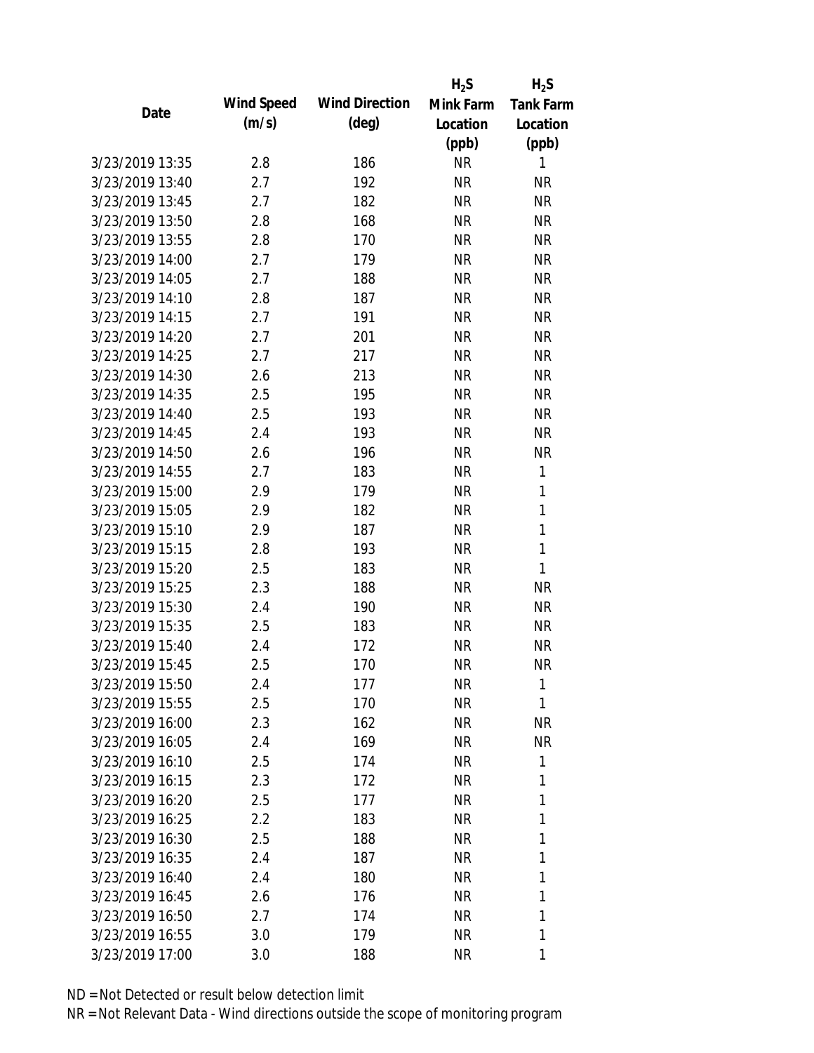| Date | Wind Speed (m/s) | Wind Direction (deg) | $H_2S$ Mink Farm Location (ppb) | $H_2S$ Tank Farm Location (ppb) |
|---|---|---|---|---|
| 3/23/2019 13:35 | 2.8 | 186 | NR | 1 |
| 3/23/2019 13:40 | 2.7 | 192 | NR | NR |
| 3/23/2019 13:45 | 2.7 | 182 | NR | NR |
| 3/23/2019 13:50 | 2.8 | 168 | NR | NR |
| 3/23/2019 13:55 | 2.8 | 170 | NR | NR |
| 3/23/2019 14:00 | 2.7 | 179 | NR | NR |
| 3/23/2019 14:05 | 2.7 | 188 | NR | NR |
| 3/23/2019 14:10 | 2.8 | 187 | NR | NR |
| 3/23/2019 14:15 | 2.7 | 191 | NR | NR |
| 3/23/2019 14:20 | 2.7 | 201 | NR | NR |
| 3/23/2019 14:25 | 2.7 | 217 | NR | NR |
| 3/23/2019 14:30 | 2.6 | 213 | NR | NR |
| 3/23/2019 14:35 | 2.5 | 195 | NR | NR |
| 3/23/2019 14:40 | 2.5 | 193 | NR | NR |
| 3/23/2019 14:45 | 2.4 | 193 | NR | NR |
| 3/23/2019 14:50 | 2.6 | 196 | NR | NR |
| 3/23/2019 14:55 | 2.7 | 183 | NR | 1 |
| 3/23/2019 15:00 | 2.9 | 179 | NR | 1 |
| 3/23/2019 15:05 | 2.9 | 182 | NR | 1 |
| 3/23/2019 15:10 | 2.9 | 187 | NR | 1 |
| 3/23/2019 15:15 | 2.8 | 193 | NR | 1 |
| 3/23/2019 15:20 | 2.5 | 183 | NR | 1 |
| 3/23/2019 15:25 | 2.3 | 188 | NR | NR |
| 3/23/2019 15:30 | 2.4 | 190 | NR | NR |
| 3/23/2019 15:35 | 2.5 | 183 | NR | NR |
| 3/23/2019 15:40 | 2.4 | 172 | NR | NR |
| 3/23/2019 15:45 | 2.5 | 170 | NR | NR |
| 3/23/2019 15:50 | 2.4 | 177 | NR | 1 |
| 3/23/2019 15:55 | 2.5 | 170 | NR | 1 |
| 3/23/2019 16:00 | 2.3 | 162 | NR | NR |
| 3/23/2019 16:05 | 2.4 | 169 | NR | NR |
| 3/23/2019 16:10 | 2.5 | 174 | NR | 1 |
| 3/23/2019 16:15 | 2.3 | 172 | NR | 1 |
| 3/23/2019 16:20 | 2.5 | 177 | NR | 1 |
| 3/23/2019 16:25 | 2.2 | 183 | NR | 1 |
| 3/23/2019 16:30 | 2.5 | 188 | NR | 1 |
| 3/23/2019 16:35 | 2.4 | 187 | NR | 1 |
| 3/23/2019 16:40 | 2.4 | 180 | NR | 1 |
| 3/23/2019 16:45 | 2.6 | 176 | NR | 1 |
| 3/23/2019 16:50 | 2.7 | 174 | NR | 1 |
| 3/23/2019 16:55 | 3.0 | 179 | NR | 1 |
| 3/23/2019 17:00 | 3.0 | 188 | NR | 1 |

ND = Not Detected or result below detection limit
NR = Not Relevant Data - Wind directions outside the scope of monitoring program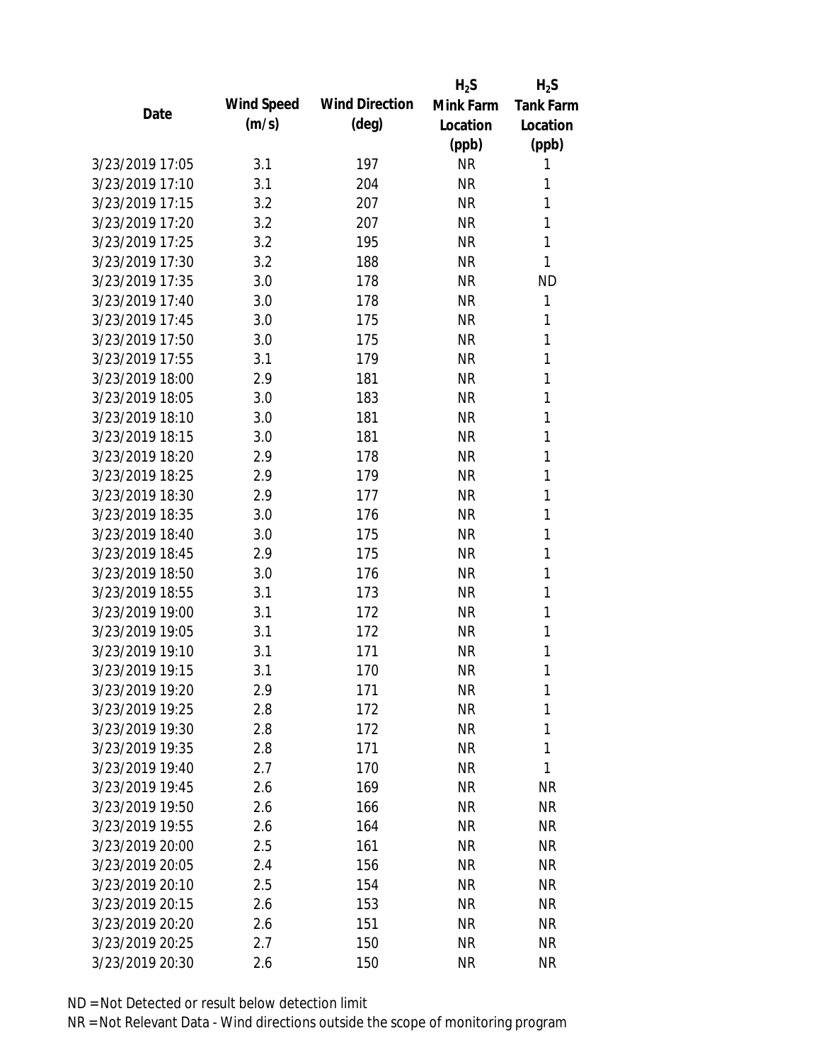| Date | Wind Speed (m/s) | Wind Direction (deg) | $H_2S$ Mink Farm Location (ppb) | $H_2S$ Tank Farm Location (ppb) |
|---|---|---|---|---|
| 3/23/2019 17:05 | 3.1 | 197 | NR | 1 |
| 3/23/2019 17:10 | 3.1 | 204 | NR | 1 |
| 3/23/2019 17:15 | 3.2 | 207 | NR | 1 |
| 3/23/2019 17:20 | 3.2 | 207 | NR | 1 |
| 3/23/2019 17:25 | 3.2 | 195 | NR | 1 |
| 3/23/2019 17:30 | 3.2 | 188 | NR | 1 |
| 3/23/2019 17:35 | 3.0 | 178 | NR | ND |
| 3/23/2019 17:40 | 3.0 | 178 | NR | 1 |
| 3/23/2019 17:45 | 3.0 | 175 | NR | 1 |
| 3/23/2019 17:50 | 3.0 | 175 | NR | 1 |
| 3/23/2019 17:55 | 3.1 | 179 | NR | 1 |
| 3/23/2019 18:00 | 2.9 | 181 | NR | 1 |
| 3/23/2019 18:05 | 3.0 | 183 | NR | 1 |
| 3/23/2019 18:10 | 3.0 | 181 | NR | 1 |
| 3/23/2019 18:15 | 3.0 | 181 | NR | 1 |
| 3/23/2019 18:20 | 2.9 | 178 | NR | 1 |
| 3/23/2019 18:25 | 2.9 | 179 | NR | 1 |
| 3/23/2019 18:30 | 2.9 | 177 | NR | 1 |
| 3/23/2019 18:35 | 3.0 | 176 | NR | 1 |
| 3/23/2019 18:40 | 3.0 | 175 | NR | 1 |
| 3/23/2019 18:45 | 2.9 | 175 | NR | 1 |
| 3/23/2019 18:50 | 3.0 | 176 | NR | 1 |
| 3/23/2019 18:55 | 3.1 | 173 | NR | 1 |
| 3/23/2019 19:00 | 3.1 | 172 | NR | 1 |
| 3/23/2019 19:05 | 3.1 | 172 | NR | 1 |
| 3/23/2019 19:10 | 3.1 | 171 | NR | 1 |
| 3/23/2019 19:15 | 3.1 | 170 | NR | 1 |
| 3/23/2019 19:20 | 2.9 | 171 | NR | 1 |
| 3/23/2019 19:25 | 2.8 | 172 | NR | 1 |
| 3/23/2019 19:30 | 2.8 | 172 | NR | 1 |
| 3/23/2019 19:35 | 2.8 | 171 | NR | 1 |
| 3/23/2019 19:40 | 2.7 | 170 | NR | 1 |
| 3/23/2019 19:45 | 2.6 | 169 | NR | NR |
| 3/23/2019 19:50 | 2.6 | 166 | NR | NR |
| 3/23/2019 19:55 | 2.6 | 164 | NR | NR |
| 3/23/2019 20:00 | 2.5 | 161 | NR | NR |
| 3/23/2019 20:05 | 2.4 | 156 | NR | NR |
| 3/23/2019 20:10 | 2.5 | 154 | NR | NR |
| 3/23/2019 20:15 | 2.6 | 153 | NR | NR |
| 3/23/2019 20:20 | 2.6 | 151 | NR | NR |
| 3/23/2019 20:25 | 2.7 | 150 | NR | NR |
| 3/23/2019 20:30 | 2.6 | 150 | NR | NR |

ND = Not Detected or result below detection limit

NR = Not Relevant Data - Wind directions outside the scope of monitoring program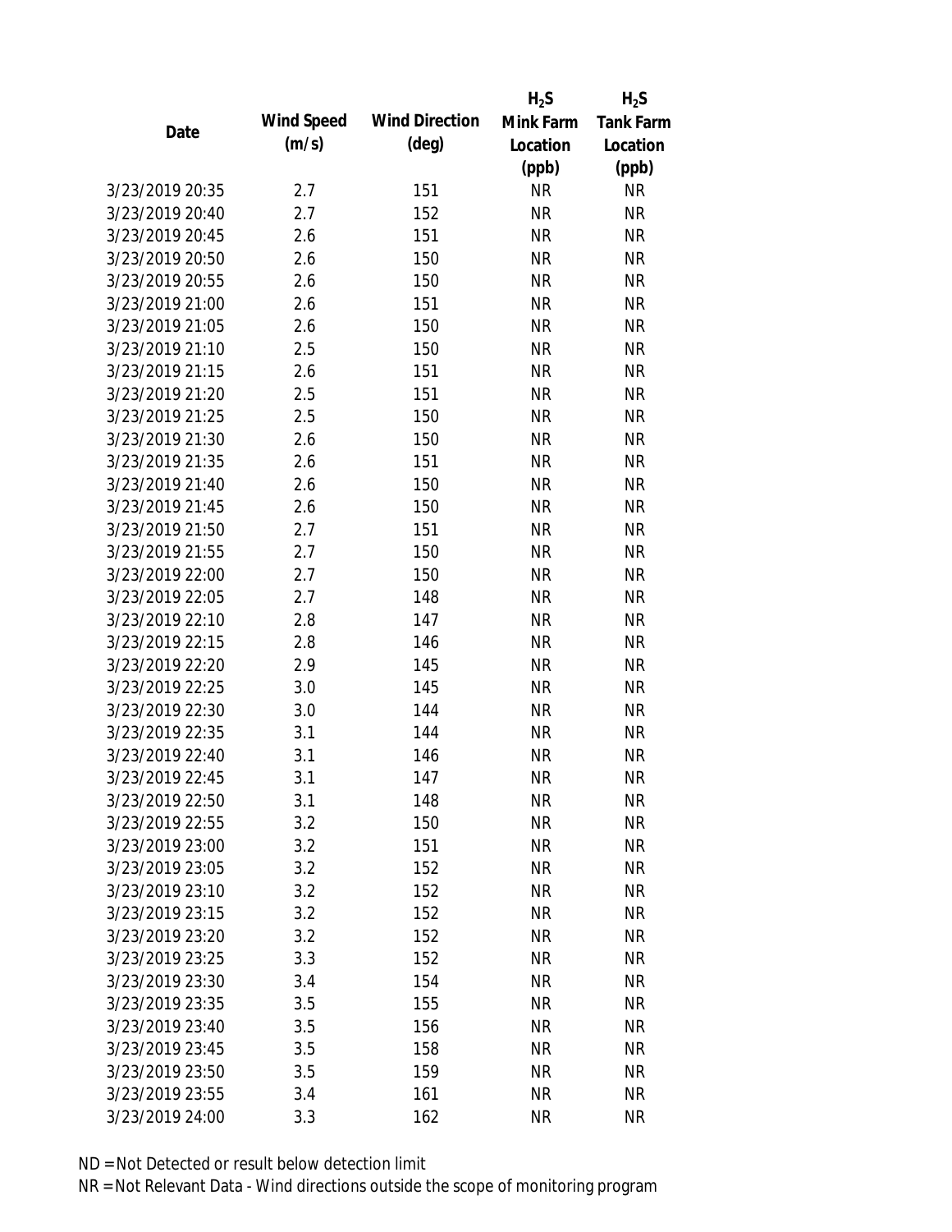| Date | Wind Speed (m/s) | Wind Direction (deg) | $H_2S$ Mink Farm Location (ppb) | $H_2S$ Tank Farm Location (ppb) |
|---|---|---|---|---|
| 3/23/2019 20:35 | 2.7 | 151 | NR | NR |
| 3/23/2019 20:40 | 2.7 | 152 | NR | NR |
| 3/23/2019 20:45 | 2.6 | 151 | NR | NR |
| 3/23/2019 20:50 | 2.6 | 150 | NR | NR |
| 3/23/2019 20:55 | 2.6 | 150 | NR | NR |
| 3/23/2019 21:00 | 2.6 | 151 | NR | NR |
| 3/23/2019 21:05 | 2.6 | 150 | NR | NR |
| 3/23/2019 21:10 | 2.5 | 150 | NR | NR |
| 3/23/2019 21:15 | 2.6 | 151 | NR | NR |
| 3/23/2019 21:20 | 2.5 | 151 | NR | NR |
| 3/23/2019 21:25 | 2.5 | 150 | NR | NR |
| 3/23/2019 21:30 | 2.6 | 150 | NR | NR |
| 3/23/2019 21:35 | 2.6 | 151 | NR | NR |
| 3/23/2019 21:40 | 2.6 | 150 | NR | NR |
| 3/23/2019 21:45 | 2.6 | 150 | NR | NR |
| 3/23/2019 21:50 | 2.7 | 151 | NR | NR |
| 3/23/2019 21:55 | 2.7 | 150 | NR | NR |
| 3/23/2019 22:00 | 2.7 | 150 | NR | NR |
| 3/23/2019 22:05 | 2.7 | 148 | NR | NR |
| 3/23/2019 22:10 | 2.8 | 147 | NR | NR |
| 3/23/2019 22:15 | 2.8 | 146 | NR | NR |
| 3/23/2019 22:20 | 2.9 | 145 | NR | NR |
| 3/23/2019 22:25 | 3.0 | 145 | NR | NR |
| 3/23/2019 22:30 | 3.0 | 144 | NR | NR |
| 3/23/2019 22:35 | 3.1 | 144 | NR | NR |
| 3/23/2019 22:40 | 3.1 | 146 | NR | NR |
| 3/23/2019 22:45 | 3.1 | 147 | NR | NR |
| 3/23/2019 22:50 | 3.1 | 148 | NR | NR |
| 3/23/2019 22:55 | 3.2 | 150 | NR | NR |
| 3/23/2019 23:00 | 3.2 | 151 | NR | NR |
| 3/23/2019 23:05 | 3.2 | 152 | NR | NR |
| 3/23/2019 23:10 | 3.2 | 152 | NR | NR |
| 3/23/2019 23:15 | 3.2 | 152 | NR | NR |
| 3/23/2019 23:20 | 3.2 | 152 | NR | NR |
| 3/23/2019 23:25 | 3.3 | 152 | NR | NR |
| 3/23/2019 23:30 | 3.4 | 154 | NR | NR |
| 3/23/2019 23:35 | 3.5 | 155 | NR | NR |
| 3/23/2019 23:40 | 3.5 | 156 | NR | NR |
| 3/23/2019 23:45 | 3.5 | 158 | NR | NR |
| 3/23/2019 23:50 | 3.5 | 159 | NR | NR |
| 3/23/2019 23:55 | 3.4 | 161 | NR | NR |
| 3/23/2019 24:00 | 3.3 | 162 | NR | NR |

ND = Not Detected or result below detection limit

NR = Not Relevant Data - Wind directions outside the scope of monitoring program